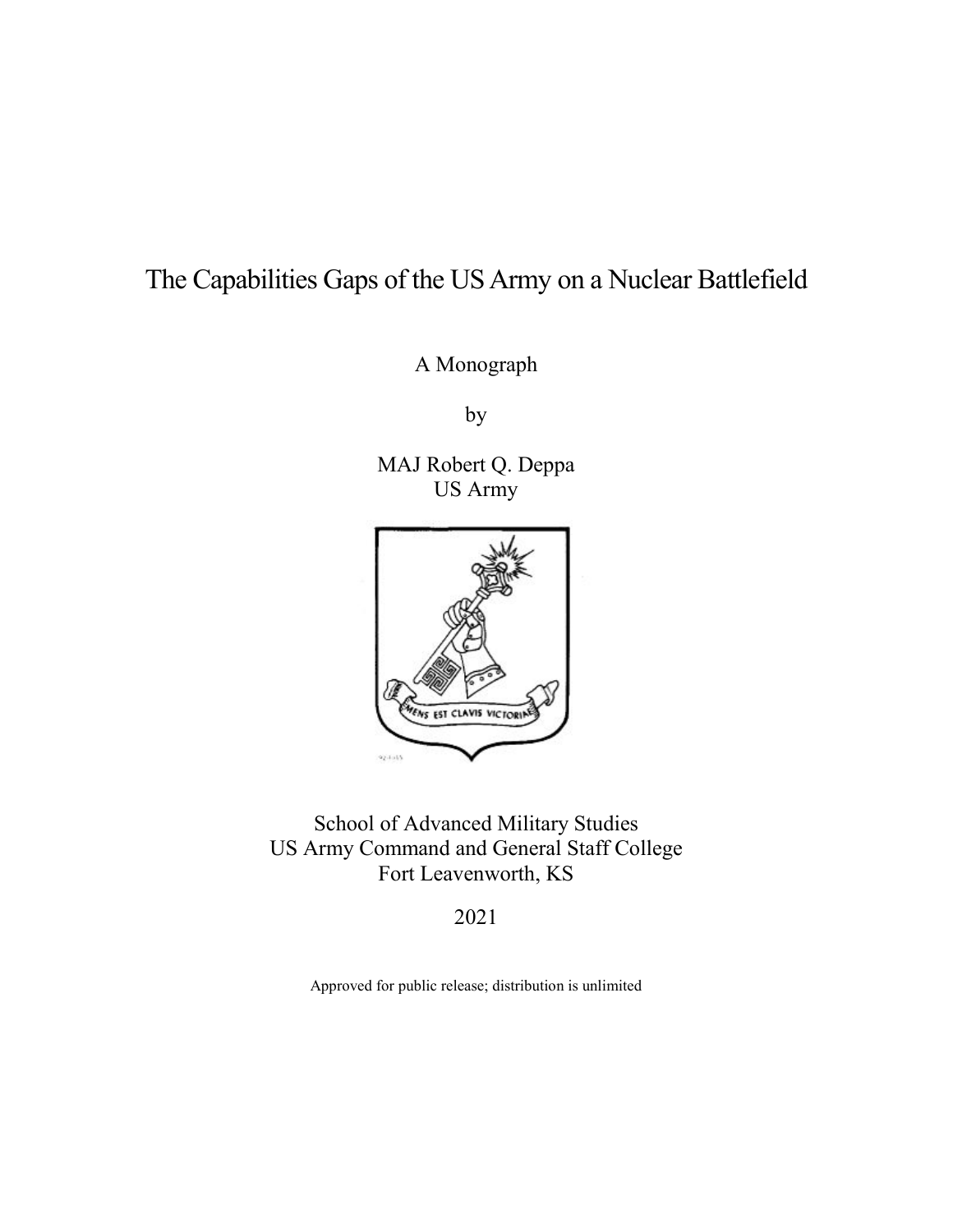# The Capabilities Gaps of the US Army on a Nuclear Battlefield

A Monograph

by

MAJ Robert Q. Deppa
US Army

School of Advanced Military Studies
US Army Command and General Staff College
Fort Leavenworth, KS

2021

Approved for public release; distribution is unlimited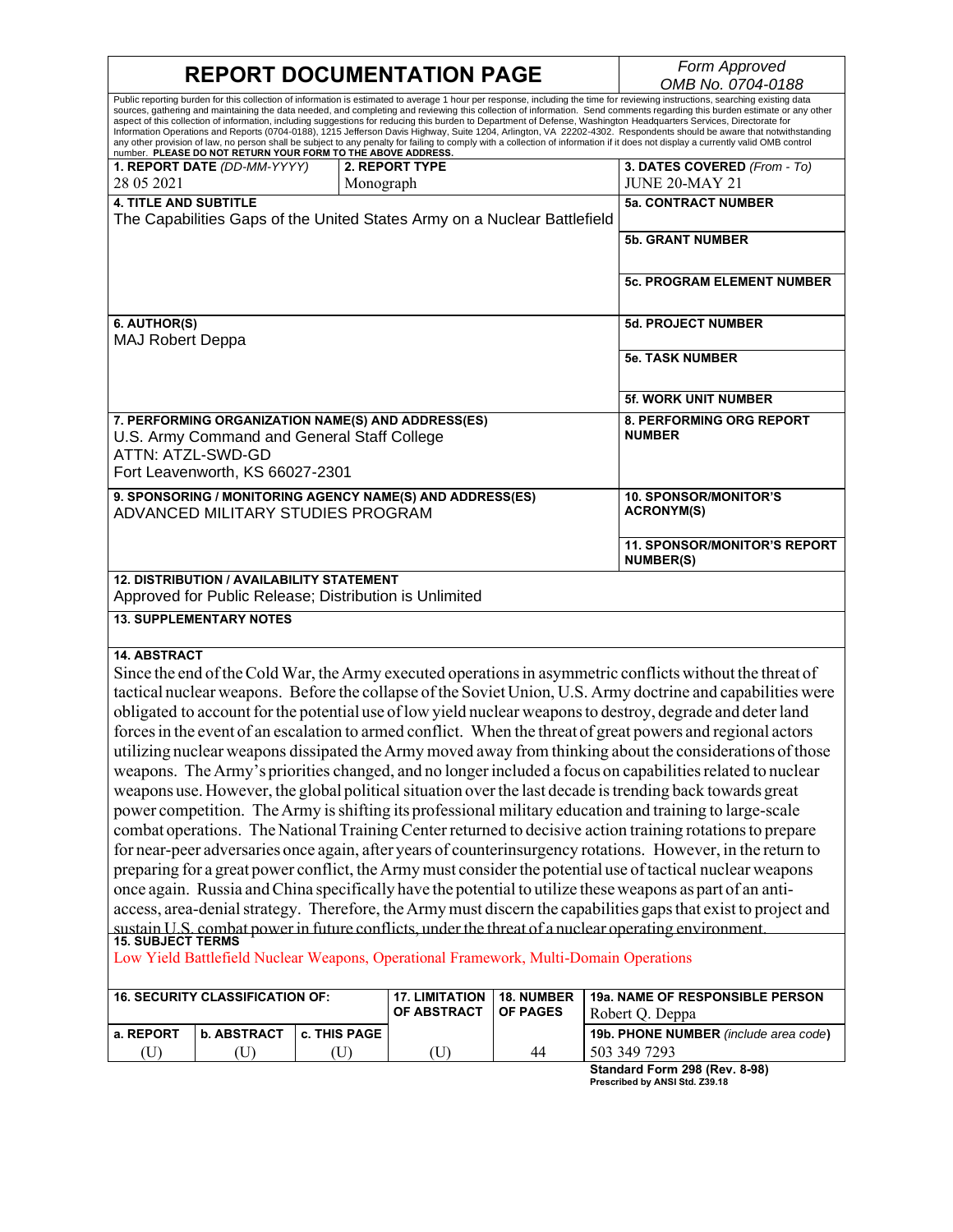# REPORT DOCUMENTATION PAGE

*Form Approved*
*OMB No. 0704-0188*

Public reporting burden for this collection of information is estimated to average 1 hour per response, including the time for reviewing instructions, searching existing data sources, gathering and maintaining the data needed, and completing and reviewing this collection of information. Send comments regarding this burden estimate or any other aspect of this collection of information, including suggestions for reducing this burden to Department of Defense, Washington Headquarters Services, Directorate for Information Operations and Reports (0704-0188), 1215 Jefferson Davis Highway, Suite 1204, Arlington, VA 22202-4302. Respondents should be aware that notwithstanding any other provision of law, no person shall be subject to any penalty for failing to comply with a collection of information if it does not display a currently valid OMB control number. **PLEASE DO NOT RETURN YOUR FORM TO THE ABOVE ADDRESS.**

| **1. REPORT DATE** *(DD-MM-YYYY)* | **2. REPORT TYPE** | **3. DATES COVERED** *(From - To)* |
|---|---|---|
| 28 05 2021 | Monograph | JUNE 20-MAY 21 |

**4. TITLE AND SUBTITLE**
The Capabilities Gaps of the United States Army on a Nuclear Battlefield

**5a. CONTRACT NUMBER**

**5b. GRANT NUMBER**

**5c. PROGRAM ELEMENT NUMBER**

**6. AUTHOR(S)**
MAJ Robert Deppa

**5d. PROJECT NUMBER**

**5e. TASK NUMBER**

**5f. WORK UNIT NUMBER**

**7. PERFORMING ORGANIZATION NAME(S) AND ADDRESS(ES)**
U.S. Army Command and General Staff College
ATTN: ATZL-SWD-GD
Fort Leavenworth, KS 66027-2301

**8. PERFORMING ORG REPORT NUMBER**

**9. SPONSORING / MONITORING AGENCY NAME(S) AND ADDRESS(ES)**
ADVANCED MILITARY STUDIES PROGRAM

**10. SPONSOR/MONITOR'S ACRONYM(S)**

**11. SPONSOR/MONITOR'S REPORT NUMBER(S)**

**12. DISTRIBUTION / AVAILABILITY STATEMENT**
Approved for Public Release; Distribution is Unlimited

**13. SUPPLEMENTARY NOTES**

**14. ABSTRACT**
Since the end of the Cold War, the Army executed operations in asymmetric conflicts without the threat of tactical nuclear weapons. Before the collapse of the Soviet Union, U.S. Army doctrine and capabilities were obligated to account for the potential use of low yield nuclear weapons to destroy, degrade and deter land forces in the event of an escalation to armed conflict. When the threat of great powers and regional actors utilizing nuclear weapons dissipated the Army moved away from thinking about the considerations of those weapons. The Army's priorities changed, and no longer included a focus on capabilities related to nuclear weapons use. However, the global political situation over the last decade is trending back towards great power competition. The Army is shifting its professional military education and training to large-scale combat operations. The National Training Center returned to decisive action training rotations to prepare for near-peer adversaries once again, after years of counterinsurgency rotations. However, in the return to preparing for a great power conflict, the Army must consider the potential use of tactical nuclear weapons once again. Russia and China specifically have the potential to utilize these weapons as part of an anti-access, area-denial strategy. Therefore, the Army must discern the capabilities gaps that exist to project and sustain U.S. combat power in future conflicts, under the threat of a nuclear operating environment.

**15. SUBJECT TERMS**
Low Yield Battlefield Nuclear Weapons, Operational Framework, Multi-Domain Operations

| **16. SECURITY CLASSIFICATION OF:** | | | **17. LIMITATION OF ABSTRACT** | **18. NUMBER OF PAGES** | **19a. NAME OF RESPONSIBLE PERSON** |
|---|---|---|---|---|---|
| **a. REPORT** | **b. ABSTRACT** | **c. THIS PAGE** | | | Robert Q. Deppa |
| (U) | (U) | (U) | (U) | 44 | **19b. PHONE NUMBER** *(include area code)* 503 349 7293 |

**Standard Form 298 (Rev. 8-98)**
**Prescribed by ANSI Std. Z39.18**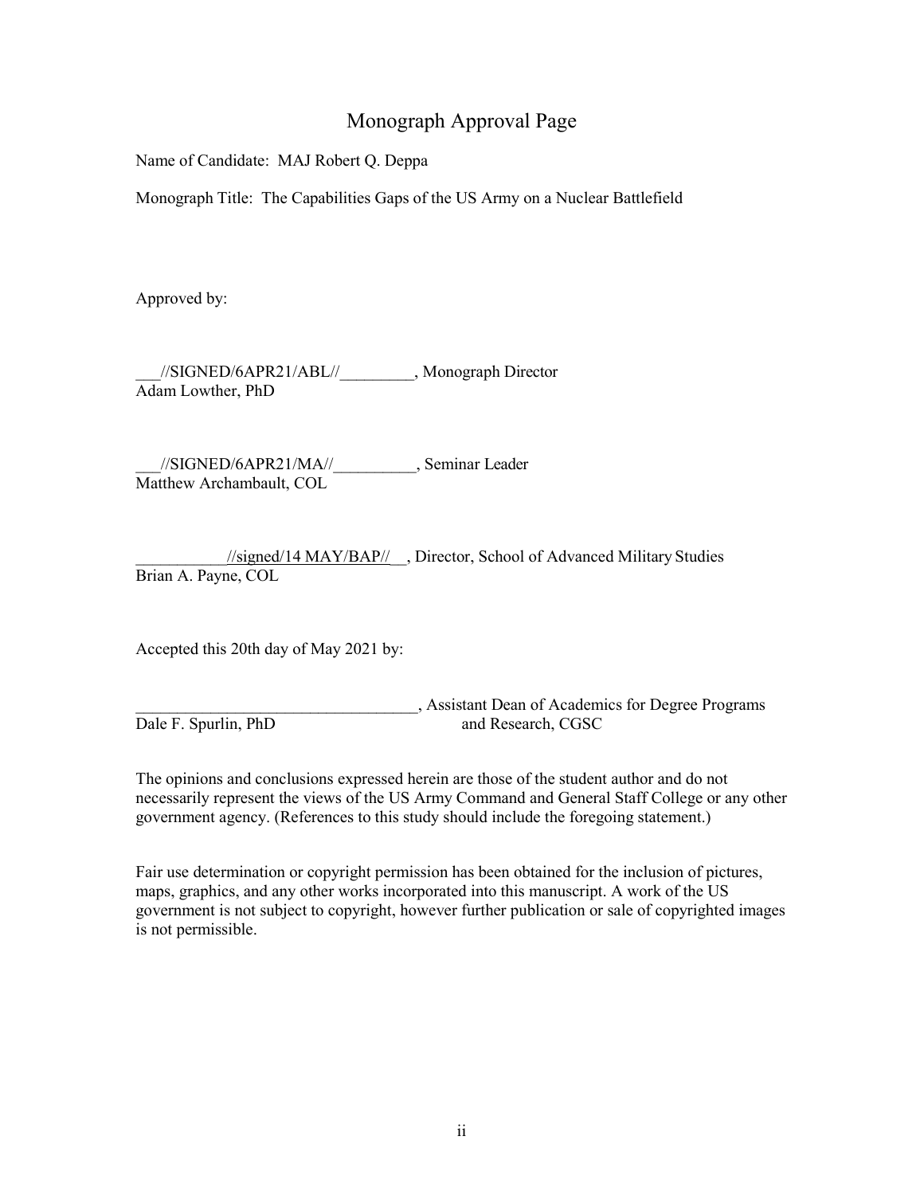# Monograph Approval Page

Name of Candidate: MAJ Robert Q. Deppa

Monograph Title: The Capabilities Gaps of the US Army on a Nuclear Battlefield

Approved by:

___//SIGNED/6APR21/ABL//_________, Monograph Director
Adam Lowther, PhD

___//SIGNED/6APR21/MA//__________, Seminar Leader
Matthew Archambault, COL

___________//signed/14 MAY/BAP//__, Director, School of Advanced Military Studies
Brian A. Payne, COL

Accepted this 20th day of May 2021 by:

__________________________________, Assistant Dean of Academics for Degree Programs and Research, CGSC
Dale F. Spurlin, PhD

The opinions and conclusions expressed herein are those of the student author and do not necessarily represent the views of the US Army Command and General Staff College or any other government agency. (References to this study should include the foregoing statement.)

Fair use determination or copyright permission has been obtained for the inclusion of pictures, maps, graphics, and any other works incorporated into this manuscript. A work of the US government is not subject to copyright, however further publication or sale of copyrighted images is not permissible.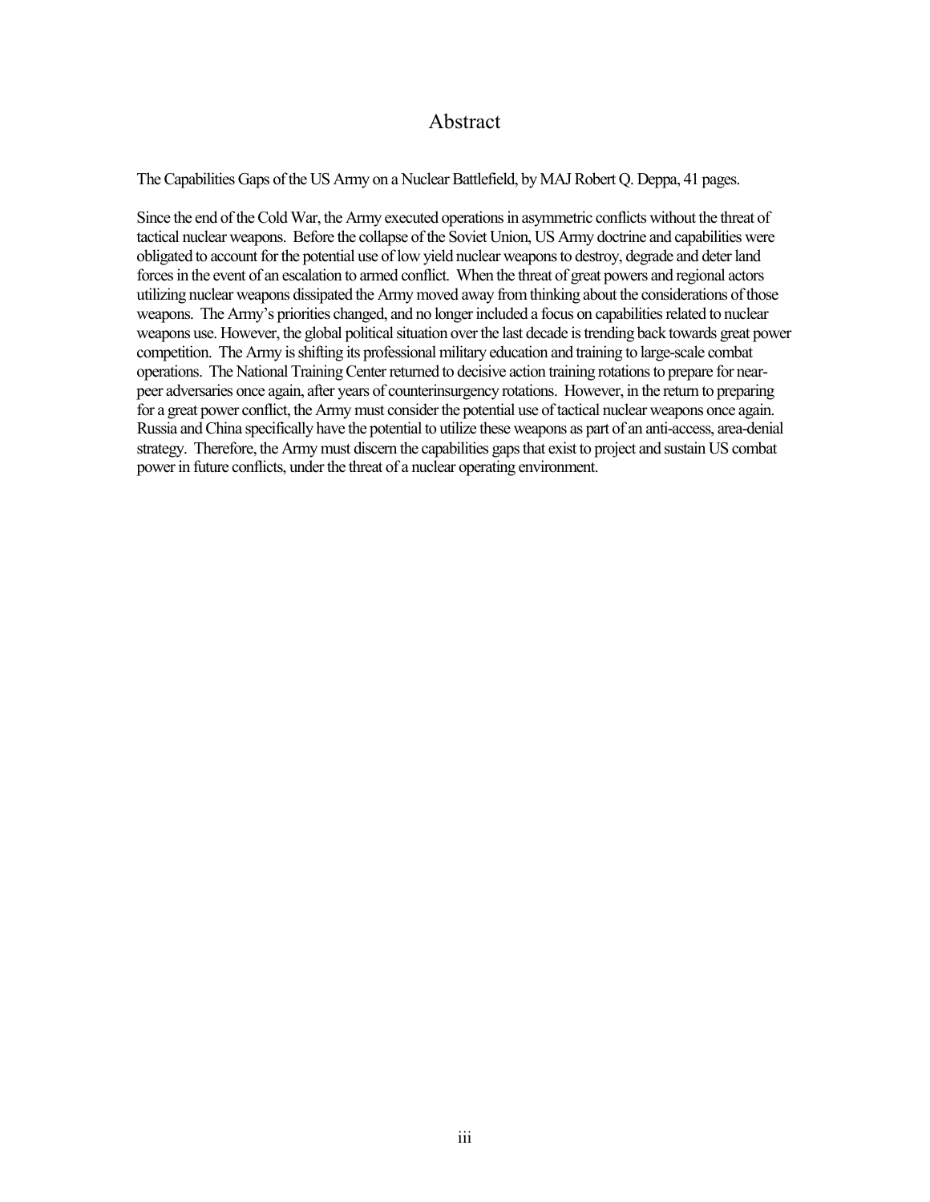# Abstract

The Capabilities Gaps of the US Army on a Nuclear Battlefield, by MAJ Robert Q. Deppa, 41 pages.

Since the end of the Cold War, the Army executed operations in asymmetric conflicts without the threat of tactical nuclear weapons. Before the collapse of the Soviet Union, US Army doctrine and capabilities were obligated to account for the potential use of low yield nuclear weapons to destroy, degrade and deter land forces in the event of an escalation to armed conflict. When the threat of great powers and regional actors utilizing nuclear weapons dissipated the Army moved away from thinking about the considerations of those weapons. The Army's priorities changed, and no longer included a focus on capabilities related to nuclear weapons use. However, the global political situation over the last decade is trending back towards great power competition. The Army is shifting its professional military education and training to large-scale combat operations. The National Training Center returned to decisive action training rotations to prepare for near-peer adversaries once again, after years of counterinsurgency rotations. However, in the return to preparing for a great power conflict, the Army must consider the potential use of tactical nuclear weapons once again. Russia and China specifically have the potential to utilize these weapons as part of an anti-access, area-denial strategy. Therefore, the Army must discern the capabilities gaps that exist to project and sustain US combat power in future conflicts, under the threat of a nuclear operating environment.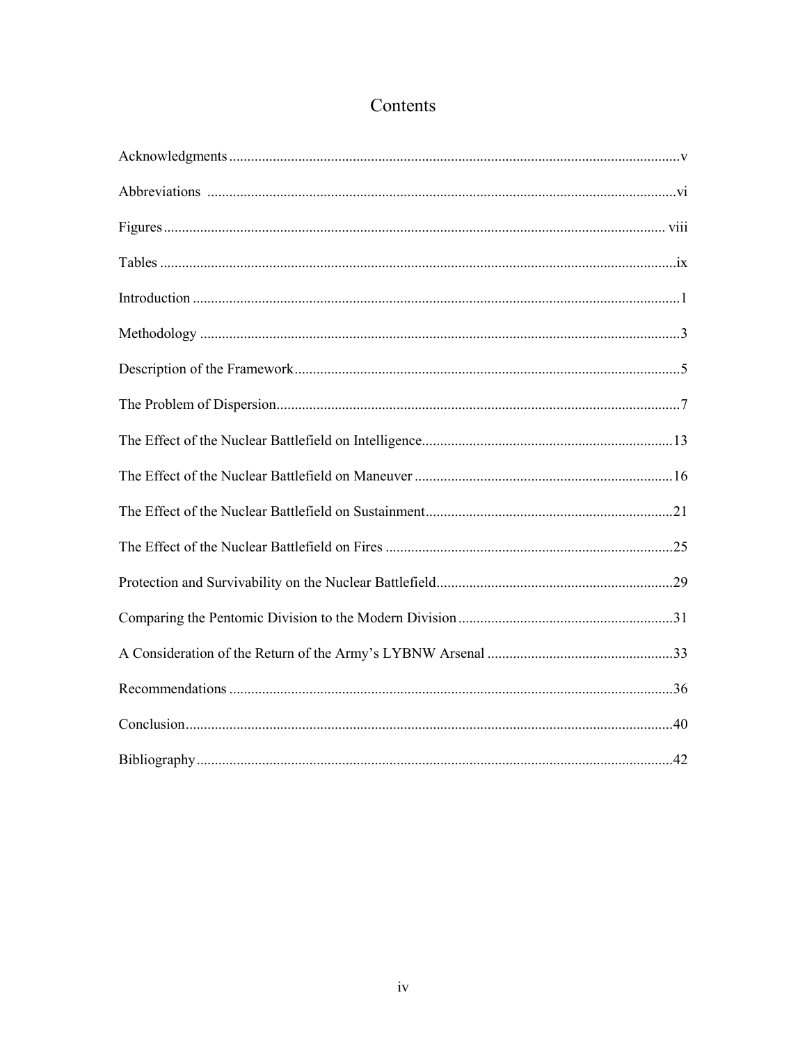# Contents

Acknowledgments ........................................................................................................ v

Abbreviations ........................................................................................................ vi

Figures ........................................................................................................ viii

Tables ........................................................................................................ ix

Introduction ........................................................................................................ 1

Methodology ........................................................................................................ 3

Description of the Framework ........................................................................................................ 5

The Problem of Dispersion ........................................................................................................ 7

The Effect of the Nuclear Battlefield on Intelligence ........................................................................................................ 13

The Effect of the Nuclear Battlefield on Maneuver ........................................................................................................ 16

The Effect of the Nuclear Battlefield on Sustainment ........................................................................................................ 21

The Effect of the Nuclear Battlefield on Fires ........................................................................................................ 25

Protection and Survivability on the Nuclear Battlefield ........................................................................................................ 29

Comparing the Pentomic Division to the Modern Division ........................................................................................................ 31

A Consideration of the Return of the Army's LYBNW Arsenal ........................................................................................................ 33

Recommendations ........................................................................................................ 36

Conclusion ........................................................................................................ 40

Bibliography ........................................................................................................ 42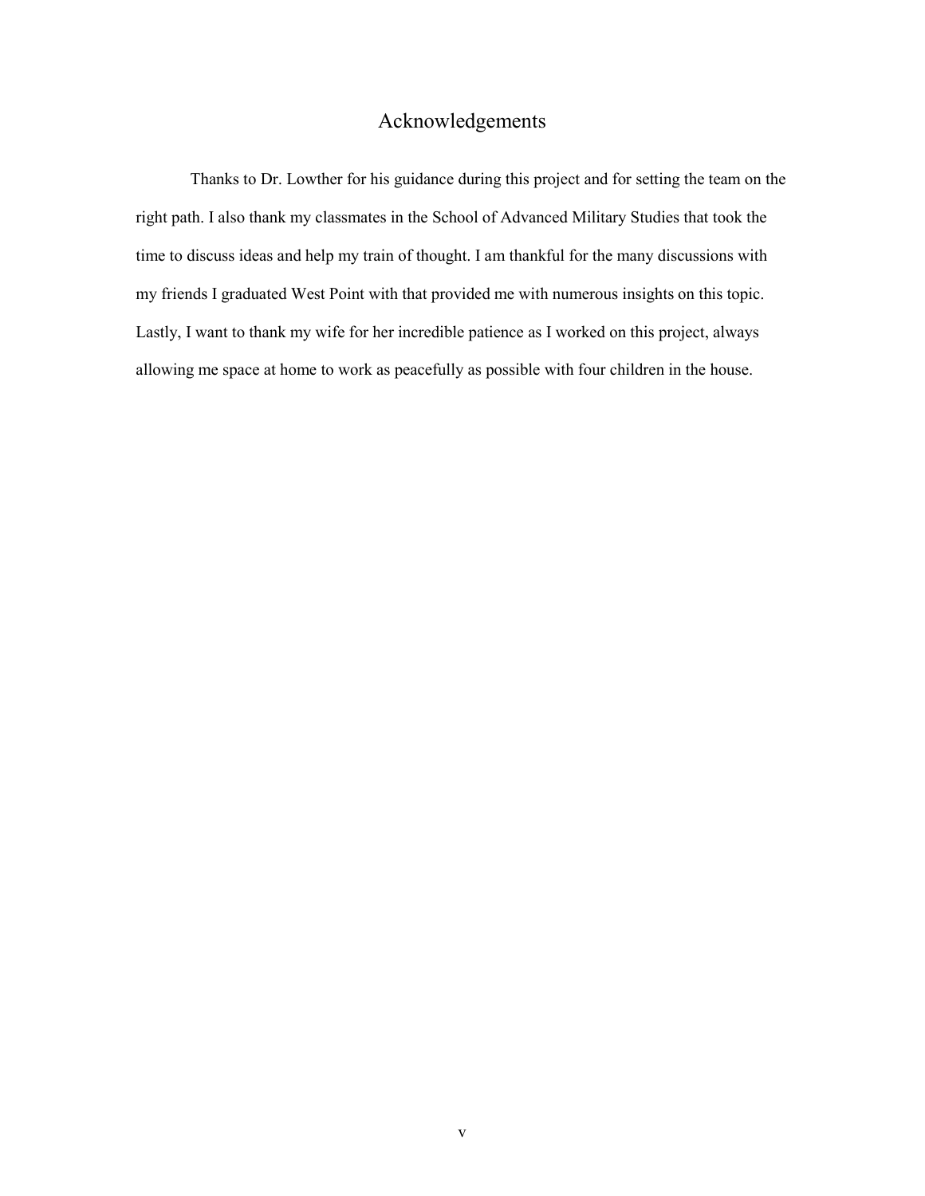# Acknowledgements

Thanks to Dr. Lowther for his guidance during this project and for setting the team on the right path. I also thank my classmates in the School of Advanced Military Studies that took the time to discuss ideas and help my train of thought. I am thankful for the many discussions with my friends I graduated West Point with that provided me with numerous insights on this topic. Lastly, I want to thank my wife for her incredible patience as I worked on this project, always allowing me space at home to work as peacefully as possible with four children in the house.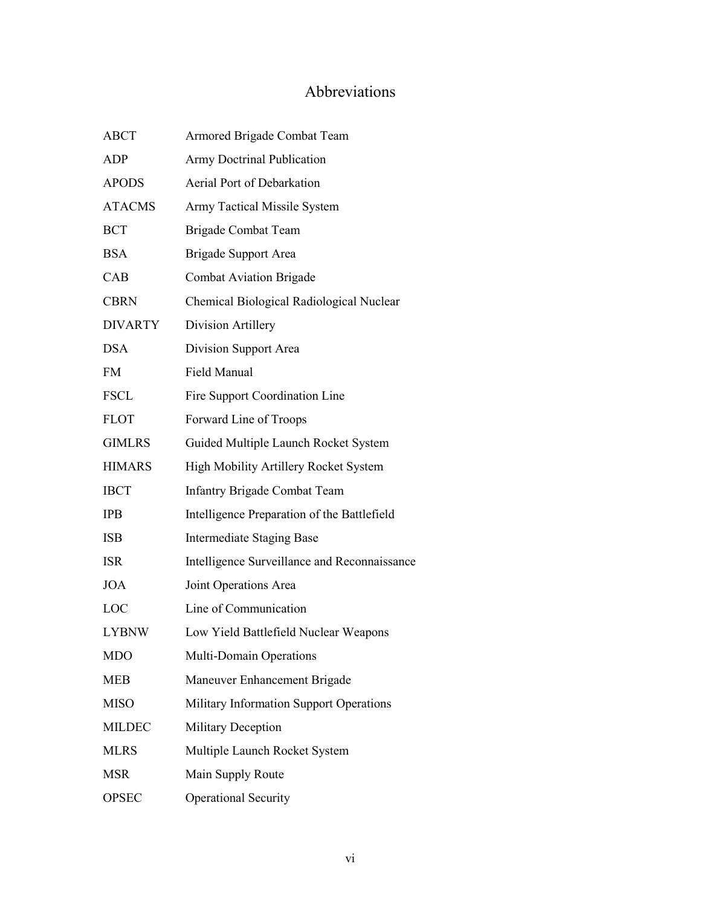# Abbreviations

| | |
|---|---|
| ABCT | Armored Brigade Combat Team |
| ADP | Army Doctrinal Publication |
| APODS | Aerial Port of Debarkation |
| ATACMS | Army Tactical Missile System |
| BCT | Brigade Combat Team |
| BSA | Brigade Support Area |
| CAB | Combat Aviation Brigade |
| CBRN | Chemical Biological Radiological Nuclear |
| DIVARTY | Division Artillery |
| DSA | Division Support Area |
| FM | Field Manual |
| FSCL | Fire Support Coordination Line |
| FLOT | Forward Line of Troops |
| GIMLRS | Guided Multiple Launch Rocket System |
| HIMARS | High Mobility Artillery Rocket System |
| IBCT | Infantry Brigade Combat Team |
| IPB | Intelligence Preparation of the Battlefield |
| ISB | Intermediate Staging Base |
| ISR | Intelligence Surveillance and Reconnaissance |
| JOA | Joint Operations Area |
| LOC | Line of Communication |
| LYBNW | Low Yield Battlefield Nuclear Weapons |
| MDO | Multi-Domain Operations |
| MEB | Maneuver Enhancement Brigade |
| MISO | Military Information Support Operations |
| MILDEC | Military Deception |
| MLRS | Multiple Launch Rocket System |
| MSR | Main Supply Route |
| OPSEC | Operational Security |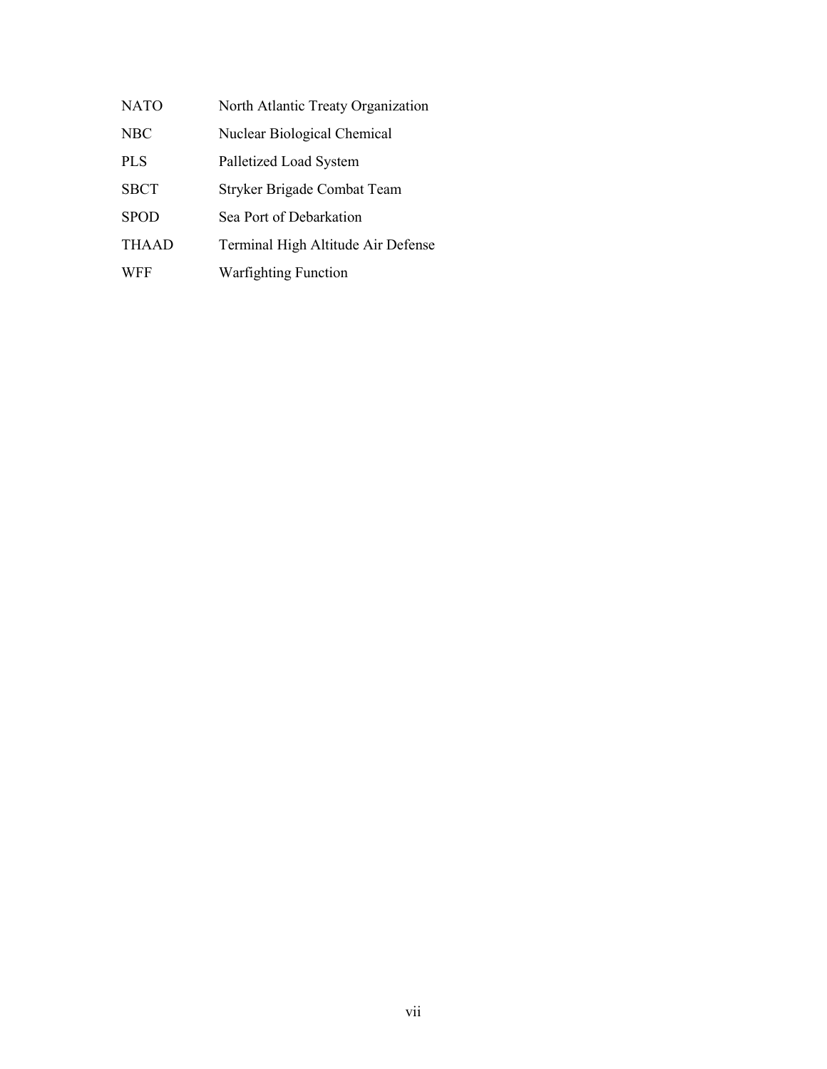| | |
|---|---|
| NATO | North Atlantic Treaty Organization |
| NBC | Nuclear Biological Chemical |
| PLS | Palletized Load System |
| SBCT | Stryker Brigade Combat Team |
| SPOD | Sea Port of Debarkation |
| THAAD | Terminal High Altitude Air Defense |
| WFF | Warfighting Function |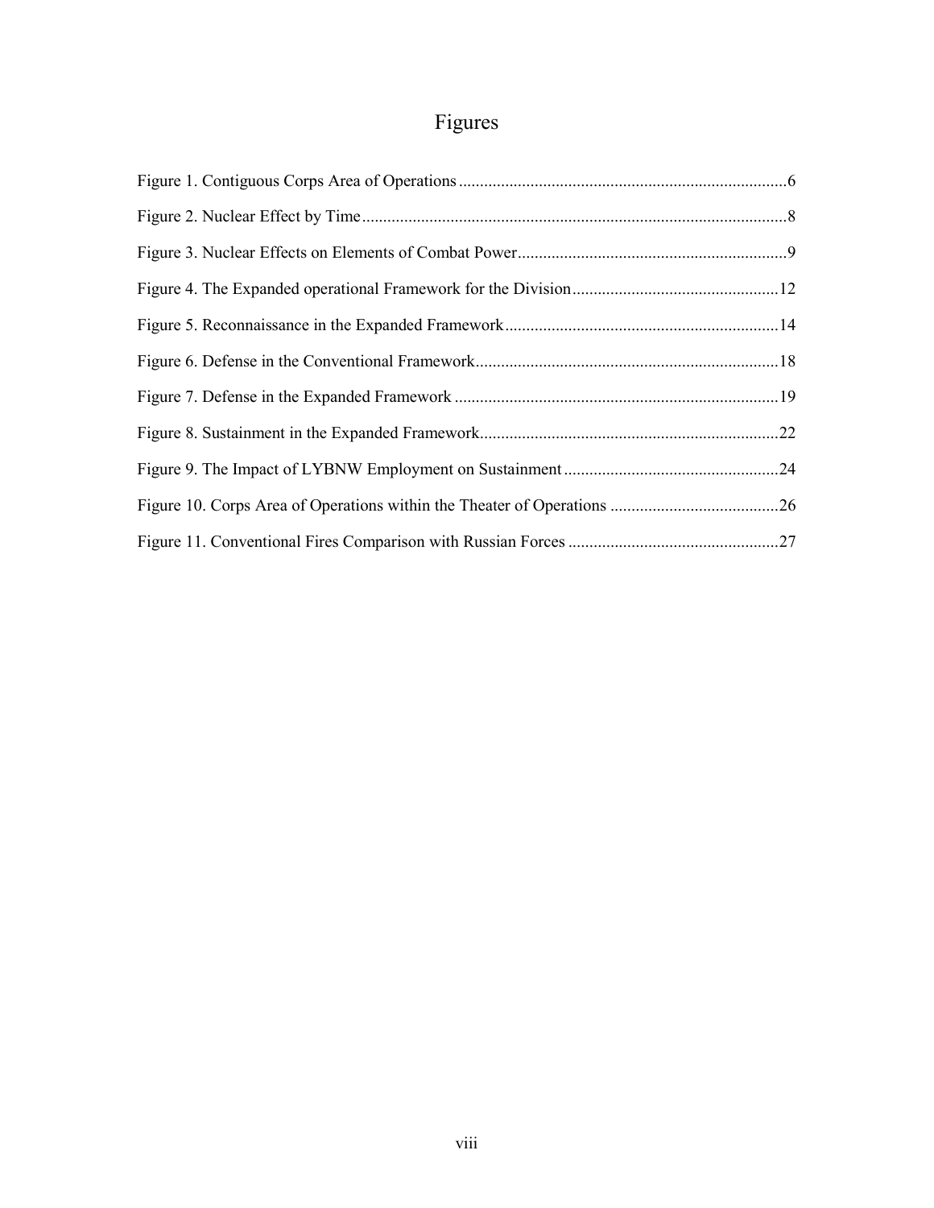# Figures

Figure 1. Contiguous Corps Area of Operations ............................................................................6

Figure 2. Nuclear Effect by Time ...................................................................................................8

Figure 3. Nuclear Effects on Elements of Combat Power ...............................................................9

Figure 4. The Expanded operational Framework for the Division ................................................12

Figure 5. Reconnaissance in the Expanded Framework ................................................................14

Figure 6. Defense in the Conventional Framework .......................................................................18

Figure 7. Defense in the Expanded Framework ............................................................................19

Figure 8. Sustainment in the Expanded Framework ......................................................................22

Figure 9. The Impact of LYBNW Employment on Sustainment ..................................................24

Figure 10. Corps Area of Operations within the Theater of Operations ........................................26

Figure 11. Conventional Fires Comparison with Russian Forces .................................................27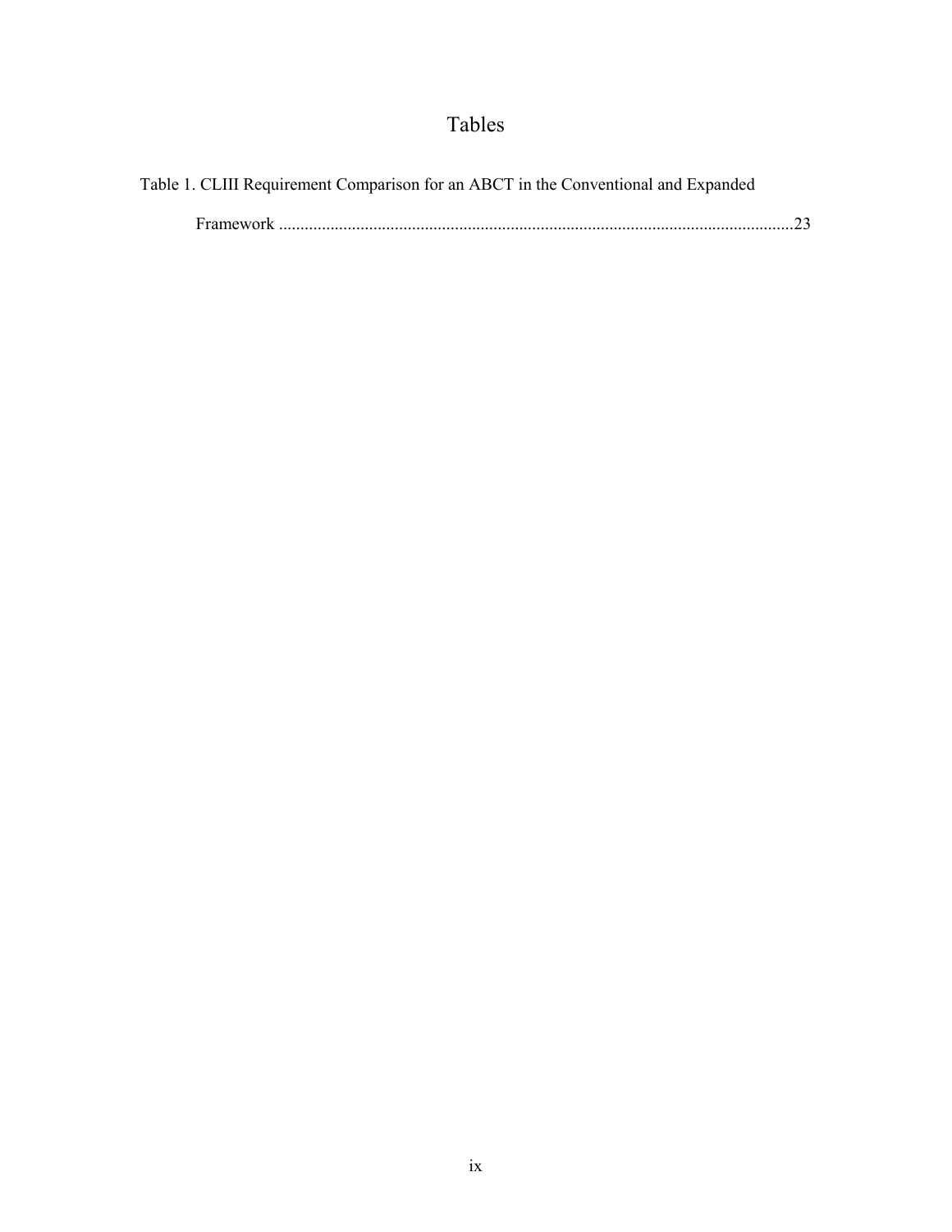# Tables

Table 1. CLIII Requirement Comparison for an ABCT in the Conventional and Expanded Framework ........................................................................................................................23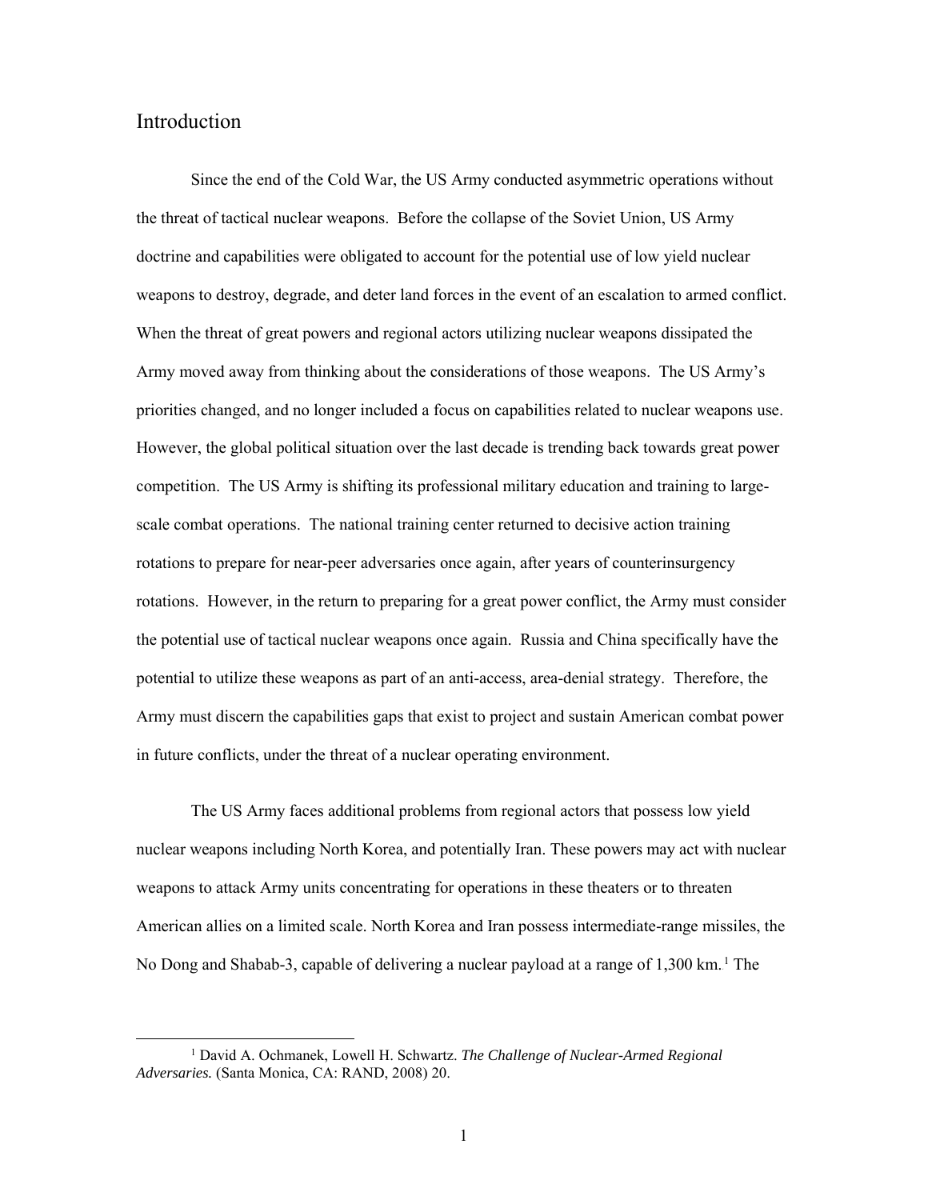## Introduction

Since the end of the Cold War, the US Army conducted asymmetric operations without the threat of tactical nuclear weapons. Before the collapse of the Soviet Union, US Army doctrine and capabilities were obligated to account for the potential use of low yield nuclear weapons to destroy, degrade, and deter land forces in the event of an escalation to armed conflict. When the threat of great powers and regional actors utilizing nuclear weapons dissipated the Army moved away from thinking about the considerations of those weapons. The US Army's priorities changed, and no longer included a focus on capabilities related to nuclear weapons use. However, the global political situation over the last decade is trending back towards great power competition. The US Army is shifting its professional military education and training to large-scale combat operations. The national training center returned to decisive action training rotations to prepare for near-peer adversaries once again, after years of counterinsurgency rotations. However, in the return to preparing for a great power conflict, the Army must consider the potential use of tactical nuclear weapons once again. Russia and China specifically have the potential to utilize these weapons as part of an anti-access, area-denial strategy. Therefore, the Army must discern the capabilities gaps that exist to project and sustain American combat power in future conflicts, under the threat of a nuclear operating environment.

The US Army faces additional problems from regional actors that possess low yield nuclear weapons including North Korea, and potentially Iran. These powers may act with nuclear weapons to attack Army units concentrating for operations in these theaters or to threaten American allies on a limited scale. North Korea and Iran possess intermediate-range missiles, the No Dong and Shabab-3, capable of delivering a nuclear payload at a range of 1,300 km.[1] The

[1] David A. Ochmanek, Lowell H. Schwartz. *The Challenge of Nuclear-Armed Regional Adversaries.* (Santa Monica, CA: RAND, 2008) 20.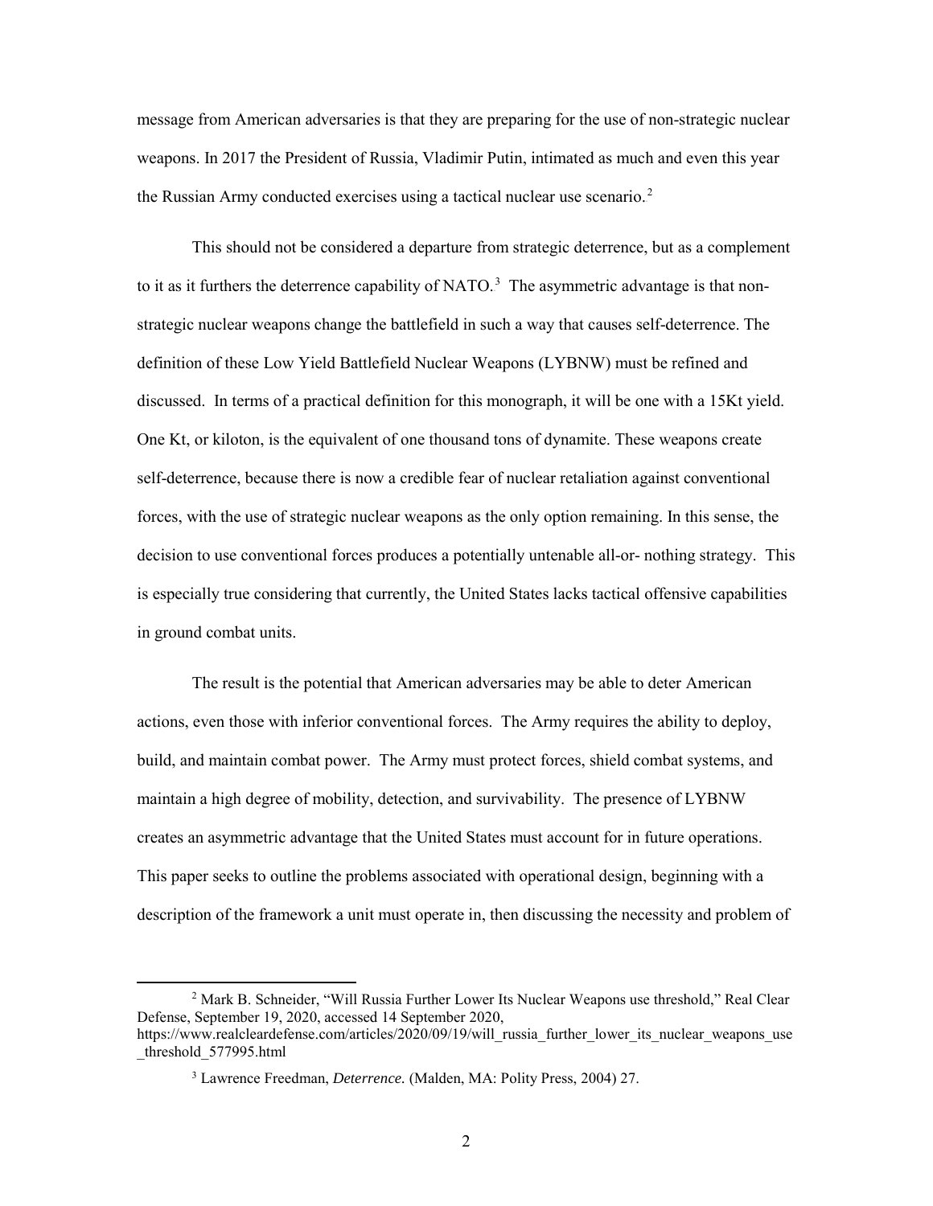message from American adversaries is that they are preparing for the use of non-strategic nuclear weapons. In 2017 the President of Russia, Vladimir Putin, intimated as much and even this year the Russian Army conducted exercises using a tactical nuclear use scenario.[2]

This should not be considered a departure from strategic deterrence, but as a complement to it as it furthers the deterrence capability of NATO.[3] The asymmetric advantage is that non-strategic nuclear weapons change the battlefield in such a way that causes self-deterrence. The definition of these Low Yield Battlefield Nuclear Weapons (LYBNW) must be refined and discussed. In terms of a practical definition for this monograph, it will be one with a 15Kt yield. One Kt, or kiloton, is the equivalent of one thousand tons of dynamite. These weapons create self-deterrence, because there is now a credible fear of nuclear retaliation against conventional forces, with the use of strategic nuclear weapons as the only option remaining. In this sense, the decision to use conventional forces produces a potentially untenable all-or- nothing strategy. This is especially true considering that currently, the United States lacks tactical offensive capabilities in ground combat units.

The result is the potential that American adversaries may be able to deter American actions, even those with inferior conventional forces. The Army requires the ability to deploy, build, and maintain combat power. The Army must protect forces, shield combat systems, and maintain a high degree of mobility, detection, and survivability. The presence of LYBNW creates an asymmetric advantage that the United States must account for in future operations. This paper seeks to outline the problems associated with operational design, beginning with a description of the framework a unit must operate in, then discussing the necessity and problem of

[2] Mark B. Schneider, "Will Russia Further Lower Its Nuclear Weapons use threshold," Real Clear Defense, September 19, 2020, accessed 14 September 2020, https://www.realcleardefense.com/articles/2020/09/19/will_russia_further_lower_its_nuclear_weapons_use_threshold_577995.html

[3] Lawrence Freedman, *Deterrence.* (Malden, MA: Polity Press, 2004) 27.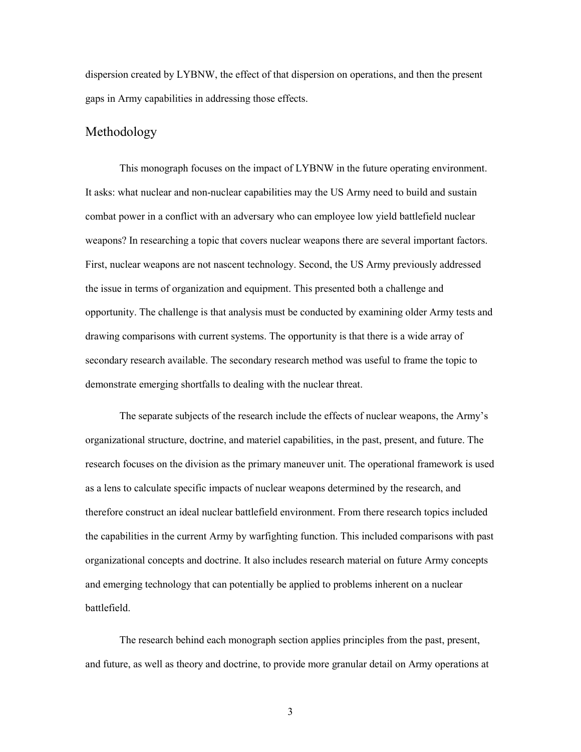dispersion created by LYBNW, the effect of that dispersion on operations, and then the present gaps in Army capabilities in addressing those effects.

## Methodology

This monograph focuses on the impact of LYBNW in the future operating environment. It asks: what nuclear and non-nuclear capabilities may the US Army need to build and sustain combat power in a conflict with an adversary who can employee low yield battlefield nuclear weapons? In researching a topic that covers nuclear weapons there are several important factors. First, nuclear weapons are not nascent technology. Second, the US Army previously addressed the issue in terms of organization and equipment. This presented both a challenge and opportunity. The challenge is that analysis must be conducted by examining older Army tests and drawing comparisons with current systems. The opportunity is that there is a wide array of secondary research available. The secondary research method was useful to frame the topic to demonstrate emerging shortfalls to dealing with the nuclear threat.

The separate subjects of the research include the effects of nuclear weapons, the Army's organizational structure, doctrine, and materiel capabilities, in the past, present, and future. The research focuses on the division as the primary maneuver unit. The operational framework is used as a lens to calculate specific impacts of nuclear weapons determined by the research, and therefore construct an ideal nuclear battlefield environment. From there research topics included the capabilities in the current Army by warfighting function. This included comparisons with past organizational concepts and doctrine. It also includes research material on future Army concepts and emerging technology that can potentially be applied to problems inherent on a nuclear battlefield.

The research behind each monograph section applies principles from the past, present, and future, as well as theory and doctrine, to provide more granular detail on Army operations at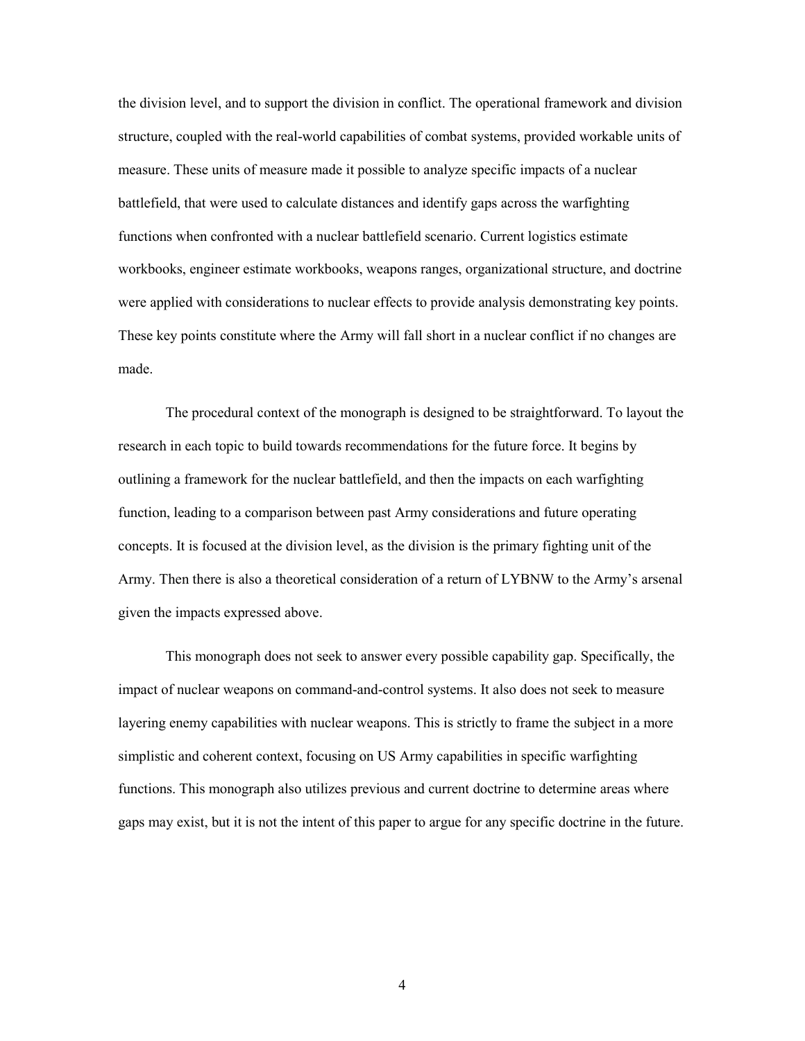the division level, and to support the division in conflict. The operational framework and division structure, coupled with the real-world capabilities of combat systems, provided workable units of measure. These units of measure made it possible to analyze specific impacts of a nuclear battlefield, that were used to calculate distances and identify gaps across the warfighting functions when confronted with a nuclear battlefield scenario. Current logistics estimate workbooks, engineer estimate workbooks, weapons ranges, organizational structure, and doctrine were applied with considerations to nuclear effects to provide analysis demonstrating key points. These key points constitute where the Army will fall short in a nuclear conflict if no changes are made.

The procedural context of the monograph is designed to be straightforward. To layout the research in each topic to build towards recommendations for the future force. It begins by outlining a framework for the nuclear battlefield, and then the impacts on each warfighting function, leading to a comparison between past Army considerations and future operating concepts. It is focused at the division level, as the division is the primary fighting unit of the Army. Then there is also a theoretical consideration of a return of LYBNW to the Army's arsenal given the impacts expressed above.

This monograph does not seek to answer every possible capability gap. Specifically, the impact of nuclear weapons on command-and-control systems. It also does not seek to measure layering enemy capabilities with nuclear weapons. This is strictly to frame the subject in a more simplistic and coherent context, focusing on US Army capabilities in specific warfighting functions. This monograph also utilizes previous and current doctrine to determine areas where gaps may exist, but it is not the intent of this paper to argue for any specific doctrine in the future.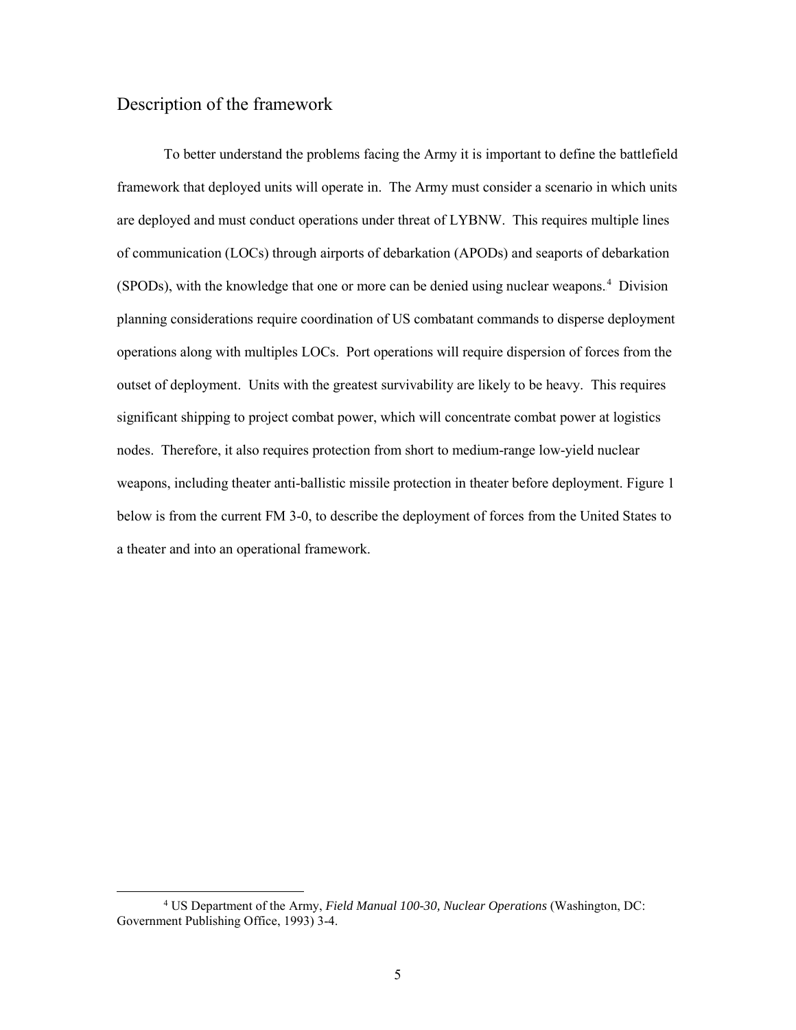## Description of the framework

To better understand the problems facing the Army it is important to define the battlefield framework that deployed units will operate in. The Army must consider a scenario in which units are deployed and must conduct operations under threat of LYBNW. This requires multiple lines of communication (LOCs) through airports of debarkation (APODs) and seaports of debarkation (SPODs), with the knowledge that one or more can be denied using nuclear weapons.[4] Division planning considerations require coordination of US combatant commands to disperse deployment operations along with multiples LOCs. Port operations will require dispersion of forces from the outset of deployment. Units with the greatest survivability are likely to be heavy. This requires significant shipping to project combat power, which will concentrate combat power at logistics nodes. Therefore, it also requires protection from short to medium-range low-yield nuclear weapons, including theater anti-ballistic missile protection in theater before deployment. Figure 1 below is from the current FM 3-0, to describe the deployment of forces from the United States to a theater and into an operational framework.

---

[4] US Department of the Army, *Field Manual 100-30, Nuclear Operations* (Washington, DC: Government Publishing Office, 1993) 3-4.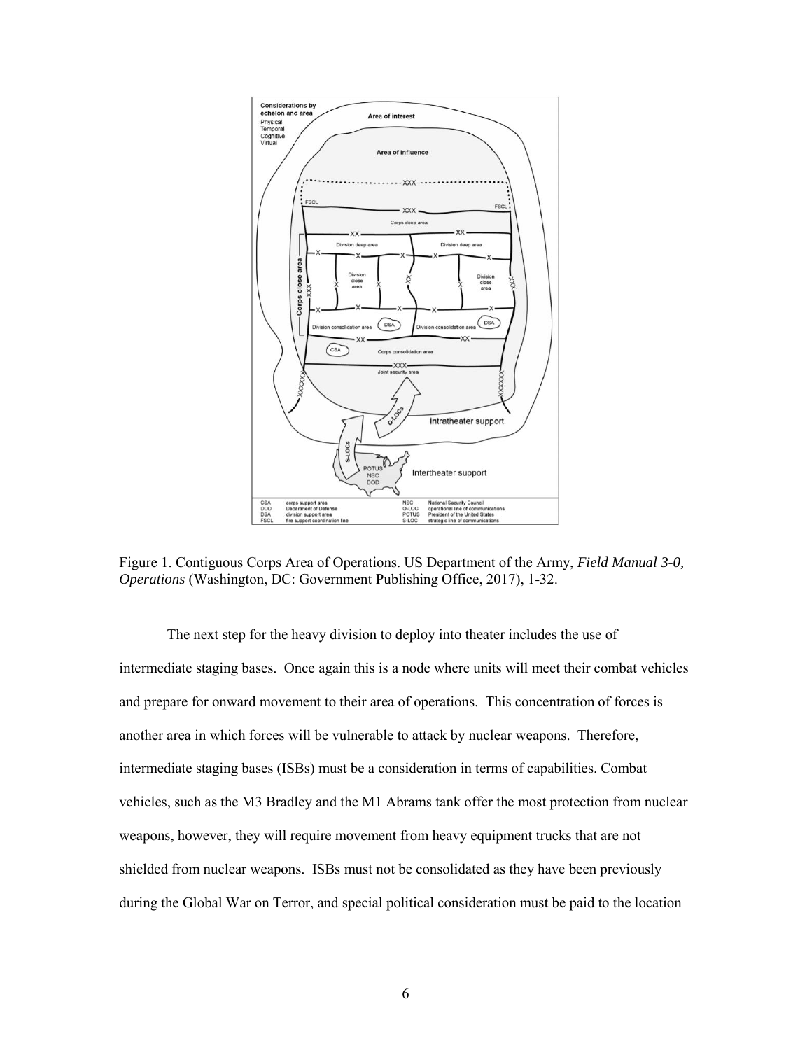Figure 1. Contiguous Corps Area of Operations. US Department of the Army, *Field Manual 3-0, Operations* (Washington, DC: Government Publishing Office, 2017), 1-32.

The next step for the heavy division to deploy into theater includes the use of intermediate staging bases. Once again this is a node where units will meet their combat vehicles and prepare for onward movement to their area of operations. This concentration of forces is another area in which forces will be vulnerable to attack by nuclear weapons. Therefore, intermediate staging bases (ISBs) must be a consideration in terms of capabilities. Combat vehicles, such as the M3 Bradley and the M1 Abrams tank offer the most protection from nuclear weapons, however, they will require movement from heavy equipment trucks that are not shielded from nuclear weapons. ISBs must not be consolidated as they have been previously during the Global War on Terror, and special political consideration must be paid to the location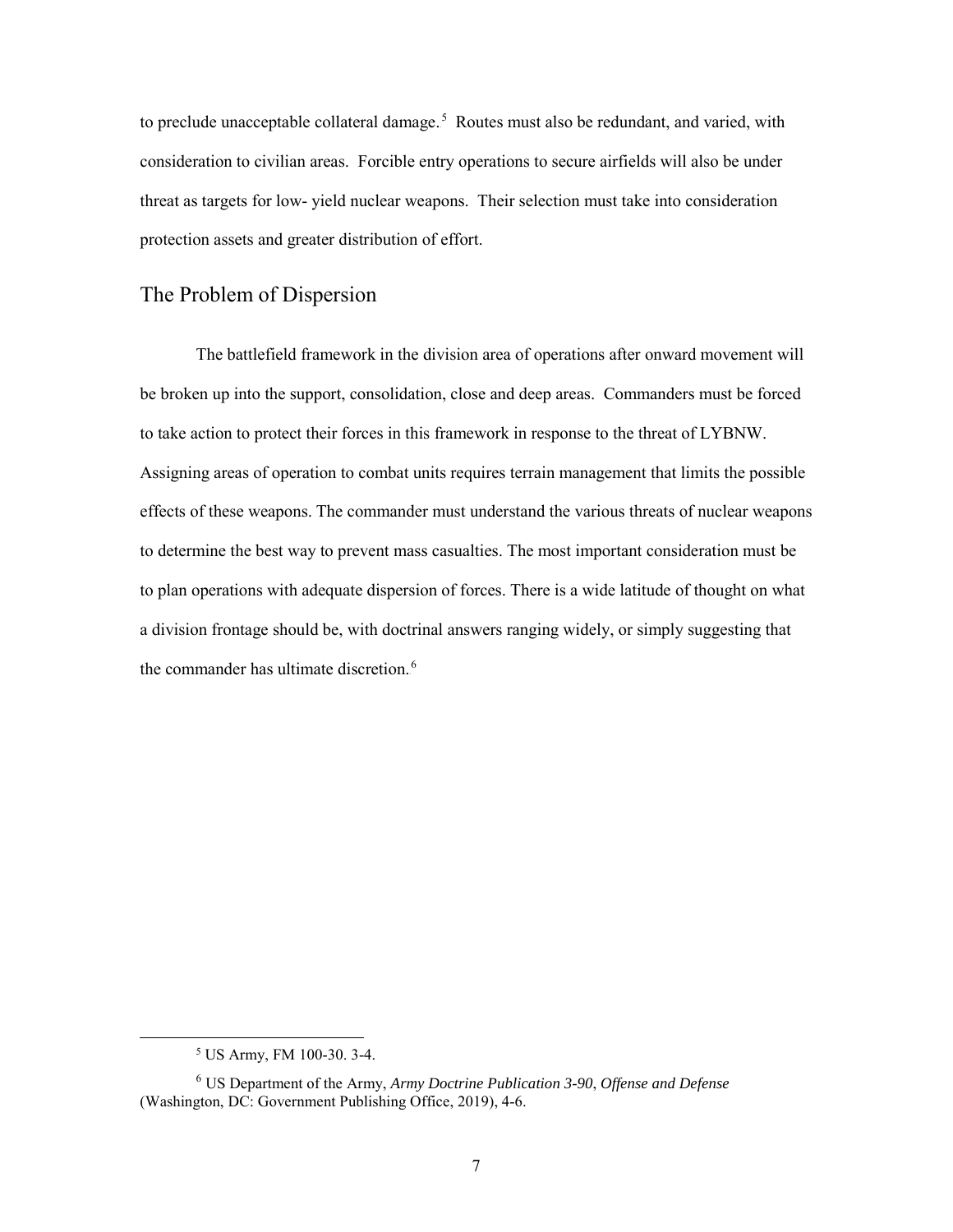to preclude unacceptable collateral damage.[5] Routes must also be redundant, and varied, with consideration to civilian areas. Forcible entry operations to secure airfields will also be under threat as targets for low- yield nuclear weapons. Their selection must take into consideration protection assets and greater distribution of effort.

## The Problem of Dispersion

The battlefield framework in the division area of operations after onward movement will be broken up into the support, consolidation, close and deep areas. Commanders must be forced to take action to protect their forces in this framework in response to the threat of LYBNW. Assigning areas of operation to combat units requires terrain management that limits the possible effects of these weapons. The commander must understand the various threats of nuclear weapons to determine the best way to prevent mass casualties. The most important consideration must be to plan operations with adequate dispersion of forces. There is a wide latitude of thought on what a division frontage should be, with doctrinal answers ranging widely, or simply suggesting that the commander has ultimate discretion.[6]

---

[5] US Army, FM 100-30. 3-4.

[6] US Department of the Army, *Army Doctrine Publication 3-90*, *Offense and Defense* (Washington, DC: Government Publishing Office, 2019), 4-6.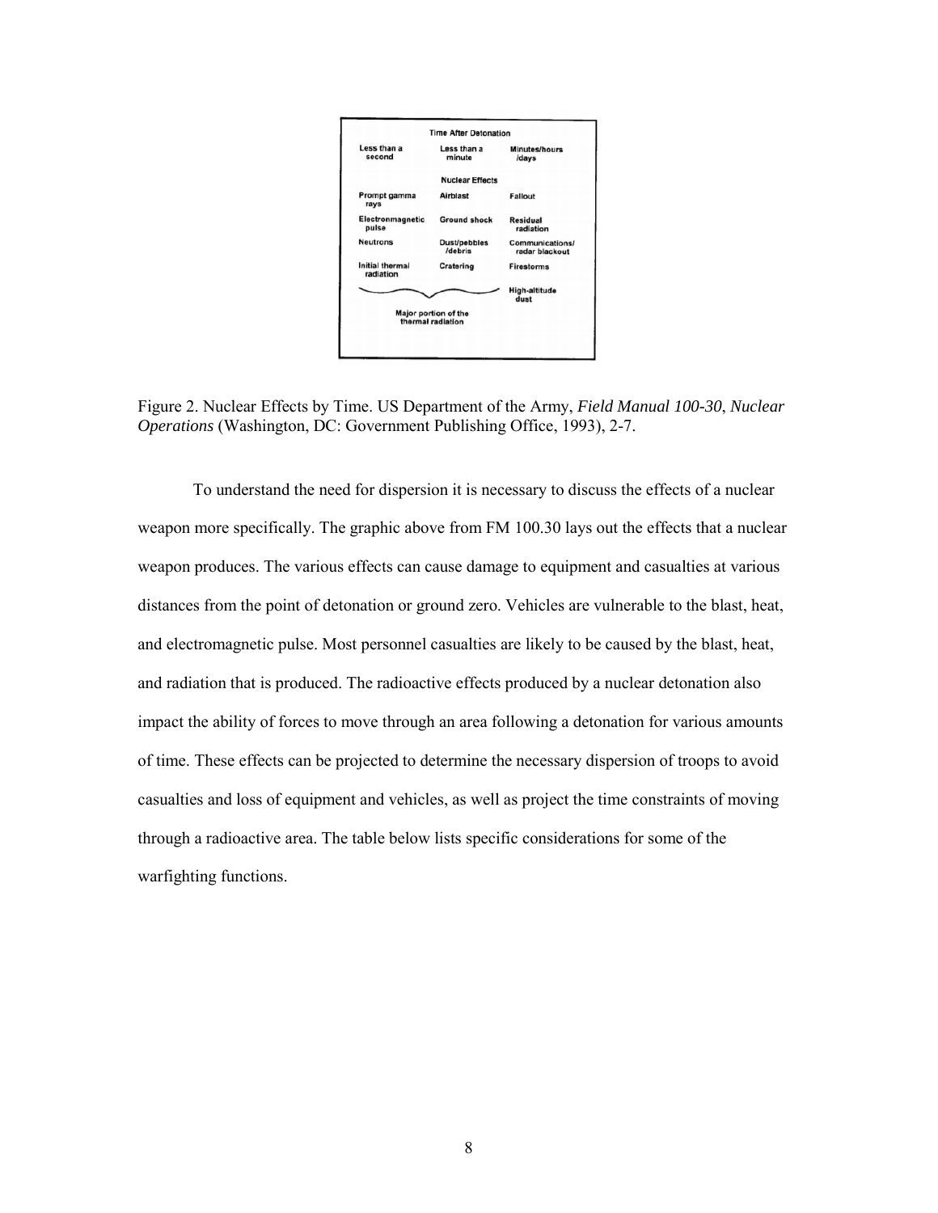| Time After Detonation | | |
|---|---|---|
| Less than a second | Less than a minute | Minutes/hours /days |
| | Nuclear Effects | |
| Prompt gamma rays | Airblast | Fallout |
| Electromagnetic pulse | Ground shock | Residual radiation |
| Neutrons | Dust/pebbles /debris | Communications/ radar blackout |
| Initial thermal radiation | Cratering | Firestorms |
| Major portion of the thermal radiation | | High-altitude dust |

Figure 2. Nuclear Effects by Time. US Department of the Army, *Field Manual 100-30*, *Nuclear Operations* (Washington, DC: Government Publishing Office, 1993), 2-7.

To understand the need for dispersion it is necessary to discuss the effects of a nuclear weapon more specifically. The graphic above from FM 100.30 lays out the effects that a nuclear weapon produces. The various effects can cause damage to equipment and casualties at various distances from the point of detonation or ground zero. Vehicles are vulnerable to the blast, heat, and electromagnetic pulse. Most personnel casualties are likely to be caused by the blast, heat, and radiation that is produced. The radioactive effects produced by a nuclear detonation also impact the ability of forces to move through an area following a detonation for various amounts of time. These effects can be projected to determine the necessary dispersion of troops to avoid casualties and loss of equipment and vehicles, as well as project the time constraints of moving through a radioactive area. The table below lists specific considerations for some of the warfighting functions.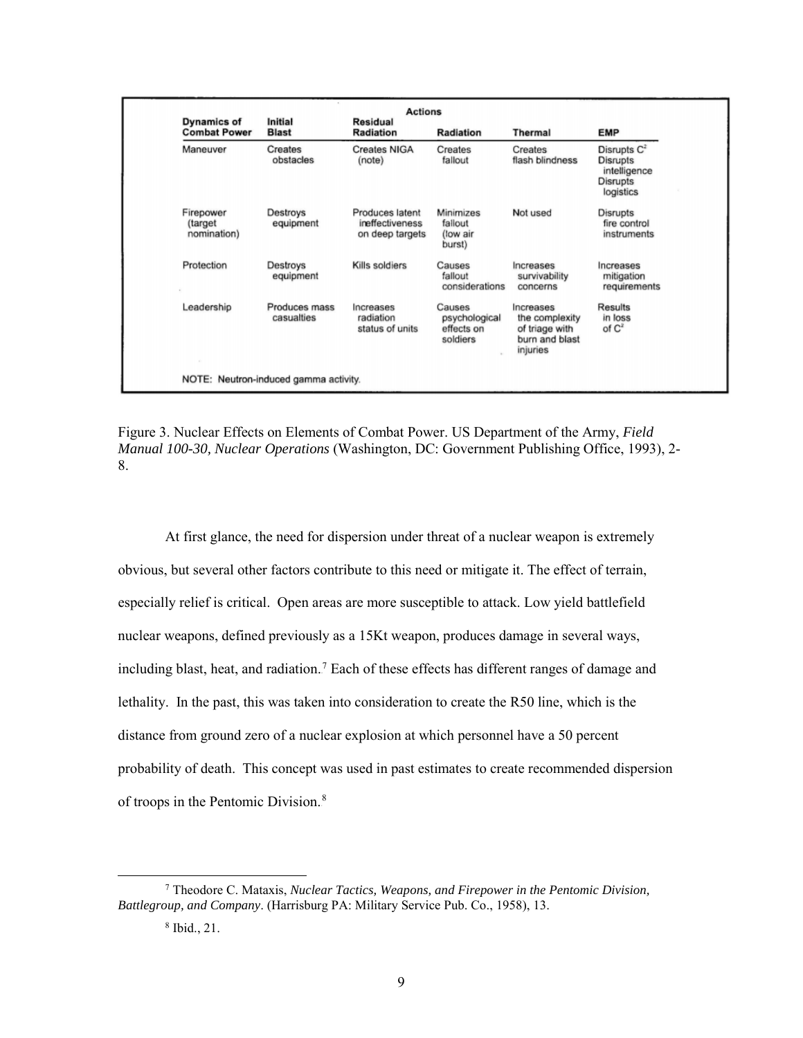| Dynamics of Combat Power | Actions | | | | |
|---|---|---|---|---|---|
| | Initial Blast | Residual Radiation | Radiation | Thermal | EMP |
| Maneuver | Creates obstacles | Creates NIGA (note) | Creates fallout | Creates flash blindness | Disrupts $C^2$ Disrupts intelligence Disrupts logistics |
| Firepower (target nomination) | Destroys equipment | Produces latent ineffectiveness on deep targets | Minimizes fallout (low air burst) | Not used | Disrupts fire control instruments |
| Protection | Destroys equipment | Kills soldiers | Causes fallout considerations | Increases survivability concerns | Increases mitigation requirements |
| Leadership | Produces mass casualties | Increases radiation status of units | Causes psychological effects on soldiers | Increases the complexity of triage with burn and blast injuries | Results in loss of $C^2$ |

NOTE: Neutron-induced gamma activity.

Figure 3. Nuclear Effects on Elements of Combat Power. US Department of the Army, *Field Manual 100-30, Nuclear Operations* (Washington, DC: Government Publishing Office, 1993), 2-8.

At first glance, the need for dispersion under threat of a nuclear weapon is extremely obvious, but several other factors contribute to this need or mitigate it. The effect of terrain, especially relief is critical. Open areas are more susceptible to attack. Low yield battlefield nuclear weapons, defined previously as a 15Kt weapon, produces damage in several ways, including blast, heat, and radiation.[7] Each of these effects has different ranges of damage and lethality. In the past, this was taken into consideration to create the R50 line, which is the distance from ground zero of a nuclear explosion at which personnel have a 50 percent probability of death. This concept was used in past estimates to create recommended dispersion of troops in the Pentomic Division.[8]

[7] Theodore C. Mataxis, *Nuclear Tactics, Weapons, and Firepower in the Pentomic Division, Battlegroup, and Company*. (Harrisburg PA: Military Service Pub. Co., 1958), 13.

[8] Ibid., 21.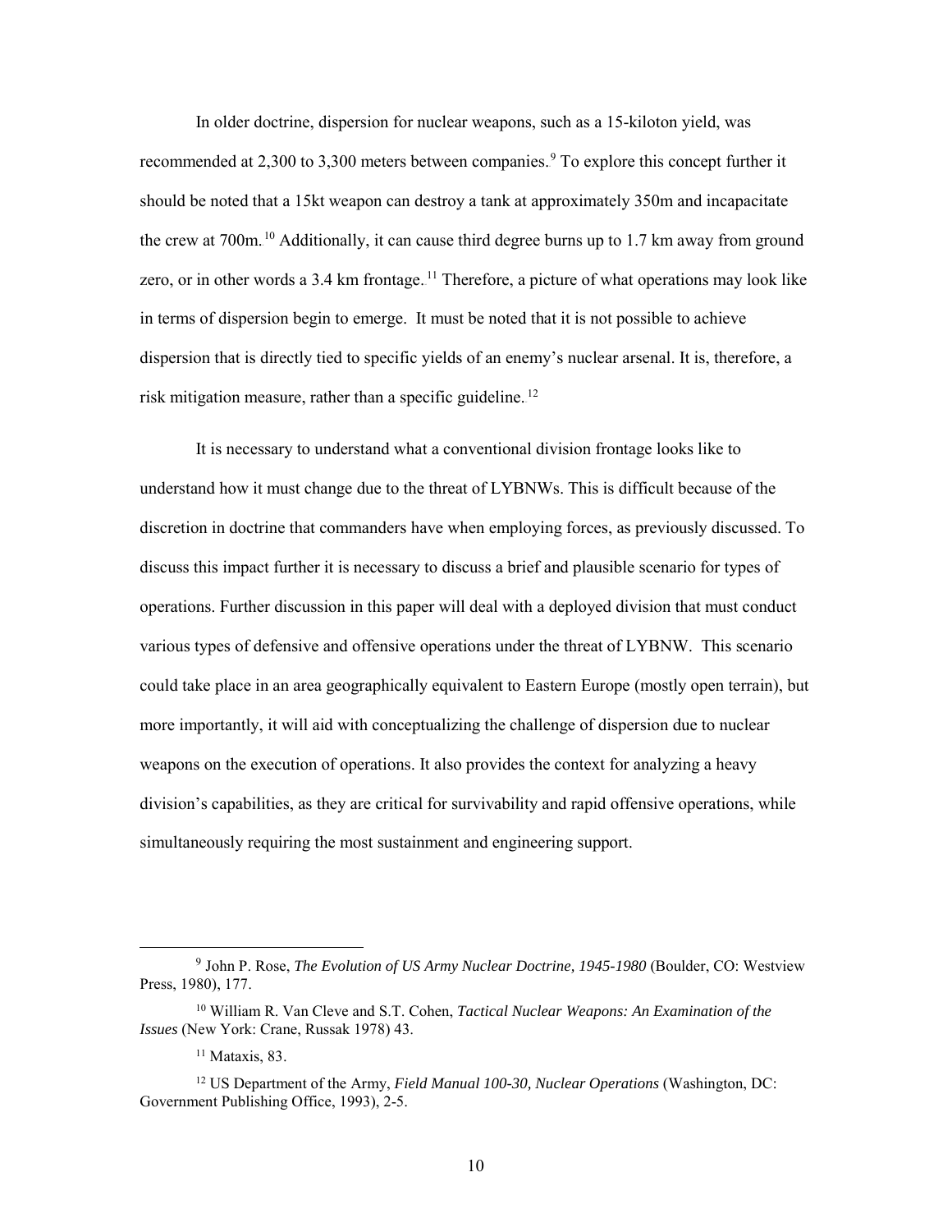In older doctrine, dispersion for nuclear weapons, such as a 15-kiloton yield, was recommended at 2,300 to 3,300 meters between companies.[9] To explore this concept further it should be noted that a 15kt weapon can destroy a tank at approximately 350m and incapacitate the crew at 700m.[10] Additionally, it can cause third degree burns up to 1.7 km away from ground zero, or in other words a 3.4 km frontage.[11] Therefore, a picture of what operations may look like in terms of dispersion begin to emerge. It must be noted that it is not possible to achieve dispersion that is directly tied to specific yields of an enemy's nuclear arsenal. It is, therefore, a risk mitigation measure, rather than a specific guideline.[12]

It is necessary to understand what a conventional division frontage looks like to understand how it must change due to the threat of LYBNWs. This is difficult because of the discretion in doctrine that commanders have when employing forces, as previously discussed. To discuss this impact further it is necessary to discuss a brief and plausible scenario for types of operations. Further discussion in this paper will deal with a deployed division that must conduct various types of defensive and offensive operations under the threat of LYBNW. This scenario could take place in an area geographically equivalent to Eastern Europe (mostly open terrain), but more importantly, it will aid with conceptualizing the challenge of dispersion due to nuclear weapons on the execution of operations. It also provides the context for analyzing a heavy division's capabilities, as they are critical for survivability and rapid offensive operations, while simultaneously requiring the most sustainment and engineering support.

---

[9] John P. Rose, *The Evolution of US Army Nuclear Doctrine, 1945-1980* (Boulder, CO: Westview Press, 1980), 177.

[10] William R. Van Cleve and S.T. Cohen, *Tactical Nuclear Weapons: An Examination of the Issues* (New York: Crane, Russak 1978) 43.

[11] Mataxis, 83.

[12] US Department of the Army, *Field Manual 100-30, Nuclear Operations* (Washington, DC: Government Publishing Office, 1993), 2-5.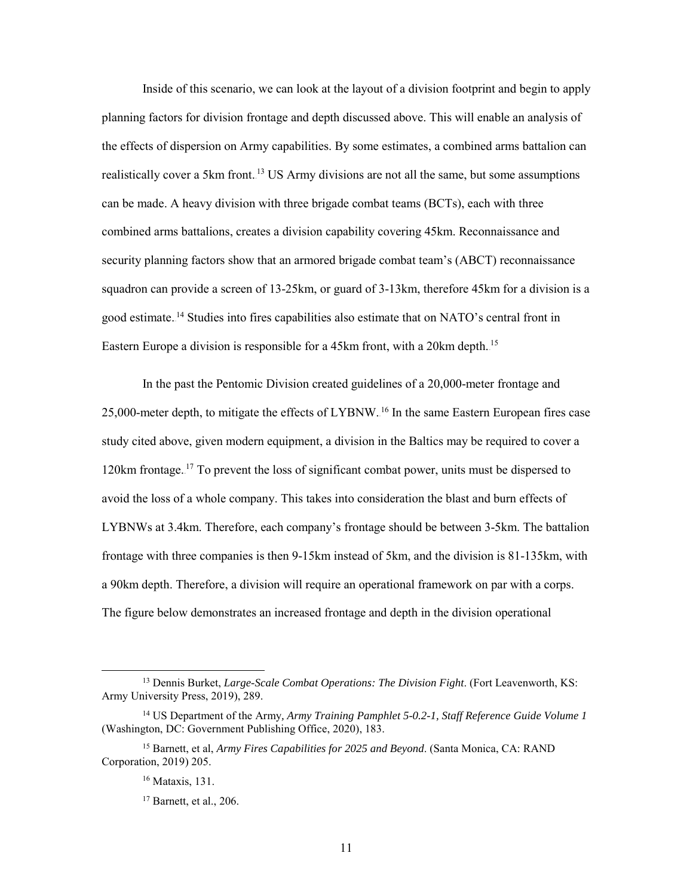Inside of this scenario, we can look at the layout of a division footprint and begin to apply planning factors for division frontage and depth discussed above. This will enable an analysis of the effects of dispersion on Army capabilities. By some estimates, a combined arms battalion can realistically cover a 5km front.[13] US Army divisions are not all the same, but some assumptions can be made. A heavy division with three brigade combat teams (BCTs), each with three combined arms battalions, creates a division capability covering 45km. Reconnaissance and security planning factors show that an armored brigade combat team's (ABCT) reconnaissance squadron can provide a screen of 13-25km, or guard of 3-13km, therefore 45km for a division is a good estimate.[14] Studies into fires capabilities also estimate that on NATO's central front in Eastern Europe a division is responsible for a 45km front, with a 20km depth.[15]

In the past the Pentomic Division created guidelines of a 20,000-meter frontage and 25,000-meter depth, to mitigate the effects of LYBNW.[16] In the same Eastern European fires case study cited above, given modern equipment, a division in the Baltics may be required to cover a 120km frontage.[17] To prevent the loss of significant combat power, units must be dispersed to avoid the loss of a whole company. This takes into consideration the blast and burn effects of LYBNWs at 3.4km. Therefore, each company's frontage should be between 3-5km. The battalion frontage with three companies is then 9-15km instead of 5km, and the division is 81-135km, with a 90km depth. Therefore, a division will require an operational framework on par with a corps. The figure below demonstrates an increased frontage and depth in the division operational

---

[13] Dennis Burket, *Large-Scale Combat Operations: The Division Fight*. (Fort Leavenworth, KS: Army University Press, 2019), 289.

[14] US Department of the Army*, Army Training Pamphlet 5-0.2-1, Staff Reference Guide Volume 1* (Washington, DC: Government Publishing Office, 2020), 183.

[15] Barnett, et al, *Army Fires Capabilities for 2025 and Beyond*. (Santa Monica, CA: RAND Corporation, 2019) 205.

[16] Mataxis, 131.

[17] Barnett, et al., 206.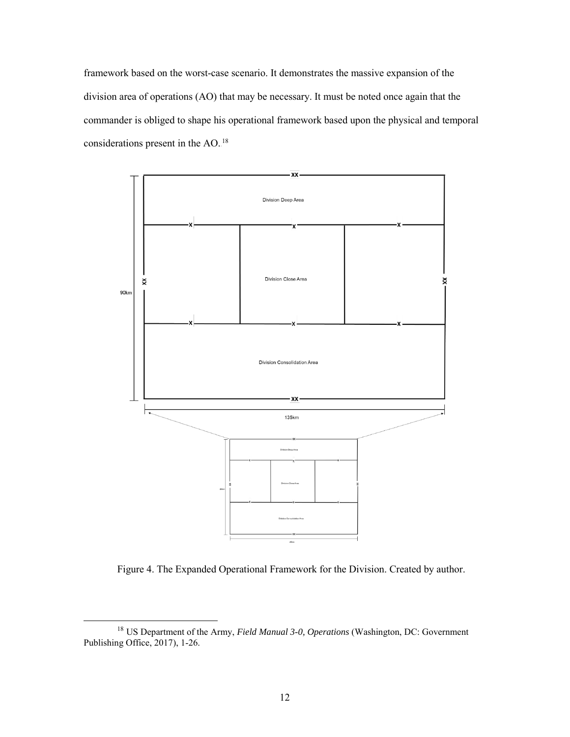framework based on the worst-case scenario. It demonstrates the massive expansion of the division area of operations (AO) that may be necessary. It must be noted once again that the commander is obliged to shape his operational framework based upon the physical and temporal considerations present in the AO.[18]

Figure 4. The Expanded Operational Framework for the Division. Created by author.

---

[18] US Department of the Army, *Field Manual 3-0, Operations* (Washington, DC: Government Publishing Office, 2017), 1-26.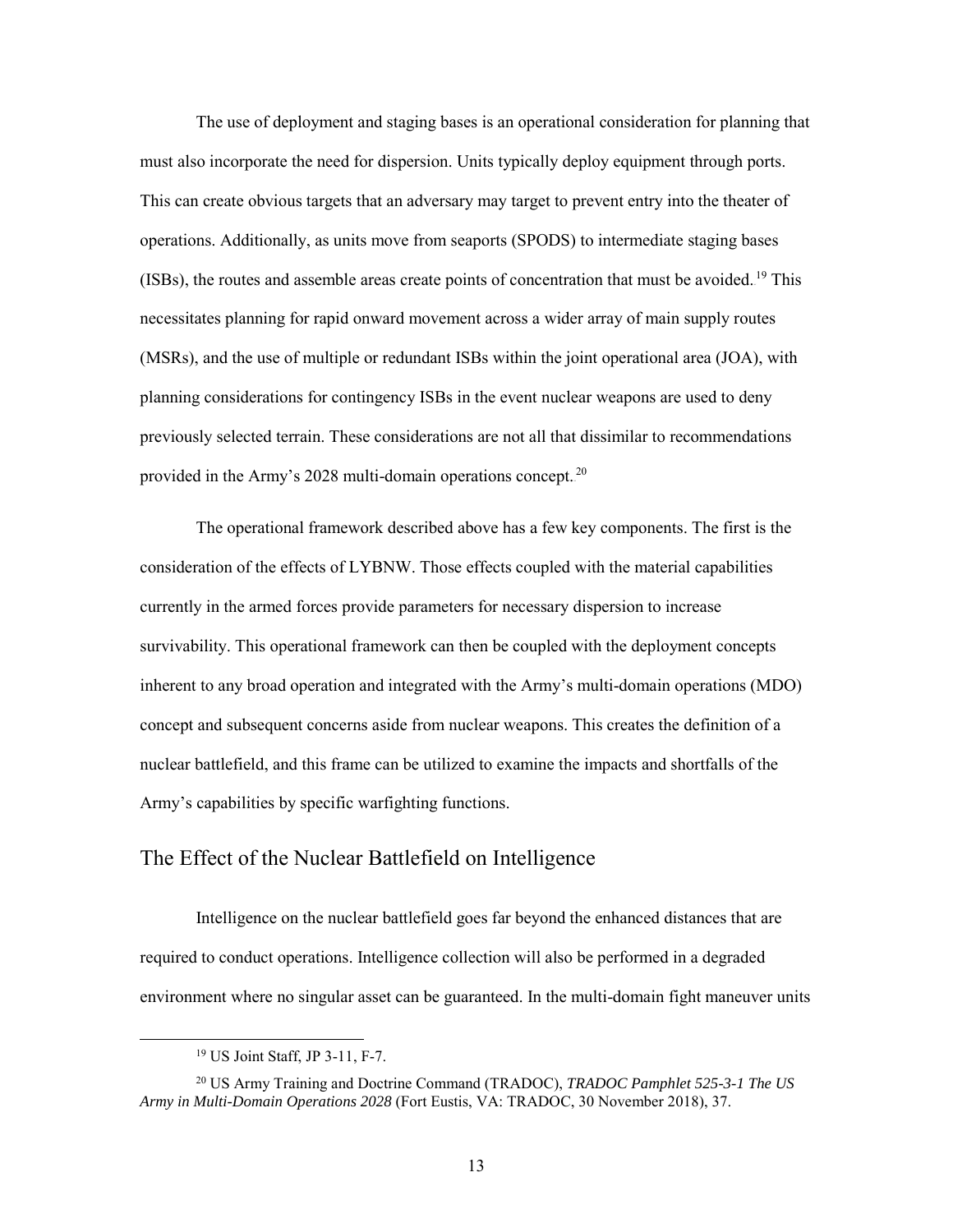The use of deployment and staging bases is an operational consideration for planning that must also incorporate the need for dispersion. Units typically deploy equipment through ports. This can create obvious targets that an adversary may target to prevent entry into the theater of operations. Additionally, as units move from seaports (SPODS) to intermediate staging bases (ISBs), the routes and assemble areas create points of concentration that must be avoided.[19] This necessitates planning for rapid onward movement across a wider array of main supply routes (MSRs), and the use of multiple or redundant ISBs within the joint operational area (JOA), with planning considerations for contingency ISBs in the event nuclear weapons are used to deny previously selected terrain. These considerations are not all that dissimilar to recommendations provided in the Army's 2028 multi-domain operations concept.[20]

The operational framework described above has a few key components. The first is the consideration of the effects of LYBNW. Those effects coupled with the material capabilities currently in the armed forces provide parameters for necessary dispersion to increase survivability. This operational framework can then be coupled with the deployment concepts inherent to any broad operation and integrated with the Army's multi-domain operations (MDO) concept and subsequent concerns aside from nuclear weapons. This creates the definition of a nuclear battlefield, and this frame can be utilized to examine the impacts and shortfalls of the Army's capabilities by specific warfighting functions.

## The Effect of the Nuclear Battlefield on Intelligence

Intelligence on the nuclear battlefield goes far beyond the enhanced distances that are required to conduct operations. Intelligence collection will also be performed in a degraded environment where no singular asset can be guaranteed. In the multi-domain fight maneuver units

---

[19] US Joint Staff, JP 3-11, F-7.

[20] US Army Training and Doctrine Command (TRADOC), *TRADOC Pamphlet 525-3-1 The US Army in Multi-Domain Operations 2028* (Fort Eustis, VA: TRADOC, 30 November 2018), 37.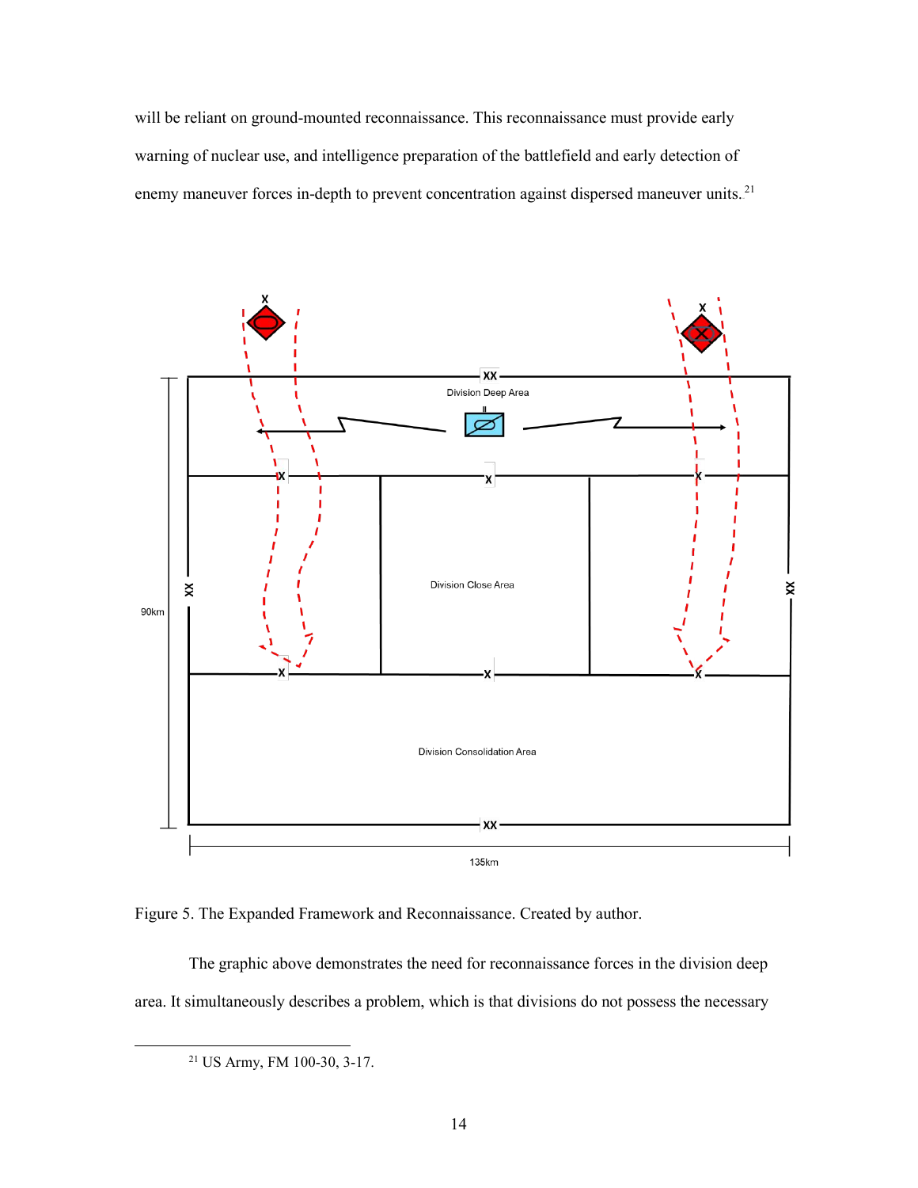will be reliant on ground-mounted reconnaissance. This reconnaissance must provide early warning of nuclear use, and intelligence preparation of the battlefield and early detection of enemy maneuver forces in-depth to prevent concentration against dispersed maneuver units.[21]

Figure 5. The Expanded Framework and Reconnaissance. Created by author.

The graphic above demonstrates the need for reconnaissance forces in the division deep area. It simultaneously describes a problem, which is that divisions do not possess the necessary

[21] US Army, FM 100-30, 3-17.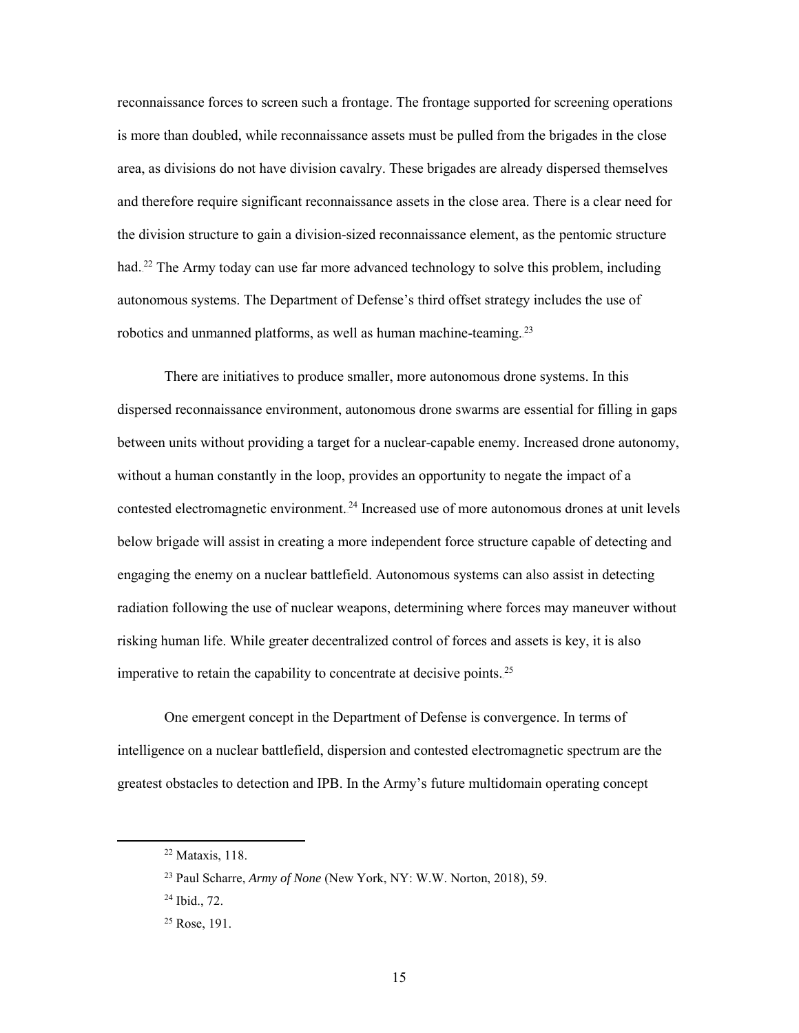reconnaissance forces to screen such a frontage. The frontage supported for screening operations is more than doubled, while reconnaissance assets must be pulled from the brigades in the close area, as divisions do not have division cavalry. These brigades are already dispersed themselves and therefore require significant reconnaissance assets in the close area. There is a clear need for the division structure to gain a division-sized reconnaissance element, as the pentomic structure had.[22] The Army today can use far more advanced technology to solve this problem, including autonomous systems. The Department of Defense's third offset strategy includes the use of robotics and unmanned platforms, as well as human machine-teaming.[23]

There are initiatives to produce smaller, more autonomous drone systems. In this dispersed reconnaissance environment, autonomous drone swarms are essential for filling in gaps between units without providing a target for a nuclear-capable enemy. Increased drone autonomy, without a human constantly in the loop, provides an opportunity to negate the impact of a contested electromagnetic environment.[24] Increased use of more autonomous drones at unit levels below brigade will assist in creating a more independent force structure capable of detecting and engaging the enemy on a nuclear battlefield. Autonomous systems can also assist in detecting radiation following the use of nuclear weapons, determining where forces may maneuver without risking human life. While greater decentralized control of forces and assets is key, it is also imperative to retain the capability to concentrate at decisive points.[25]

One emergent concept in the Department of Defense is convergence. In terms of intelligence on a nuclear battlefield, dispersion and contested electromagnetic spectrum are the greatest obstacles to detection and IPB. In the Army's future multidomain operating concept

---

[22] Mataxis, 118.

[23] Paul Scharre, *Army of None* (New York, NY: W.W. Norton, 2018), 59.

[24] Ibid., 72.

[25] Rose, 191.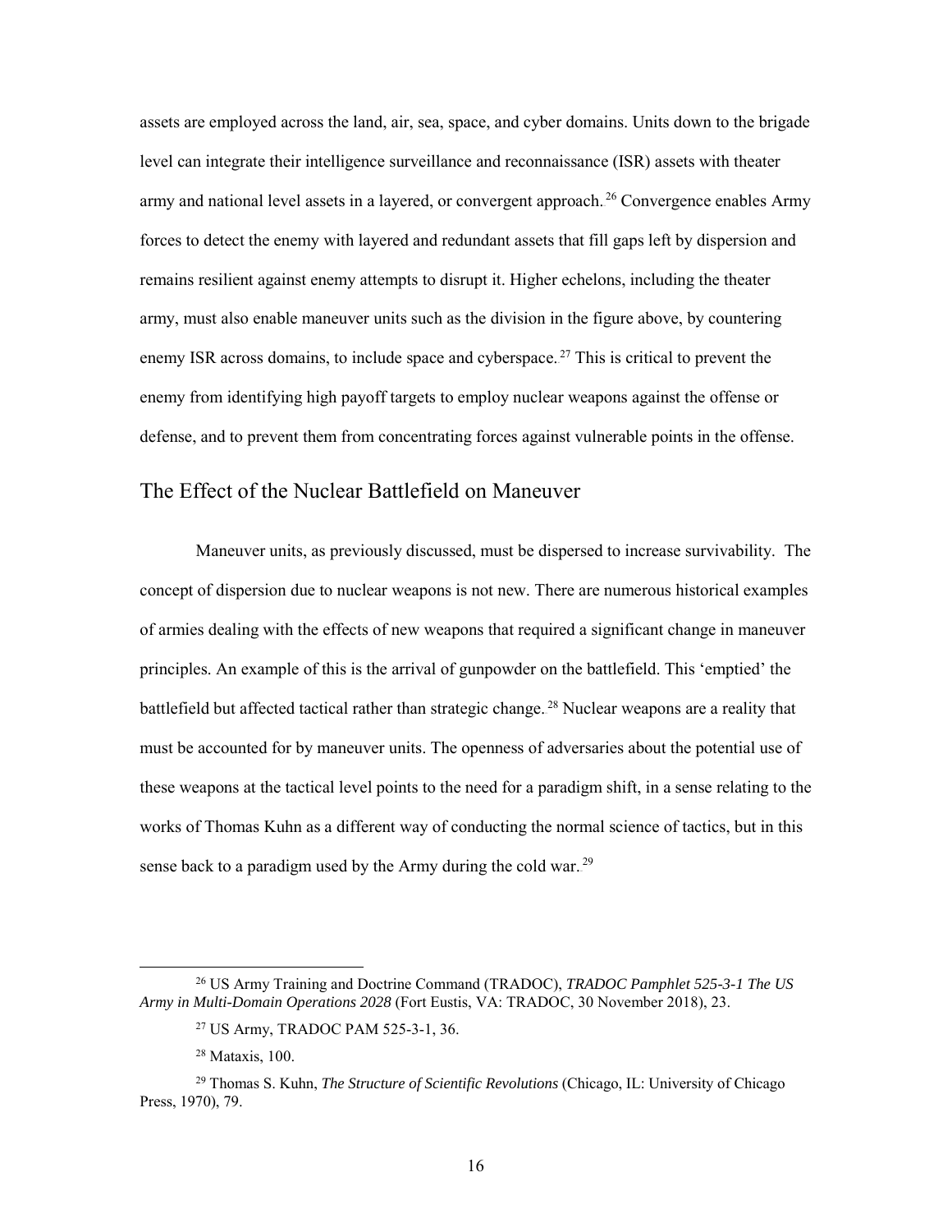assets are employed across the land, air, sea, space, and cyber domains. Units down to the brigade level can integrate their intelligence surveillance and reconnaissance (ISR) assets with theater army and national level assets in a layered, or convergent approach.[26] Convergence enables Army forces to detect the enemy with layered and redundant assets that fill gaps left by dispersion and remains resilient against enemy attempts to disrupt it. Higher echelons, including the theater army, must also enable maneuver units such as the division in the figure above, by countering enemy ISR across domains, to include space and cyberspace.[27] This is critical to prevent the enemy from identifying high payoff targets to employ nuclear weapons against the offense or defense, and to prevent them from concentrating forces against vulnerable points in the offense.

## The Effect of the Nuclear Battlefield on Maneuver

Maneuver units, as previously discussed, must be dispersed to increase survivability. The concept of dispersion due to nuclear weapons is not new. There are numerous historical examples of armies dealing with the effects of new weapons that required a significant change in maneuver principles. An example of this is the arrival of gunpowder on the battlefield. This 'emptied' the battlefield but affected tactical rather than strategic change.[28] Nuclear weapons are a reality that must be accounted for by maneuver units. The openness of adversaries about the potential use of these weapons at the tactical level points to the need for a paradigm shift, in a sense relating to the works of Thomas Kuhn as a different way of conducting the normal science of tactics, but in this sense back to a paradigm used by the Army during the cold war.[29]

---

[26] US Army Training and Doctrine Command (TRADOC), *TRADOC Pamphlet 525-3-1 The US Army in Multi-Domain Operations 2028* (Fort Eustis, VA: TRADOC, 30 November 2018), 23.

[27] US Army, TRADOC PAM 525-3-1, 36.

[28] Mataxis, 100.

[29] Thomas S. Kuhn, *The Structure of Scientific Revolutions* (Chicago, IL: University of Chicago Press, 1970), 79.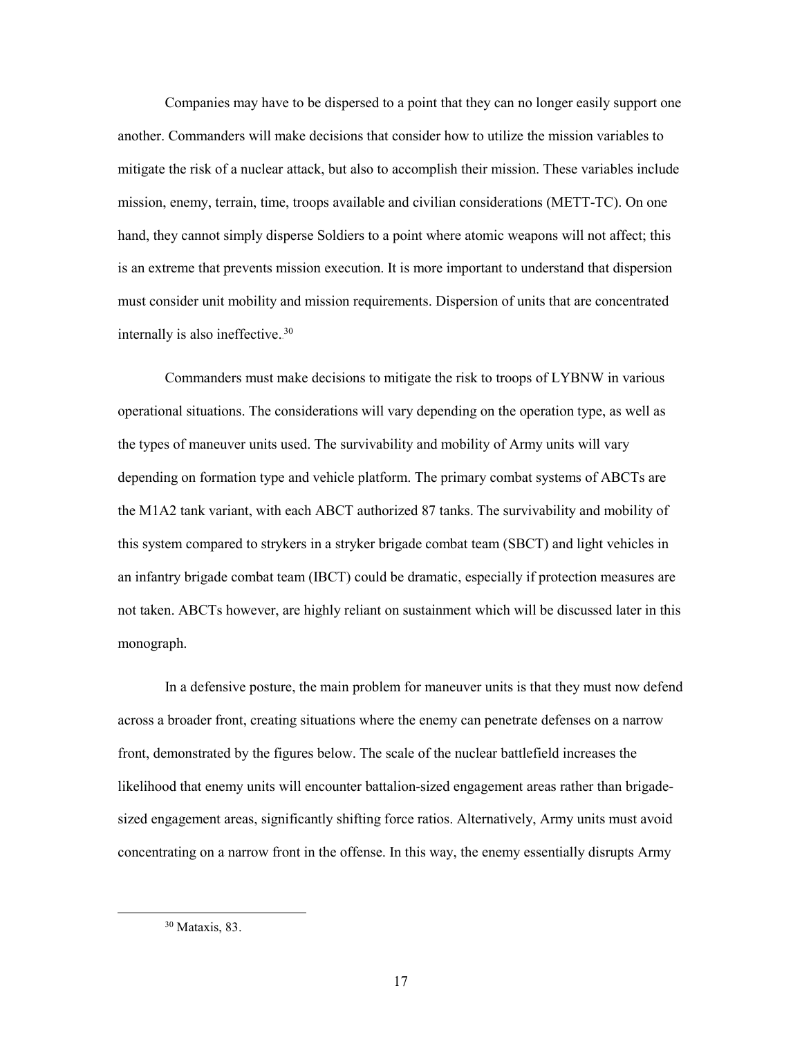Companies may have to be dispersed to a point that they can no longer easily support one another. Commanders will make decisions that consider how to utilize the mission variables to mitigate the risk of a nuclear attack, but also to accomplish their mission. These variables include mission, enemy, terrain, time, troops available and civilian considerations (METT-TC). On one hand, they cannot simply disperse Soldiers to a point where atomic weapons will not affect; this is an extreme that prevents mission execution. It is more important to understand that dispersion must consider unit mobility and mission requirements. Dispersion of units that are concentrated internally is also ineffective.[30]

Commanders must make decisions to mitigate the risk to troops of LYBNW in various operational situations. The considerations will vary depending on the operation type, as well as the types of maneuver units used. The survivability and mobility of Army units will vary depending on formation type and vehicle platform. The primary combat systems of ABCTs are the M1A2 tank variant, with each ABCT authorized 87 tanks. The survivability and mobility of this system compared to strykers in a stryker brigade combat team (SBCT) and light vehicles in an infantry brigade combat team (IBCT) could be dramatic, especially if protection measures are not taken. ABCTs however, are highly reliant on sustainment which will be discussed later in this monograph.

In a defensive posture, the main problem for maneuver units is that they must now defend across a broader front, creating situations where the enemy can penetrate defenses on a narrow front, demonstrated by the figures below. The scale of the nuclear battlefield increases the likelihood that enemy units will encounter battalion-sized engagement areas rather than brigade-sized engagement areas, significantly shifting force ratios. Alternatively, Army units must avoid concentrating on a narrow front in the offense. In this way, the enemy essentially disrupts Army

---

[30] Mataxis, 83.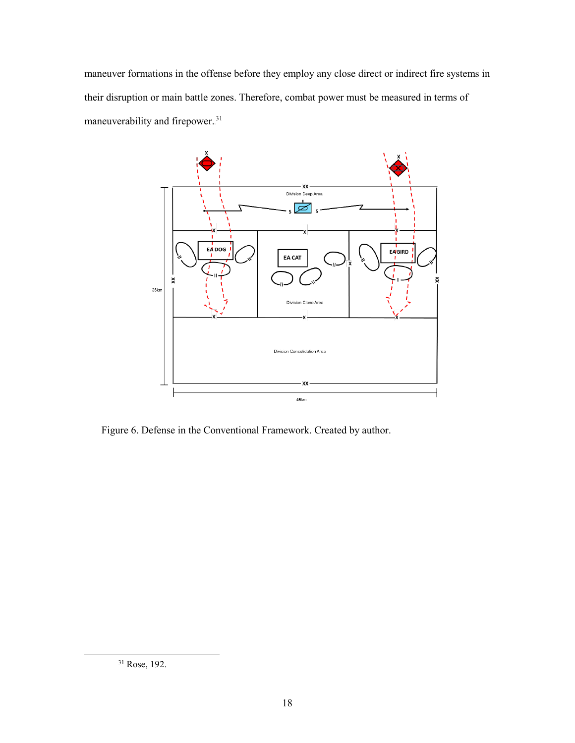maneuver formations in the offense before they employ any close direct or indirect fire systems in their disruption or main battle zones. Therefore, combat power must be measured in terms of maneuverability and firepower.[31]

Figure 6. Defense in the Conventional Framework. Created by author.

[31] Rose, 192.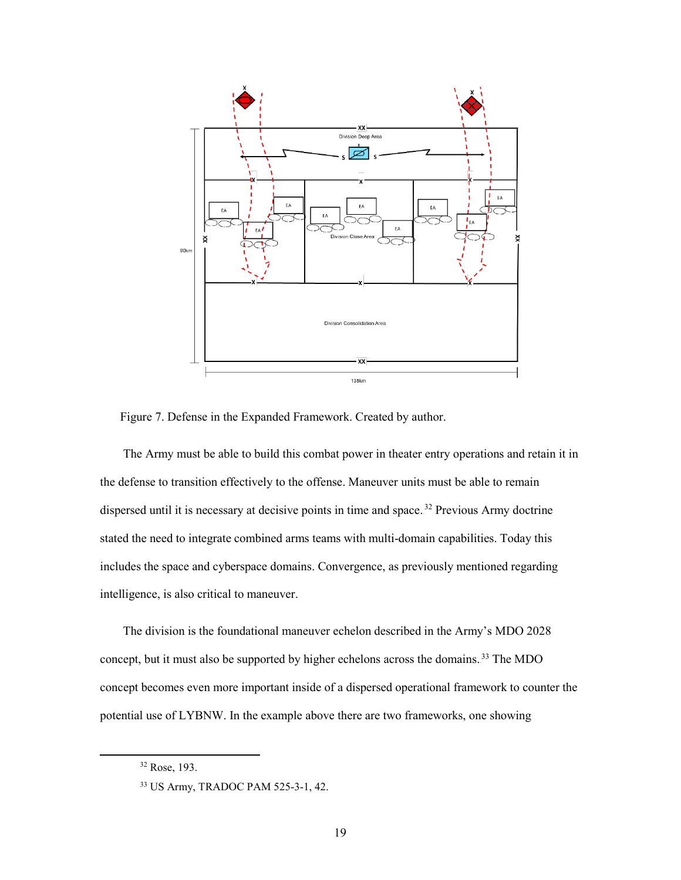Figure 7. Defense in the Expanded Framework. Created by author.

The Army must be able to build this combat power in theater entry operations and retain it in the defense to transition effectively to the offense. Maneuver units must be able to remain dispersed until it is necessary at decisive points in time and space.[32] Previous Army doctrine stated the need to integrate combined arms teams with multi-domain capabilities. Today this includes the space and cyberspace domains. Convergence, as previously mentioned regarding intelligence, is also critical to maneuver.

The division is the foundational maneuver echelon described in the Army's MDO 2028 concept, but it must also be supported by higher echelons across the domains.[33] The MDO concept becomes even more important inside of a dispersed operational framework to counter the potential use of LYBNW. In the example above there are two frameworks, one showing

---

[32] Rose, 193.

[33] US Army, TRADOC PAM 525-3-1, 42.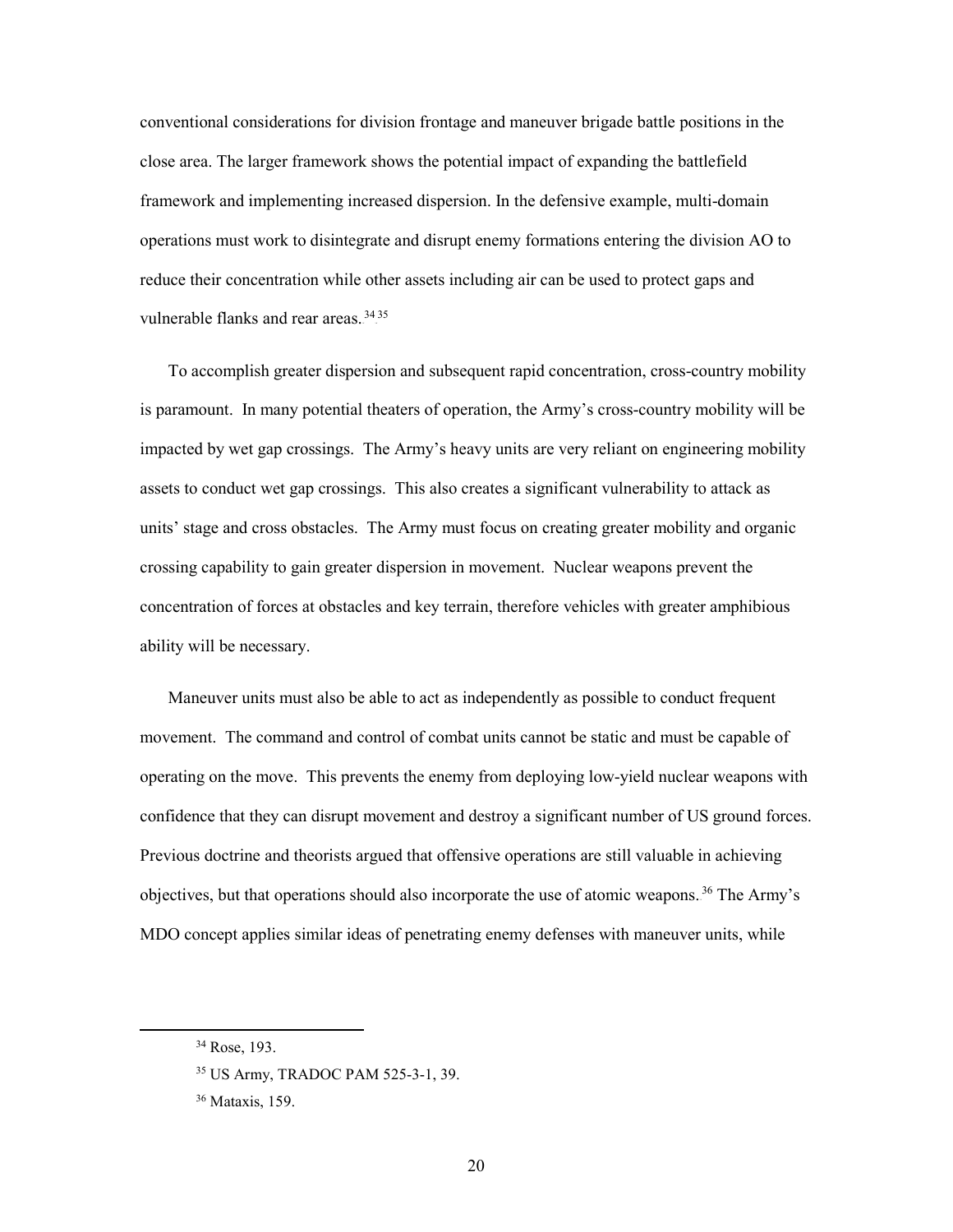conventional considerations for division frontage and maneuver brigade battle positions in the close area. The larger framework shows the potential impact of expanding the battlefield framework and implementing increased dispersion. In the defensive example, multi-domain operations must work to disintegrate and disrupt enemy formations entering the division AO to reduce their concentration while other assets including air can be used to protect gaps and vulnerable flanks and rear areas.[34,35]

To accomplish greater dispersion and subsequent rapid concentration, cross-country mobility is paramount. In many potential theaters of operation, the Army's cross-country mobility will be impacted by wet gap crossings. The Army's heavy units are very reliant on engineering mobility assets to conduct wet gap crossings. This also creates a significant vulnerability to attack as units' stage and cross obstacles. The Army must focus on creating greater mobility and organic crossing capability to gain greater dispersion in movement. Nuclear weapons prevent the concentration of forces at obstacles and key terrain, therefore vehicles with greater amphibious ability will be necessary.

Maneuver units must also be able to act as independently as possible to conduct frequent movement. The command and control of combat units cannot be static and must be capable of operating on the move. This prevents the enemy from deploying low-yield nuclear weapons with confidence that they can disrupt movement and destroy a significant number of US ground forces. Previous doctrine and theorists argued that offensive operations are still valuable in achieving objectives, but that operations should also incorporate the use of atomic weapons.[36] The Army's MDO concept applies similar ideas of penetrating enemy defenses with maneuver units, while

---

[34] Rose, 193.

[35] US Army, TRADOC PAM 525-3-1, 39.

[36] Mataxis, 159.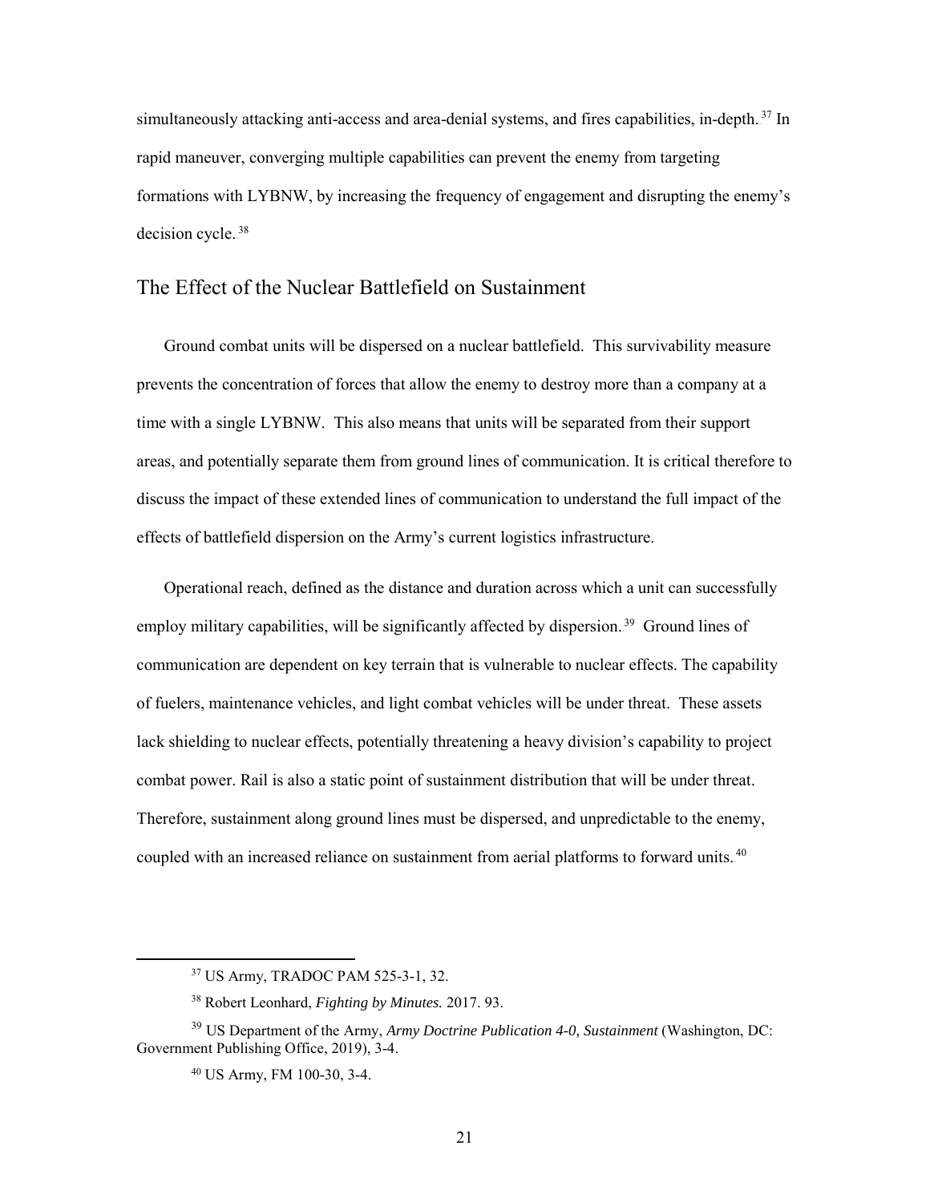simultaneously attacking anti-access and area-denial systems, and fires capabilities, in-depth.[37] In rapid maneuver, converging multiple capabilities can prevent the enemy from targeting formations with LYBNW, by increasing the frequency of engagement and disrupting the enemy's decision cycle.[38]

## The Effect of the Nuclear Battlefield on Sustainment

Ground combat units will be dispersed on a nuclear battlefield. This survivability measure prevents the concentration of forces that allow the enemy to destroy more than a company at a time with a single LYBNW. This also means that units will be separated from their support areas, and potentially separate them from ground lines of communication. It is critical therefore to discuss the impact of these extended lines of communication to understand the full impact of the effects of battlefield dispersion on the Army's current logistics infrastructure.

Operational reach, defined as the distance and duration across which a unit can successfully employ military capabilities, will be significantly affected by dispersion.[39] Ground lines of communication are dependent on key terrain that is vulnerable to nuclear effects. The capability of fuelers, maintenance vehicles, and light combat vehicles will be under threat. These assets lack shielding to nuclear effects, potentially threatening a heavy division's capability to project combat power. Rail is also a static point of sustainment distribution that will be under threat. Therefore, sustainment along ground lines must be dispersed, and unpredictable to the enemy, coupled with an increased reliance on sustainment from aerial platforms to forward units.[40]

---

[37] US Army, TRADOC PAM 525-3-1, 32.

[38] Robert Leonhard, *Fighting by Minutes.* 2017. 93.

[39] US Department of the Army, *Army Doctrine Publication 4-0, Sustainment* (Washington, DC: Government Publishing Office, 2019), 3-4.

[40] US Army, FM 100-30, 3-4.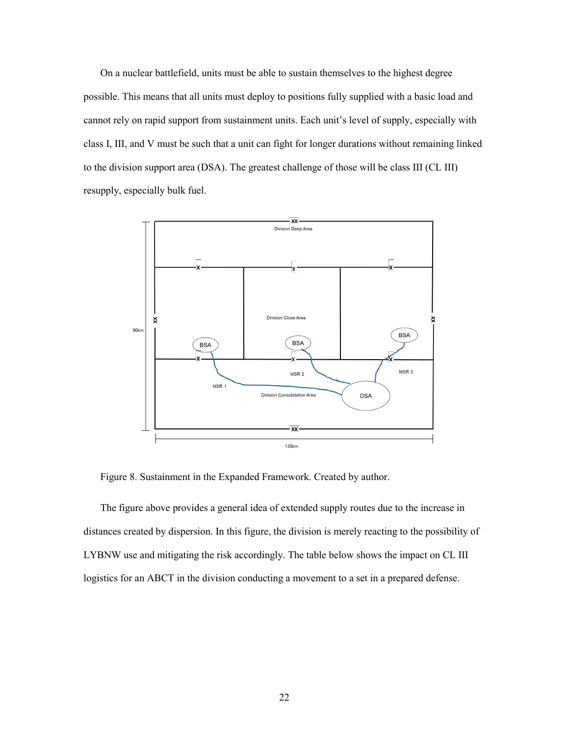On a nuclear battlefield, units must be able to sustain themselves to the highest degree possible. This means that all units must deploy to positions fully supplied with a basic load and cannot rely on rapid support from sustainment units. Each unit's level of supply, especially with class I, III, and V must be such that a unit can fight for longer durations without remaining linked to the division support area (DSA). The greatest challenge of those will be class III (CL III) resupply, especially bulk fuel.

Figure 8. Sustainment in the Expanded Framework. Created by author.

The figure above provides a general idea of extended supply routes due to the increase in distances created by dispersion. In this figure, the division is merely reacting to the possibility of LYBNW use and mitigating the risk accordingly. The table below shows the impact on CL III logistics for an ABCT in the division conducting a movement to a set in a prepared defense.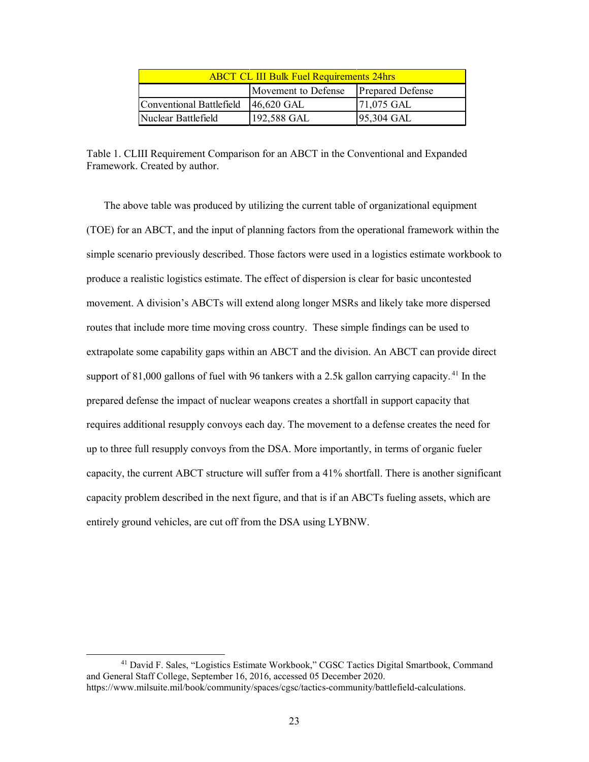| ABCT CL III Bulk Fuel Requirements 24hrs | | |
|---|---|---|
| | Movement to Defense | Prepared Defense |
| Conventional Battlefield | 46,620 GAL | 71,075 GAL |
| Nuclear Battlefield | 192,588 GAL | 95,304 GAL |

Table 1. CLIII Requirement Comparison for an ABCT in the Conventional and Expanded Framework. Created by author.

The above table was produced by utilizing the current table of organizational equipment (TOE) for an ABCT, and the input of planning factors from the operational framework within the simple scenario previously described. Those factors were used in a logistics estimate workbook to produce a realistic logistics estimate. The effect of dispersion is clear for basic uncontested movement. A division's ABCTs will extend along longer MSRs and likely take more dispersed routes that include more time moving cross country. These simple findings can be used to extrapolate some capability gaps within an ABCT and the division. An ABCT can provide direct support of 81,000 gallons of fuel with 96 tankers with a 2.5k gallon carrying capacity.[41] In the prepared defense the impact of nuclear weapons creates a shortfall in support capacity that requires additional resupply convoys each day. The movement to a defense creates the need for up to three full resupply convoys from the DSA. More importantly, in terms of organic fueler capacity, the current ABCT structure will suffer from a 41% shortfall. There is another significant capacity problem described in the next figure, and that is if an ABCTs fueling assets, which are entirely ground vehicles, are cut off from the DSA using LYBNW.

[41] David F. Sales, "Logistics Estimate Workbook," CGSC Tactics Digital Smartbook, Command and General Staff College, September 16, 2016, accessed 05 December 2020. https://www.milsuite.mil/book/community/spaces/cgsc/tactics-community/battlefield-calculations.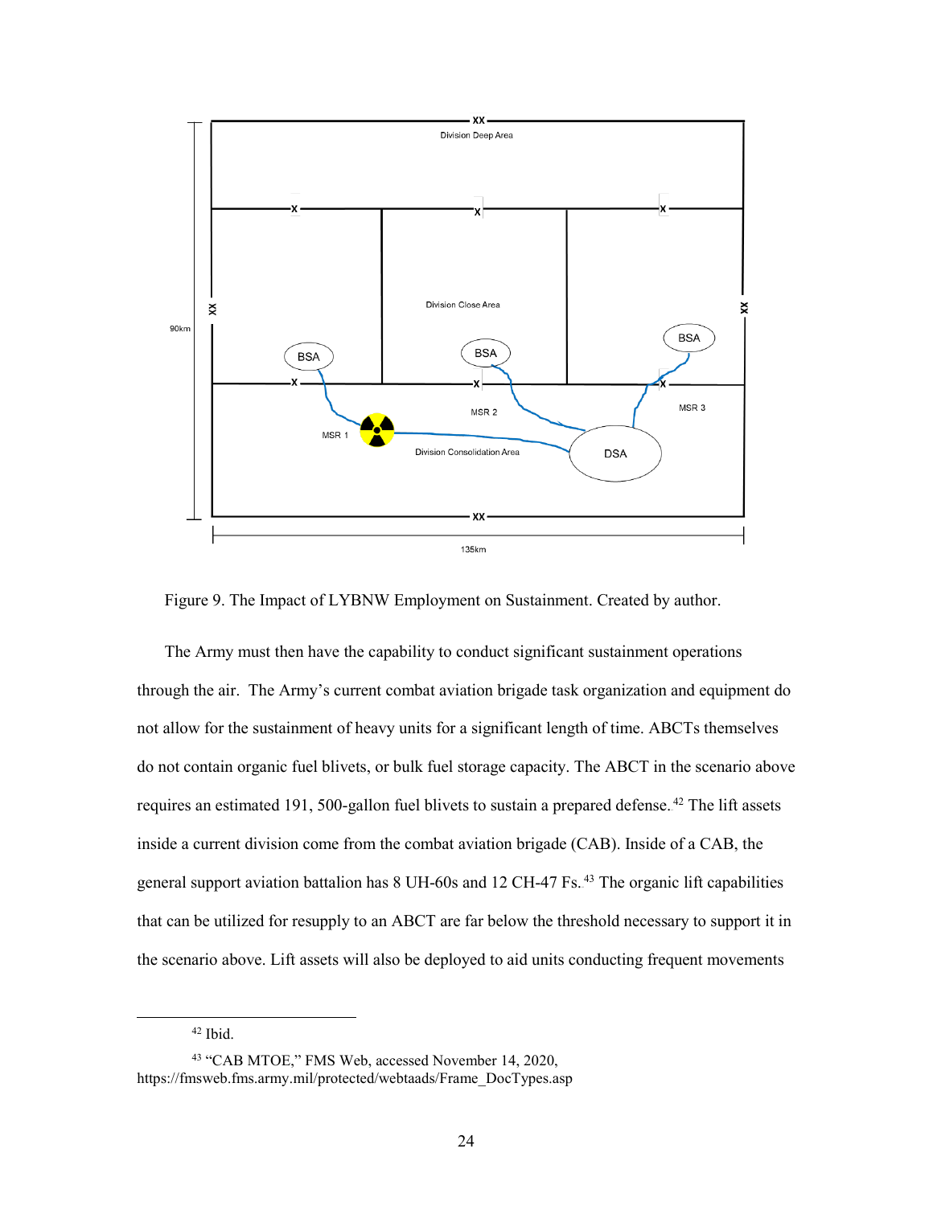Figure 9. The Impact of LYBNW Employment on Sustainment. Created by author.

The Army must then have the capability to conduct significant sustainment operations through the air. The Army's current combat aviation brigade task organization and equipment do not allow for the sustainment of heavy units for a significant length of time. ABCTs themselves do not contain organic fuel blivets, or bulk fuel storage capacity. The ABCT in the scenario above requires an estimated 191, 500-gallon fuel blivets to sustain a prepared defense.[42] The lift assets inside a current division come from the combat aviation brigade (CAB). Inside of a CAB, the general support aviation battalion has 8 UH-60s and 12 CH-47 Fs.[43] The organic lift capabilities that can be utilized for resupply to an ABCT are far below the threshold necessary to support it in the scenario above. Lift assets will also be deployed to aid units conducting frequent movements

---

[42] Ibid.

[43] "CAB MTOE," FMS Web, accessed November 14, 2020, https://fmsweb.fms.army.mil/protected/webtaads/Frame_DocTypes.asp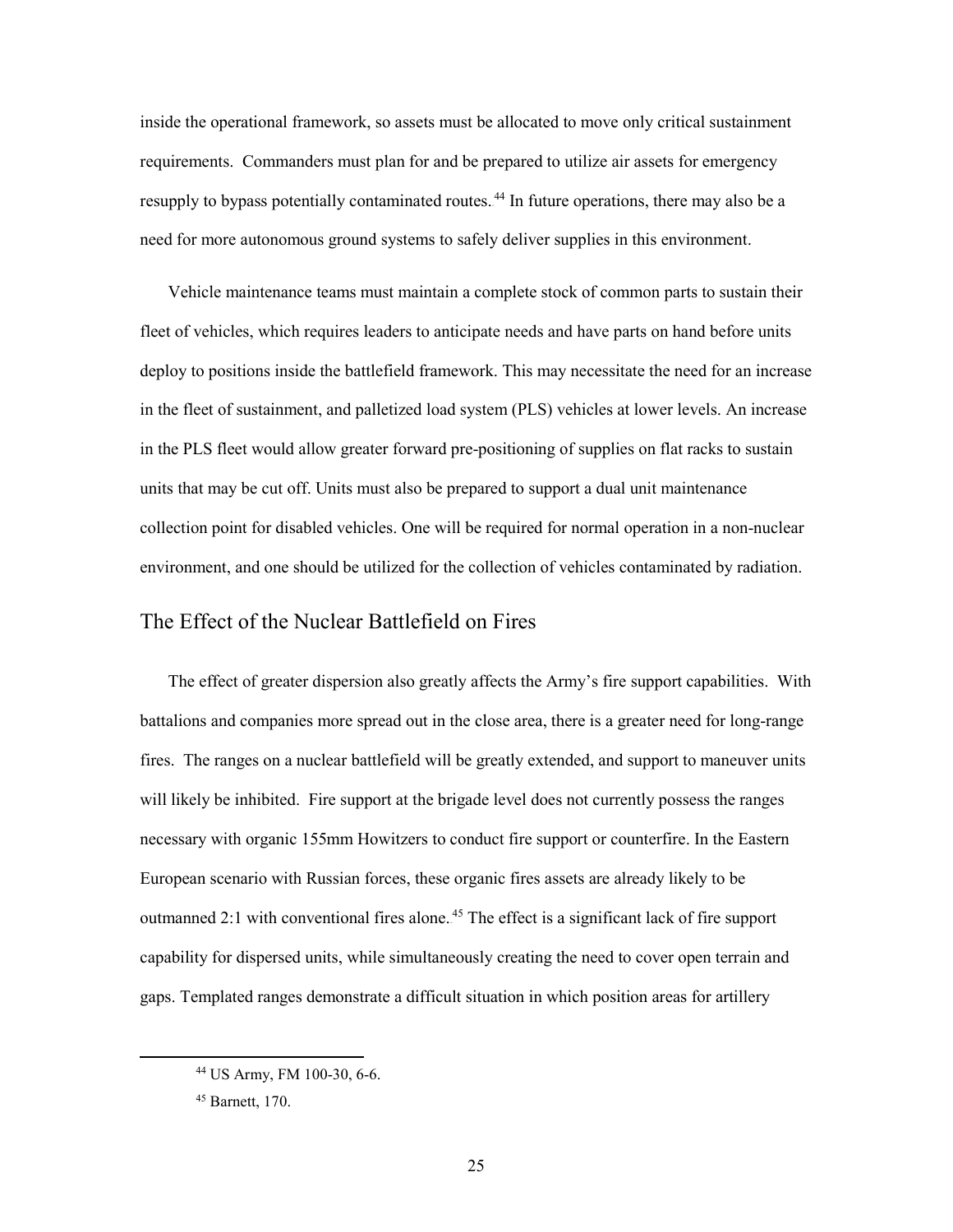inside the operational framework, so assets must be allocated to move only critical sustainment requirements. Commanders must plan for and be prepared to utilize air assets for emergency resupply to bypass potentially contaminated routes.[44] In future operations, there may also be a need for more autonomous ground systems to safely deliver supplies in this environment.

Vehicle maintenance teams must maintain a complete stock of common parts to sustain their fleet of vehicles, which requires leaders to anticipate needs and have parts on hand before units deploy to positions inside the battlefield framework. This may necessitate the need for an increase in the fleet of sustainment, and palletized load system (PLS) vehicles at lower levels. An increase in the PLS fleet would allow greater forward pre-positioning of supplies on flat racks to sustain units that may be cut off. Units must also be prepared to support a dual unit maintenance collection point for disabled vehicles. One will be required for normal operation in a non-nuclear environment, and one should be utilized for the collection of vehicles contaminated by radiation.

## The Effect of the Nuclear Battlefield on Fires

The effect of greater dispersion also greatly affects the Army's fire support capabilities. With battalions and companies more spread out in the close area, there is a greater need for long-range fires. The ranges on a nuclear battlefield will be greatly extended, and support to maneuver units will likely be inhibited. Fire support at the brigade level does not currently possess the ranges necessary with organic 155mm Howitzers to conduct fire support or counterfire. In the Eastern European scenario with Russian forces, these organic fires assets are already likely to be outmanned 2:1 with conventional fires alone.[45] The effect is a significant lack of fire support capability for dispersed units, while simultaneously creating the need to cover open terrain and gaps. Templated ranges demonstrate a difficult situation in which position areas for artillery

[44] US Army, FM 100-30, 6-6.

[45] Barnett, 170.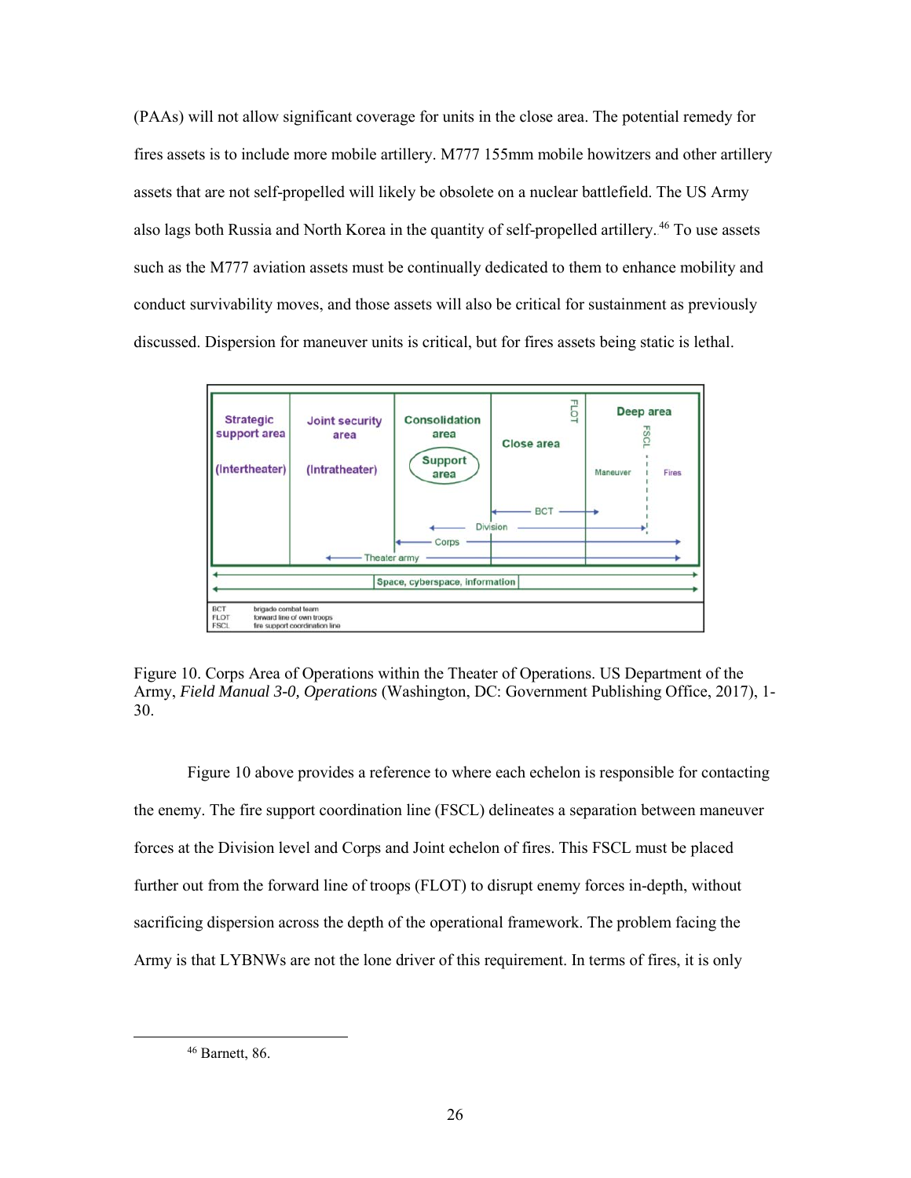(PAAs) will not allow significant coverage for units in the close area. The potential remedy for fires assets is to include more mobile artillery. M777 155mm mobile howitzers and other artillery assets that are not self-propelled will likely be obsolete on a nuclear battlefield. The US Army also lags both Russia and North Korea in the quantity of self-propelled artillery.[46] To use assets such as the M777 aviation assets must be continually dedicated to them to enhance mobility and conduct survivability moves, and those assets will also be critical for sustainment as previously discussed. Dispersion for maneuver units is critical, but for fires assets being static is lethal.

Figure 10. Corps Area of Operations within the Theater of Operations. US Department of the Army, *Field Manual 3-0, Operations* (Washington, DC: Government Publishing Office, 2017), 1-30.

Figure 10 above provides a reference to where each echelon is responsible for contacting the enemy. The fire support coordination line (FSCL) delineates a separation between maneuver forces at the Division level and Corps and Joint echelon of fires. This FSCL must be placed further out from the forward line of troops (FLOT) to disrupt enemy forces in-depth, without sacrificing dispersion across the depth of the operational framework. The problem facing the Army is that LYBNWs are not the lone driver of this requirement. In terms of fires, it is only

[46] Barnett, 86.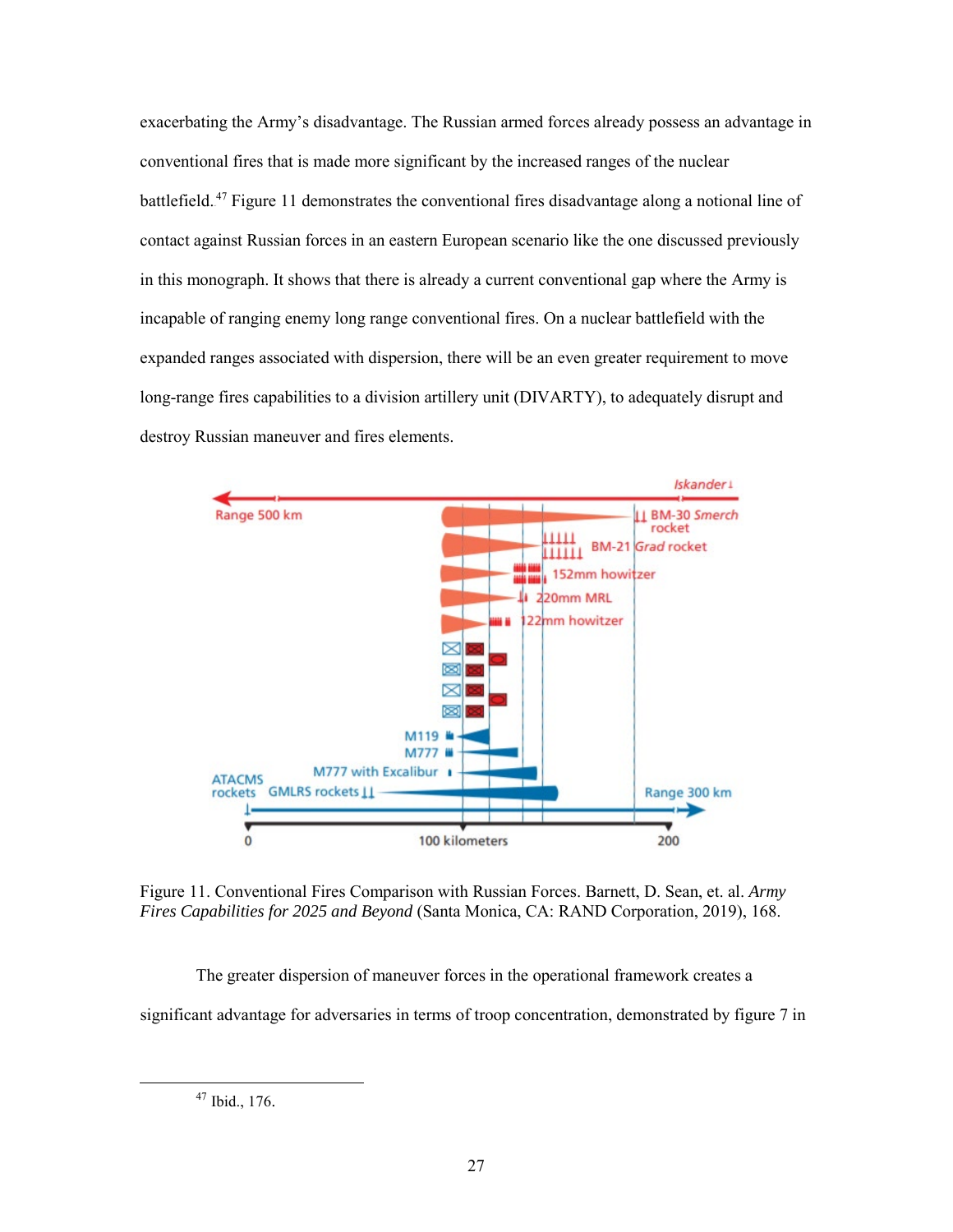exacerbating the Army's disadvantage. The Russian armed forces already possess an advantage in conventional fires that is made more significant by the increased ranges of the nuclear battlefield.[47] Figure 11 demonstrates the conventional fires disadvantage along a notional line of contact against Russian forces in an eastern European scenario like the one discussed previously in this monograph. It shows that there is already a current conventional gap where the Army is incapable of ranging enemy long range conventional fires. On a nuclear battlefield with the expanded ranges associated with dispersion, there will be an even greater requirement to move long-range fires capabilities to a division artillery unit (DIVARTY), to adequately disrupt and destroy Russian maneuver and fires elements.

Figure 11. Conventional Fires Comparison with Russian Forces. Barnett, D. Sean, et. al. *Army Fires Capabilities for 2025 and Beyond* (Santa Monica, CA: RAND Corporation, 2019), 168.

The greater dispersion of maneuver forces in the operational framework creates a significant advantage for adversaries in terms of troop concentration, demonstrated by figure 7 in

[47] Ibid., 176.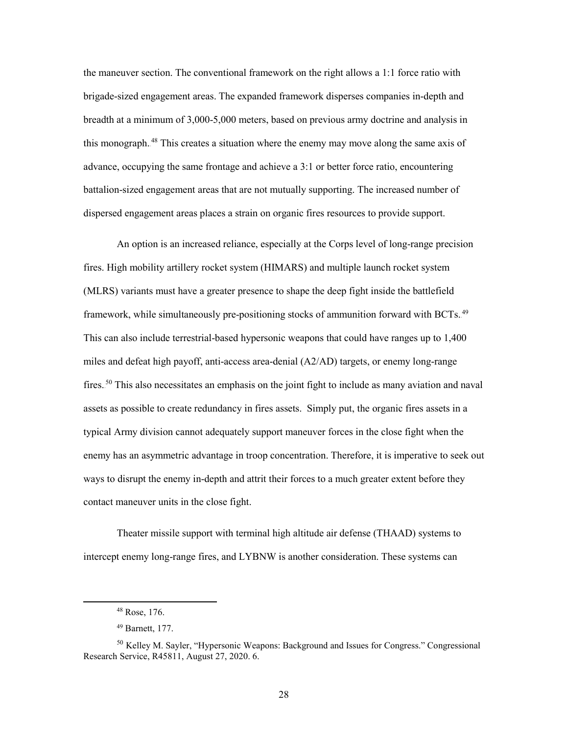the maneuver section. The conventional framework on the right allows a 1:1 force ratio with brigade-sized engagement areas. The expanded framework disperses companies in-depth and breadth at a minimum of 3,000-5,000 meters, based on previous army doctrine and analysis in this monograph.[48] This creates a situation where the enemy may move along the same axis of advance, occupying the same frontage and achieve a 3:1 or better force ratio, encountering battalion-sized engagement areas that are not mutually supporting. The increased number of dispersed engagement areas places a strain on organic fires resources to provide support.

An option is an increased reliance, especially at the Corps level of long-range precision fires. High mobility artillery rocket system (HIMARS) and multiple launch rocket system (MLRS) variants must have a greater presence to shape the deep fight inside the battlefield framework, while simultaneously pre-positioning stocks of ammunition forward with BCTs.[49] This can also include terrestrial-based hypersonic weapons that could have ranges up to 1,400 miles and defeat high payoff, anti-access area-denial (A2/AD) targets, or enemy long-range fires.[50] This also necessitates an emphasis on the joint fight to include as many aviation and naval assets as possible to create redundancy in fires assets. Simply put, the organic fires assets in a typical Army division cannot adequately support maneuver forces in the close fight when the enemy has an asymmetric advantage in troop concentration. Therefore, it is imperative to seek out ways to disrupt the enemy in-depth and attrit their forces to a much greater extent before they contact maneuver units in the close fight.

Theater missile support with terminal high altitude air defense (THAAD) systems to intercept enemy long-range fires, and LYBNW is another consideration. These systems can

---

[48] Rose, 176.

[49] Barnett, 177.

[50] Kelley M. Sayler, "Hypersonic Weapons: Background and Issues for Congress." Congressional Research Service, R45811, August 27, 2020. 6.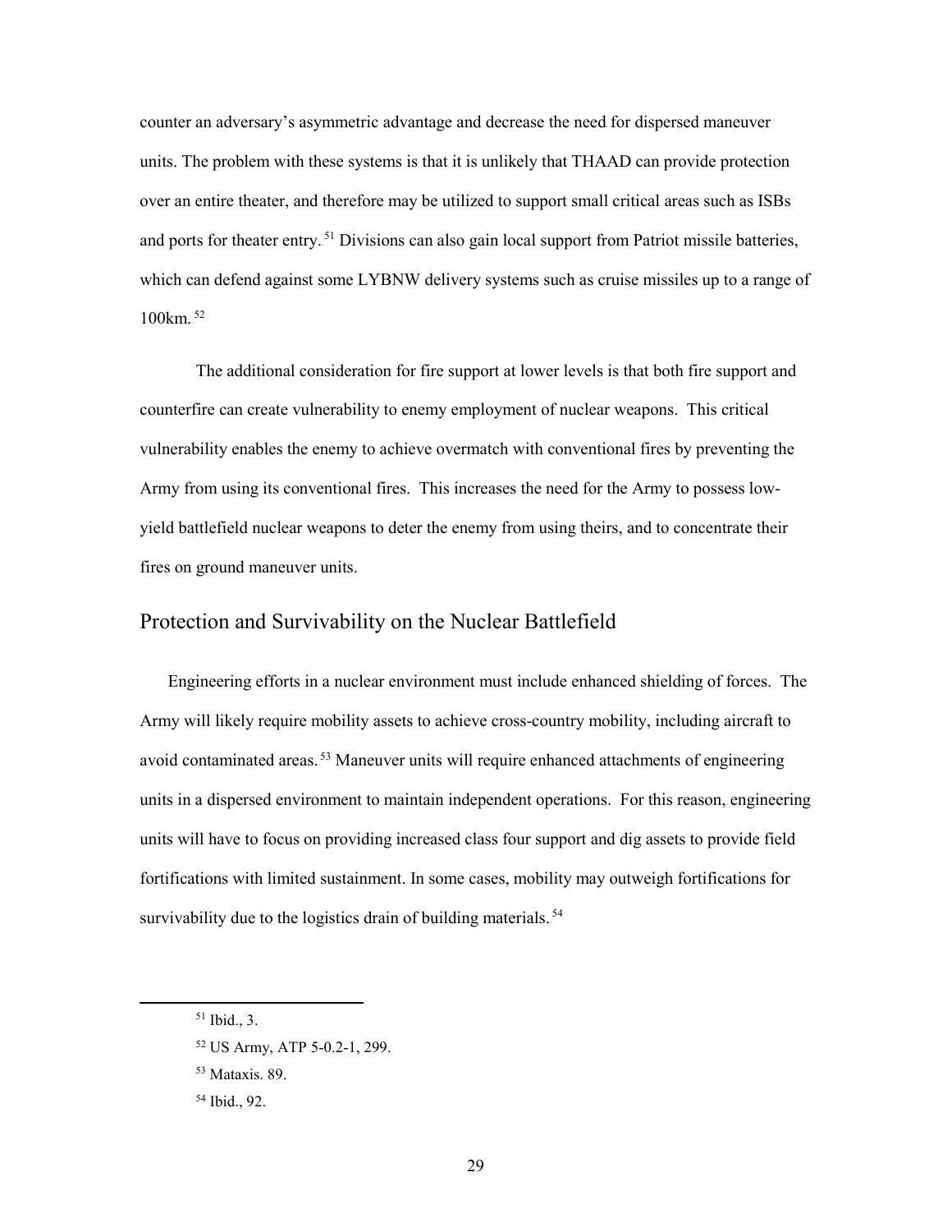counter an adversary's asymmetric advantage and decrease the need for dispersed maneuver units. The problem with these systems is that it is unlikely that THAAD can provide protection over an entire theater, and therefore may be utilized to support small critical areas such as ISBs and ports for theater entry.[51] Divisions can also gain local support from Patriot missile batteries, which can defend against some LYBNW delivery systems such as cruise missiles up to a range of 100km.[52]

The additional consideration for fire support at lower levels is that both fire support and counterfire can create vulnerability to enemy employment of nuclear weapons. This critical vulnerability enables the enemy to achieve overmatch with conventional fires by preventing the Army from using its conventional fires. This increases the need for the Army to possess low-yield battlefield nuclear weapons to deter the enemy from using theirs, and to concentrate their fires on ground maneuver units.

## Protection and Survivability on the Nuclear Battlefield

Engineering efforts in a nuclear environment must include enhanced shielding of forces. The Army will likely require mobility assets to achieve cross-country mobility, including aircraft to avoid contaminated areas.[53] Maneuver units will require enhanced attachments of engineering units in a dispersed environment to maintain independent operations. For this reason, engineering units will have to focus on providing increased class four support and dig assets to provide field fortifications with limited sustainment. In some cases, mobility may outweigh fortifications for survivability due to the logistics drain of building materials.[54]

---

[51] Ibid., 3.

[52] US Army, ATP 5-0.2-1, 299.

[53] Mataxis. 89.

[54] Ibid., 92.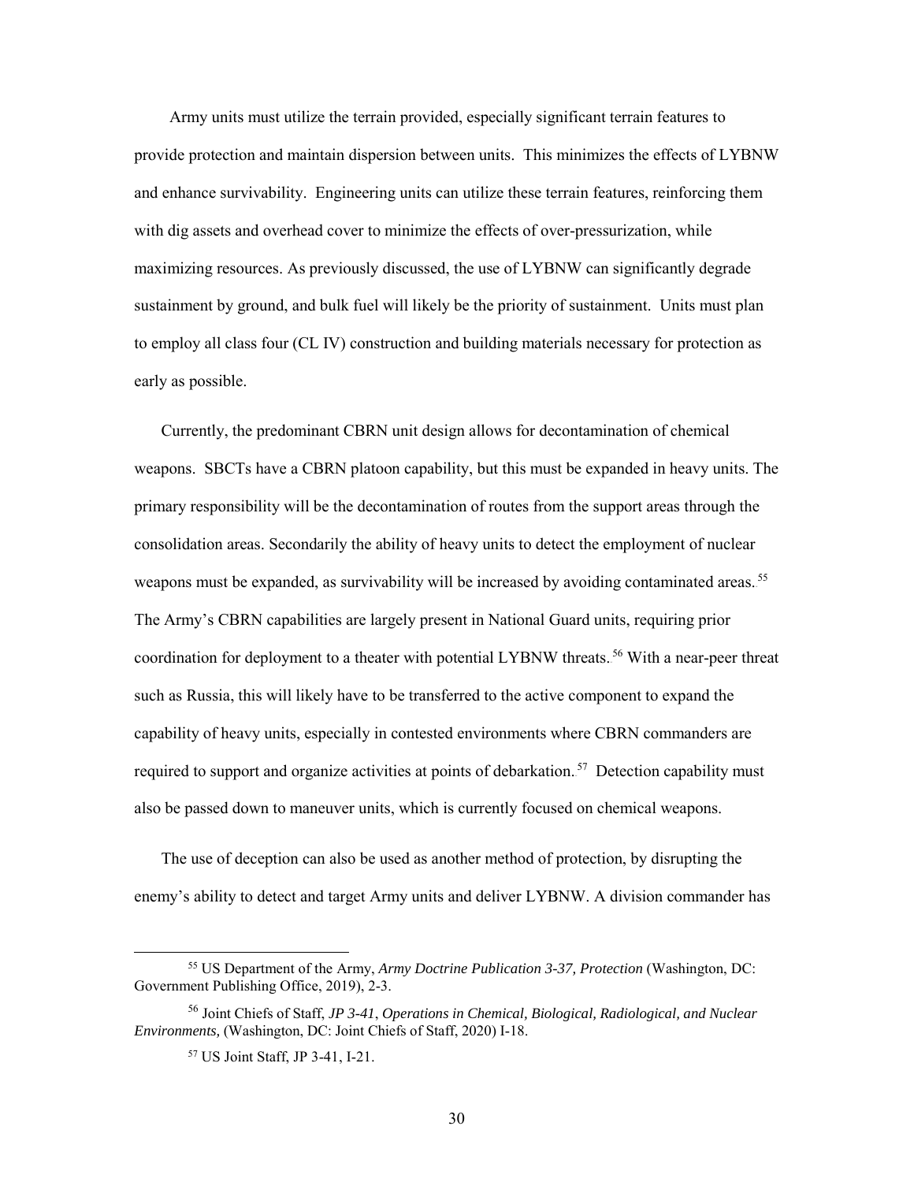Army units must utilize the terrain provided, especially significant terrain features to provide protection and maintain dispersion between units. This minimizes the effects of LYBNW and enhance survivability. Engineering units can utilize these terrain features, reinforcing them with dig assets and overhead cover to minimize the effects of over-pressurization, while maximizing resources. As previously discussed, the use of LYBNW can significantly degrade sustainment by ground, and bulk fuel will likely be the priority of sustainment. Units must plan to employ all class four (CL IV) construction and building materials necessary for protection as early as possible.

Currently, the predominant CBRN unit design allows for decontamination of chemical weapons. SBCTs have a CBRN platoon capability, but this must be expanded in heavy units. The primary responsibility will be the decontamination of routes from the support areas through the consolidation areas. Secondarily the ability of heavy units to detect the employment of nuclear weapons must be expanded, as survivability will be increased by avoiding contaminated areas.[55] The Army's CBRN capabilities are largely present in National Guard units, requiring prior coordination for deployment to a theater with potential LYBNW threats.[56] With a near-peer threat such as Russia, this will likely have to be transferred to the active component to expand the capability of heavy units, especially in contested environments where CBRN commanders are required to support and organize activities at points of debarkation.[57] Detection capability must also be passed down to maneuver units, which is currently focused on chemical weapons.

The use of deception can also be used as another method of protection, by disrupting the enemy's ability to detect and target Army units and deliver LYBNW. A division commander has

---

[55] US Department of the Army, *Army Doctrine Publication 3-37, Protection* (Washington, DC: Government Publishing Office, 2019), 2-3.

[56] Joint Chiefs of Staff, *JP 3-41*, *Operations in Chemical, Biological, Radiological, and Nuclear Environments,* (Washington, DC: Joint Chiefs of Staff, 2020) I-18.

[57] US Joint Staff, JP 3-41, I-21.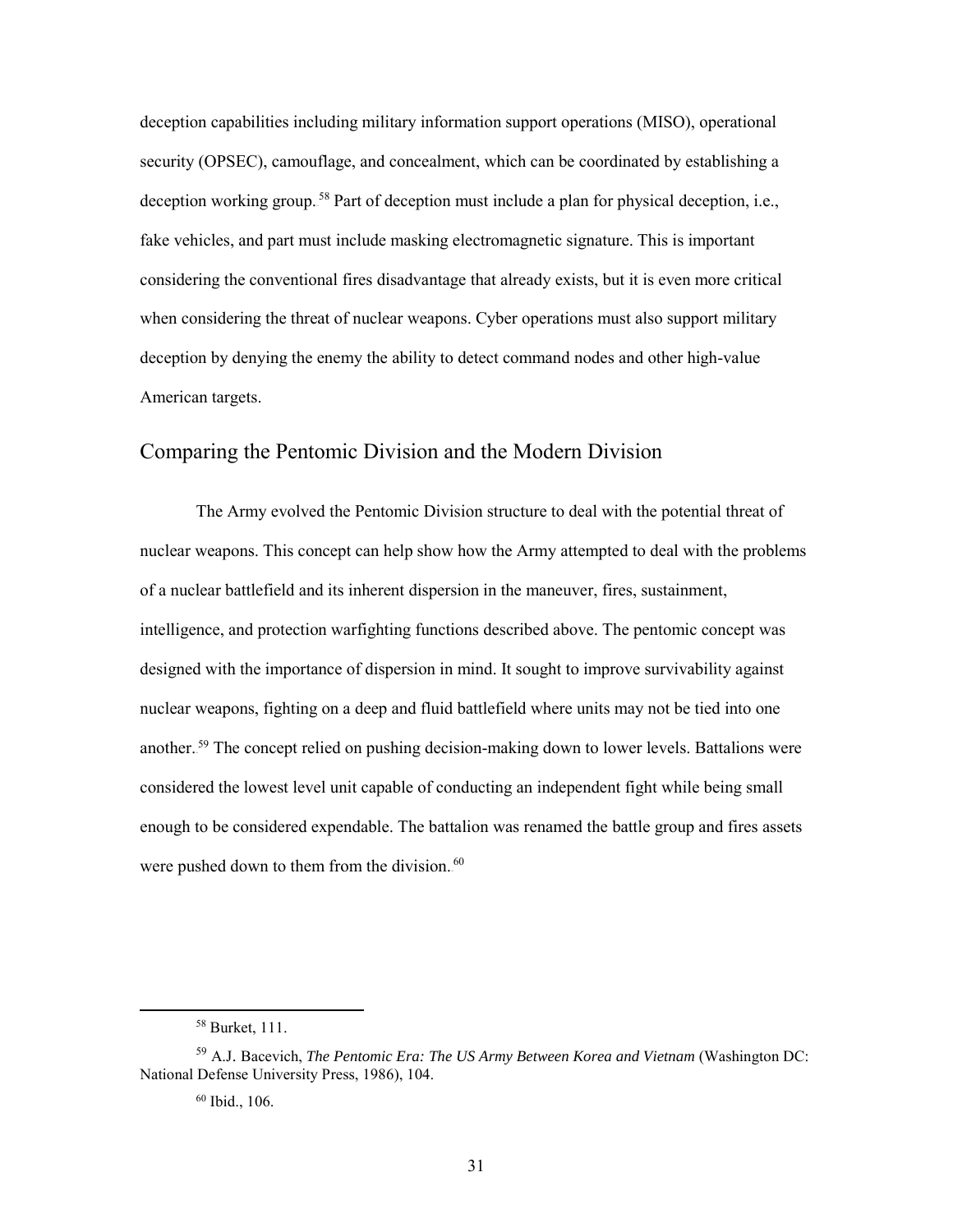deception capabilities including military information support operations (MISO), operational security (OPSEC), camouflage, and concealment, which can be coordinated by establishing a deception working group.[58] Part of deception must include a plan for physical deception, i.e., fake vehicles, and part must include masking electromagnetic signature. This is important considering the conventional fires disadvantage that already exists, but it is even more critical when considering the threat of nuclear weapons. Cyber operations must also support military deception by denying the enemy the ability to detect command nodes and other high-value American targets.

## Comparing the Pentomic Division and the Modern Division

The Army evolved the Pentomic Division structure to deal with the potential threat of nuclear weapons. This concept can help show how the Army attempted to deal with the problems of a nuclear battlefield and its inherent dispersion in the maneuver, fires, sustainment, intelligence, and protection warfighting functions described above. The pentomic concept was designed with the importance of dispersion in mind. It sought to improve survivability against nuclear weapons, fighting on a deep and fluid battlefield where units may not be tied into one another.[59] The concept relied on pushing decision-making down to lower levels. Battalions were considered the lowest level unit capable of conducting an independent fight while being small enough to be considered expendable. The battalion was renamed the battle group and fires assets were pushed down to them from the division.[60]

---

[58] Burket, 111.

[59] A.J. Bacevich, *The Pentomic Era: The US Army Between Korea and Vietnam* (Washington DC: National Defense University Press, 1986), 104.

[60] Ibid., 106.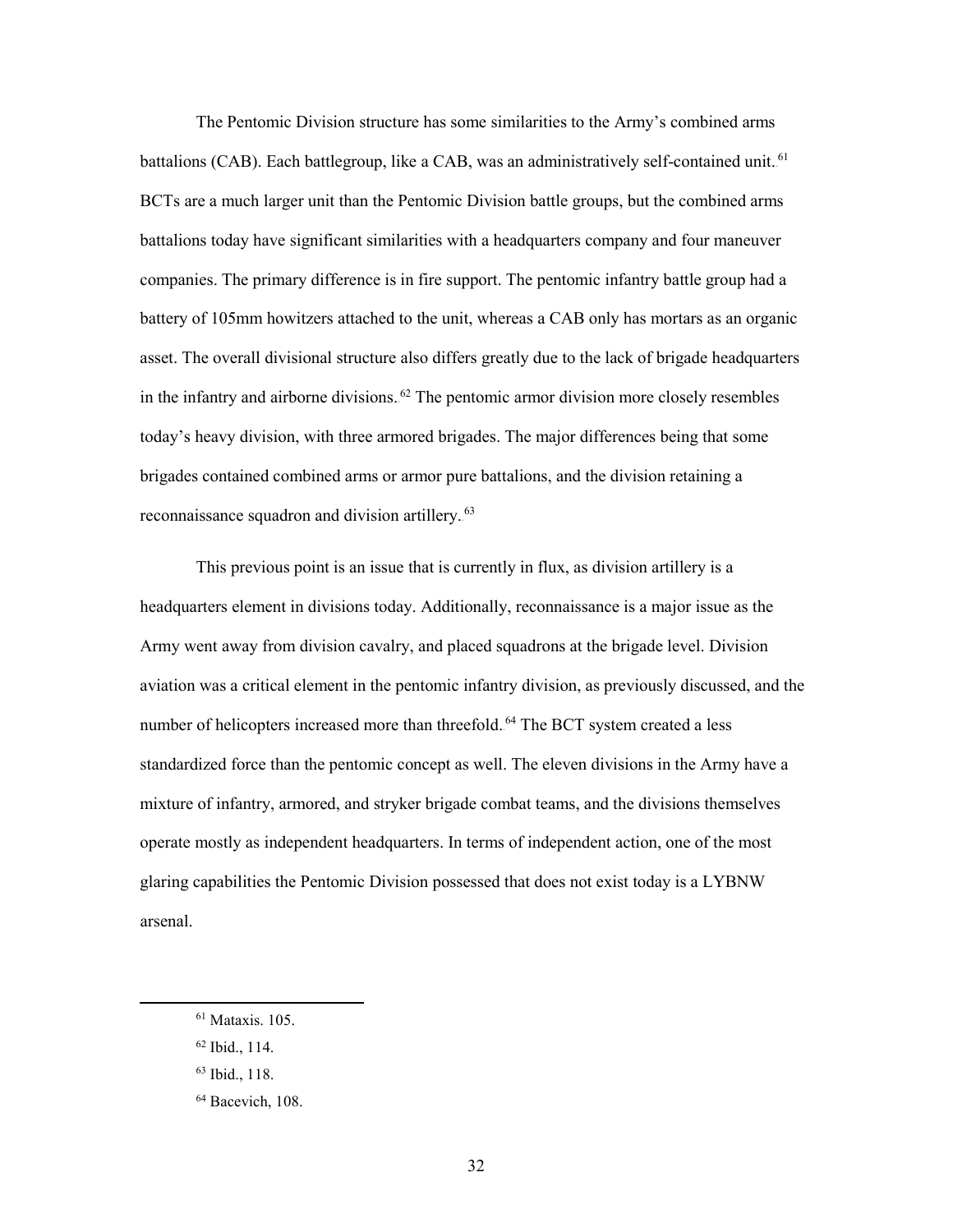The Pentomic Division structure has some similarities to the Army's combined arms battalions (CAB). Each battlegroup, like a CAB, was an administratively self-contained unit.[61] BCTs are a much larger unit than the Pentomic Division battle groups, but the combined arms battalions today have significant similarities with a headquarters company and four maneuver companies. The primary difference is in fire support. The pentomic infantry battle group had a battery of 105mm howitzers attached to the unit, whereas a CAB only has mortars as an organic asset. The overall divisional structure also differs greatly due to the lack of brigade headquarters in the infantry and airborne divisions.[62] The pentomic armor division more closely resembles today's heavy division, with three armored brigades. The major differences being that some brigades contained combined arms or armor pure battalions, and the division retaining a reconnaissance squadron and division artillery.[63]

This previous point is an issue that is currently in flux, as division artillery is a headquarters element in divisions today. Additionally, reconnaissance is a major issue as the Army went away from division cavalry, and placed squadrons at the brigade level. Division aviation was a critical element in the pentomic infantry division, as previously discussed, and the number of helicopters increased more than threefold.[64] The BCT system created a less standardized force than the pentomic concept as well. The eleven divisions in the Army have a mixture of infantry, armored, and stryker brigade combat teams, and the divisions themselves operate mostly as independent headquarters. In terms of independent action, one of the most glaring capabilities the Pentomic Division possessed that does not exist today is a LYBNW arsenal.

---

[61] Mataxis. 105.

[62] Ibid., 114.

[63] Ibid., 118.

[64] Bacevich, 108.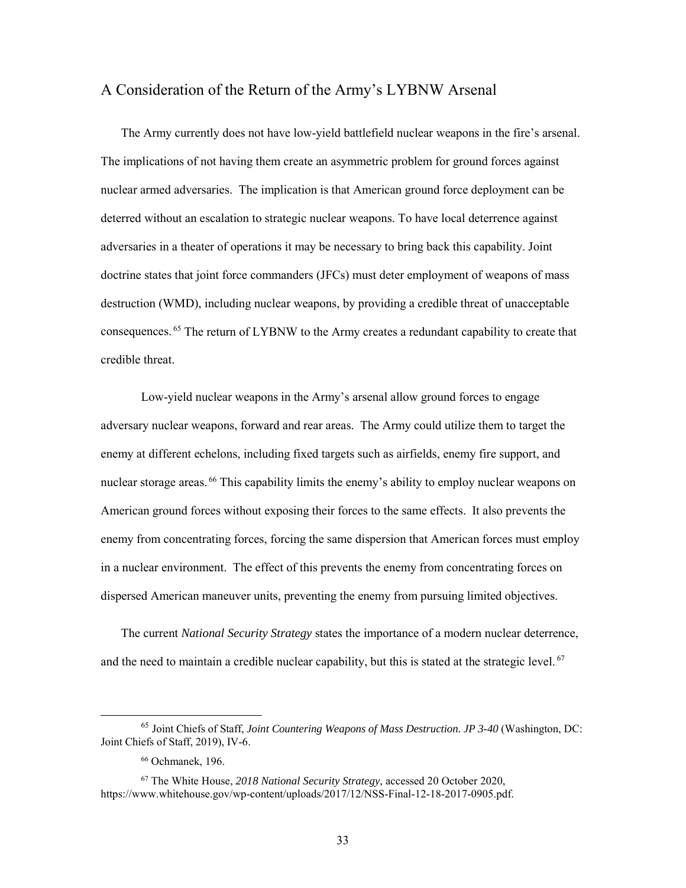## A Consideration of the Return of the Army's LYBNW Arsenal

The Army currently does not have low-yield battlefield nuclear weapons in the fire's arsenal. The implications of not having them create an asymmetric problem for ground forces against nuclear armed adversaries. The implication is that American ground force deployment can be deterred without an escalation to strategic nuclear weapons. To have local deterrence against adversaries in a theater of operations it may be necessary to bring back this capability. Joint doctrine states that joint force commanders (JFCs) must deter employment of weapons of mass destruction (WMD), including nuclear weapons, by providing a credible threat of unacceptable consequences.[65] The return of LYBNW to the Army creates a redundant capability to create that credible threat.

Low-yield nuclear weapons in the Army's arsenal allow ground forces to engage adversary nuclear weapons, forward and rear areas. The Army could utilize them to target the enemy at different echelons, including fixed targets such as airfields, enemy fire support, and nuclear storage areas.[66] This capability limits the enemy's ability to employ nuclear weapons on American ground forces without exposing their forces to the same effects. It also prevents the enemy from concentrating forces, forcing the same dispersion that American forces must employ in a nuclear environment. The effect of this prevents the enemy from concentrating forces on dispersed American maneuver units, preventing the enemy from pursuing limited objectives.

The current *National Security Strategy* states the importance of a modern nuclear deterrence, and the need to maintain a credible nuclear capability, but this is stated at the strategic level.[67]

---

[65] Joint Chiefs of Staff, *Joint Countering Weapons of Mass Destruction. JP 3-40* (Washington, DC: Joint Chiefs of Staff, 2019), IV-6.

[66] Ochmanek, 196.

[67] The White House, *2018 National Security Strategy*, accessed 20 October 2020, https://www.whitehouse.gov/wp-content/uploads/2017/12/NSS-Final-12-18-2017-0905.pdf.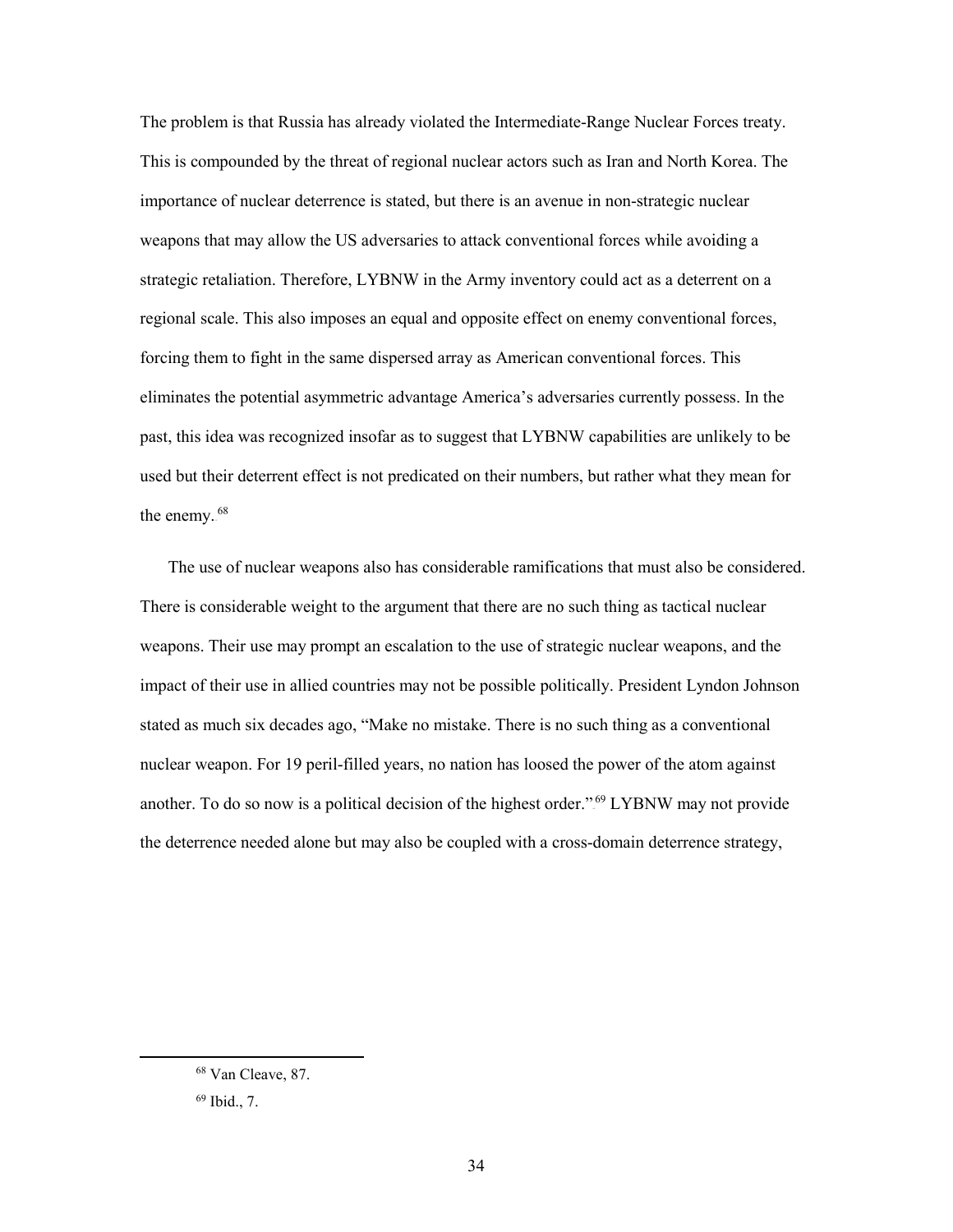The problem is that Russia has already violated the Intermediate-Range Nuclear Forces treaty. This is compounded by the threat of regional nuclear actors such as Iran and North Korea. The importance of nuclear deterrence is stated, but there is an avenue in non-strategic nuclear weapons that may allow the US adversaries to attack conventional forces while avoiding a strategic retaliation. Therefore, LYBNW in the Army inventory could act as a deterrent on a regional scale. This also imposes an equal and opposite effect on enemy conventional forces, forcing them to fight in the same dispersed array as American conventional forces. This eliminates the potential asymmetric advantage America's adversaries currently possess. In the past, this idea was recognized insofar as to suggest that LYBNW capabilities are unlikely to be used but their deterrent effect is not predicated on their numbers, but rather what they mean for the enemy.[68]

The use of nuclear weapons also has considerable ramifications that must also be considered. There is considerable weight to the argument that there are no such thing as tactical nuclear weapons. Their use may prompt an escalation to the use of strategic nuclear weapons, and the impact of their use in allied countries may not be possible politically. President Lyndon Johnson stated as much six decades ago, "Make no mistake. There is no such thing as a conventional nuclear weapon. For 19 peril-filled years, no nation has loosed the power of the atom against another. To do so now is a political decision of the highest order."[69] LYBNW may not provide the deterrence needed alone but may also be coupled with a cross-domain deterrence strategy,

---

[68] Van Cleave, 87.

[69] Ibid., 7.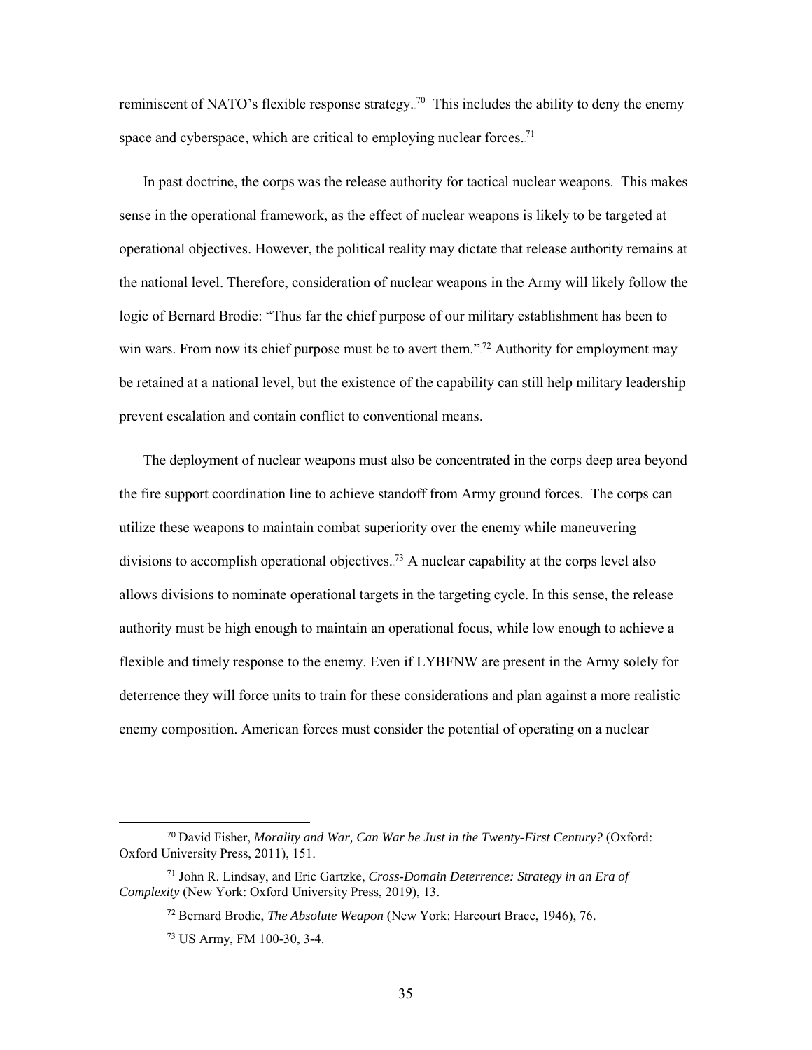reminiscent of NATO's flexible response strategy.[70] This includes the ability to deny the enemy space and cyberspace, which are critical to employing nuclear forces.[71]

In past doctrine, the corps was the release authority for tactical nuclear weapons. This makes sense in the operational framework, as the effect of nuclear weapons is likely to be targeted at operational objectives. However, the political reality may dictate that release authority remains at the national level. Therefore, consideration of nuclear weapons in the Army will likely follow the logic of Bernard Brodie: "Thus far the chief purpose of our military establishment has been to win wars. From now its chief purpose must be to avert them."[72] Authority for employment may be retained at a national level, but the existence of the capability can still help military leadership prevent escalation and contain conflict to conventional means.

The deployment of nuclear weapons must also be concentrated in the corps deep area beyond the fire support coordination line to achieve standoff from Army ground forces. The corps can utilize these weapons to maintain combat superiority over the enemy while maneuvering divisions to accomplish operational objectives.[73] A nuclear capability at the corps level also allows divisions to nominate operational targets in the targeting cycle. In this sense, the release authority must be high enough to maintain an operational focus, while low enough to achieve a flexible and timely response to the enemy. Even if LYBFNW are present in the Army solely for deterrence they will force units to train for these considerations and plan against a more realistic enemy composition. American forces must consider the potential of operating on a nuclear

---

[70] David Fisher, *Morality and War, Can War be Just in the Twenty-First Century?* (Oxford: Oxford University Press, 2011), 151.

[71] John R. Lindsay, and Eric Gartzke, *Cross-Domain Deterrence: Strategy in an Era of Complexity* (New York: Oxford University Press, 2019), 13.

[72] Bernard Brodie, *The Absolute Weapon* (New York: Harcourt Brace, 1946), 76.

[73] US Army, FM 100-30, 3-4.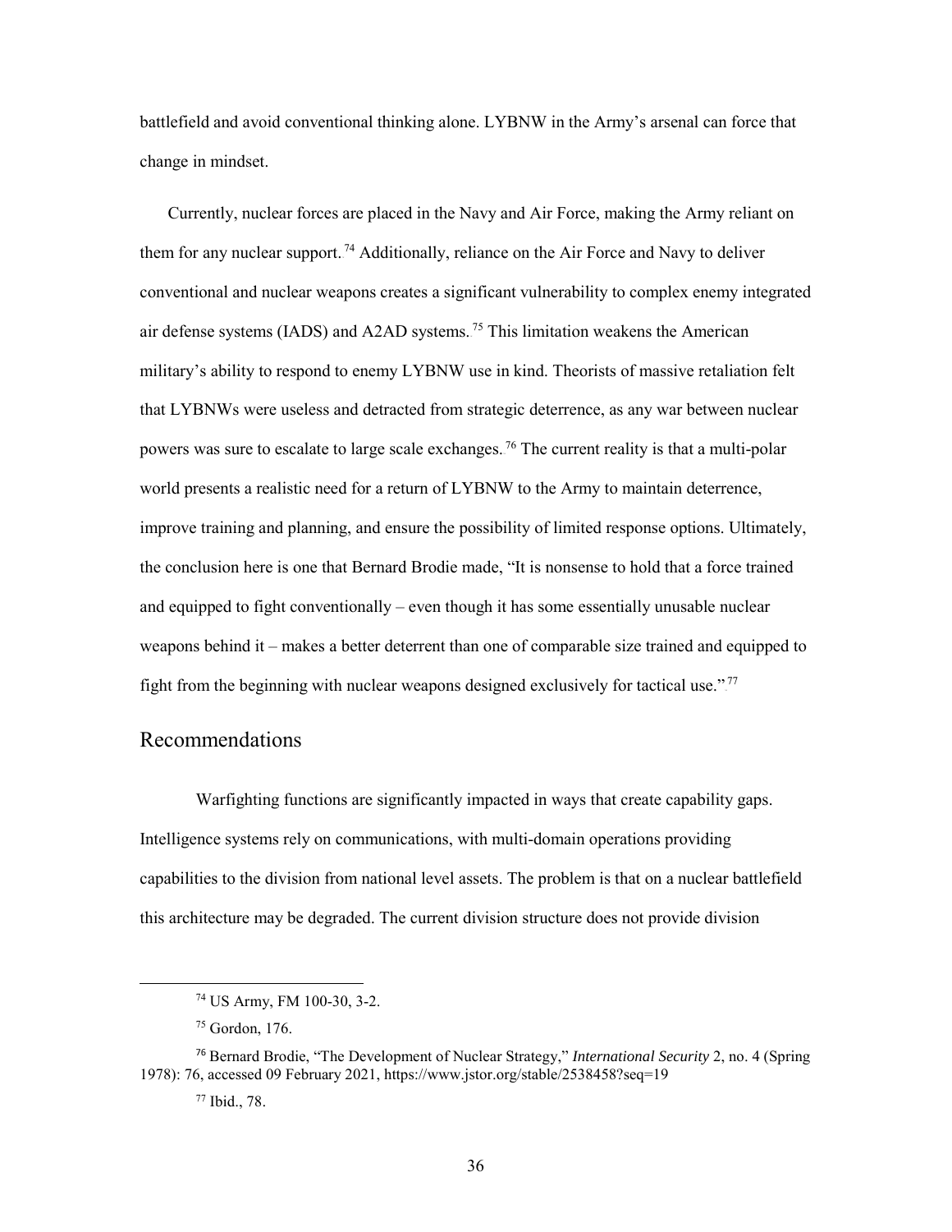battlefield and avoid conventional thinking alone. LYBNW in the Army's arsenal can force that change in mindset.

Currently, nuclear forces are placed in the Navy and Air Force, making the Army reliant on them for any nuclear support.[74] Additionally, reliance on the Air Force and Navy to deliver conventional and nuclear weapons creates a significant vulnerability to complex enemy integrated air defense systems (IADS) and A2AD systems.[75] This limitation weakens the American military's ability to respond to enemy LYBNW use in kind. Theorists of massive retaliation felt that LYBNWs were useless and detracted from strategic deterrence, as any war between nuclear powers was sure to escalate to large scale exchanges.[76] The current reality is that a multi-polar world presents a realistic need for a return of LYBNW to the Army to maintain deterrence, improve training and planning, and ensure the possibility of limited response options. Ultimately, the conclusion here is one that Bernard Brodie made, "It is nonsense to hold that a force trained and equipped to fight conventionally – even though it has some essentially unusable nuclear weapons behind it – makes a better deterrent than one of comparable size trained and equipped to fight from the beginning with nuclear weapons designed exclusively for tactical use."[77]

## Recommendations

Warfighting functions are significantly impacted in ways that create capability gaps. Intelligence systems rely on communications, with multi-domain operations providing capabilities to the division from national level assets. The problem is that on a nuclear battlefield this architecture may be degraded. The current division structure does not provide division

---

[74] US Army, FM 100-30, 3-2.

[75] Gordon, 176.

[76] Bernard Brodie, "The Development of Nuclear Strategy," *International Security* 2, no. 4 (Spring 1978): 76, accessed 09 February 2021, https://www.jstor.org/stable/2538458?seq=19

[77] Ibid., 78.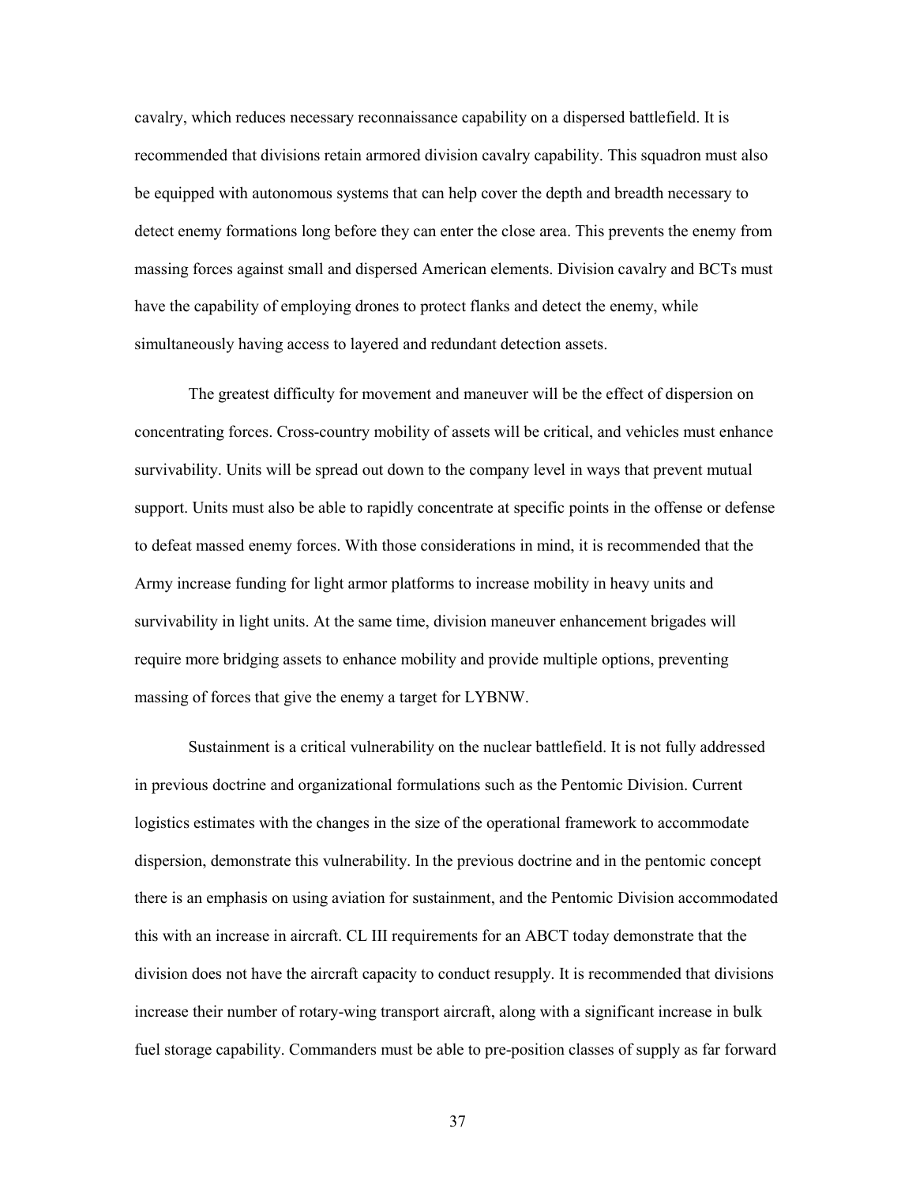cavalry, which reduces necessary reconnaissance capability on a dispersed battlefield. It is recommended that divisions retain armored division cavalry capability. This squadron must also be equipped with autonomous systems that can help cover the depth and breadth necessary to detect enemy formations long before they can enter the close area. This prevents the enemy from massing forces against small and dispersed American elements. Division cavalry and BCTs must have the capability of employing drones to protect flanks and detect the enemy, while simultaneously having access to layered and redundant detection assets.

The greatest difficulty for movement and maneuver will be the effect of dispersion on concentrating forces. Cross-country mobility of assets will be critical, and vehicles must enhance survivability. Units will be spread out down to the company level in ways that prevent mutual support. Units must also be able to rapidly concentrate at specific points in the offense or defense to defeat massed enemy forces. With those considerations in mind, it is recommended that the Army increase funding for light armor platforms to increase mobility in heavy units and survivability in light units. At the same time, division maneuver enhancement brigades will require more bridging assets to enhance mobility and provide multiple options, preventing massing of forces that give the enemy a target for LYBNW.

Sustainment is a critical vulnerability on the nuclear battlefield. It is not fully addressed in previous doctrine and organizational formulations such as the Pentomic Division. Current logistics estimates with the changes in the size of the operational framework to accommodate dispersion, demonstrate this vulnerability. In the previous doctrine and in the pentomic concept there is an emphasis on using aviation for sustainment, and the Pentomic Division accommodated this with an increase in aircraft. CL III requirements for an ABCT today demonstrate that the division does not have the aircraft capacity to conduct resupply. It is recommended that divisions increase their number of rotary-wing transport aircraft, along with a significant increase in bulk fuel storage capability. Commanders must be able to pre-position classes of supply as far forward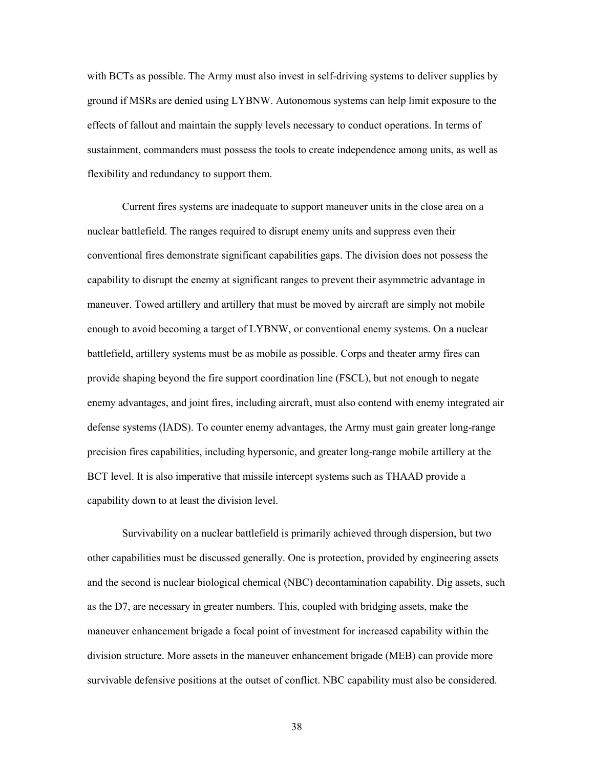with BCTs as possible. The Army must also invest in self-driving systems to deliver supplies by ground if MSRs are denied using LYBNW. Autonomous systems can help limit exposure to the effects of fallout and maintain the supply levels necessary to conduct operations. In terms of sustainment, commanders must possess the tools to create independence among units, as well as flexibility and redundancy to support them.

Current fires systems are inadequate to support maneuver units in the close area on a nuclear battlefield. The ranges required to disrupt enemy units and suppress even their conventional fires demonstrate significant capabilities gaps. The division does not possess the capability to disrupt the enemy at significant ranges to prevent their asymmetric advantage in maneuver. Towed artillery and artillery that must be moved by aircraft are simply not mobile enough to avoid becoming a target of LYBNW, or conventional enemy systems. On a nuclear battlefield, artillery systems must be as mobile as possible. Corps and theater army fires can provide shaping beyond the fire support coordination line (FSCL), but not enough to negate enemy advantages, and joint fires, including aircraft, must also contend with enemy integrated air defense systems (IADS). To counter enemy advantages, the Army must gain greater long-range precision fires capabilities, including hypersonic, and greater long-range mobile artillery at the BCT level. It is also imperative that missile intercept systems such as THAAD provide a capability down to at least the division level.

Survivability on a nuclear battlefield is primarily achieved through dispersion, but two other capabilities must be discussed generally. One is protection, provided by engineering assets and the second is nuclear biological chemical (NBC) decontamination capability. Dig assets, such as the D7, are necessary in greater numbers. This, coupled with bridging assets, make the maneuver enhancement brigade a focal point of investment for increased capability within the division structure. More assets in the maneuver enhancement brigade (MEB) can provide more survivable defensive positions at the outset of conflict. NBC capability must also be considered.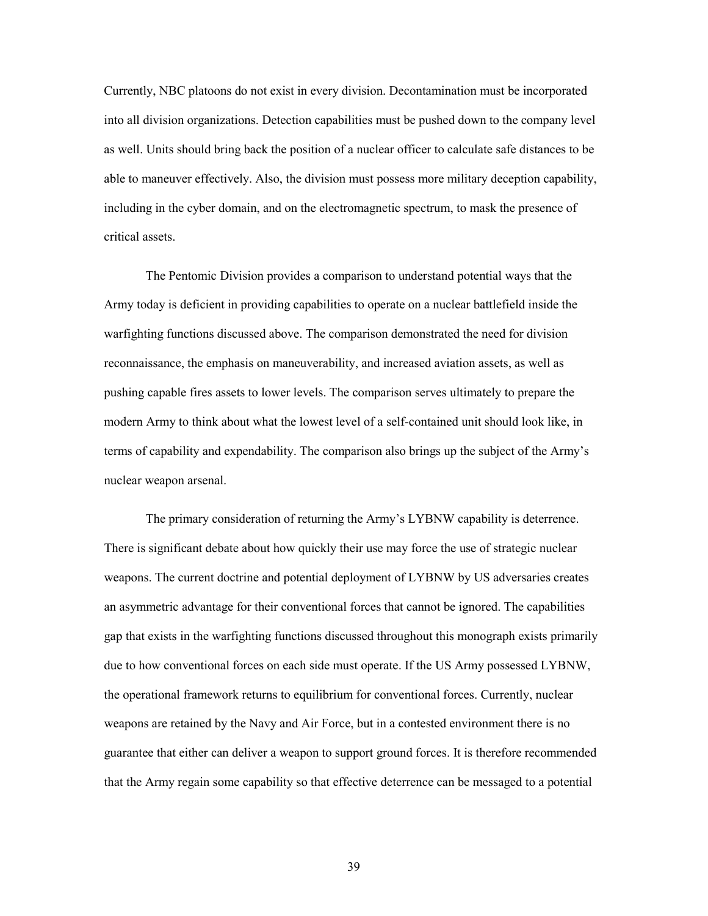Currently, NBC platoons do not exist in every division. Decontamination must be incorporated into all division organizations. Detection capabilities must be pushed down to the company level as well. Units should bring back the position of a nuclear officer to calculate safe distances to be able to maneuver effectively. Also, the division must possess more military deception capability, including in the cyber domain, and on the electromagnetic spectrum, to mask the presence of critical assets.

The Pentomic Division provides a comparison to understand potential ways that the Army today is deficient in providing capabilities to operate on a nuclear battlefield inside the warfighting functions discussed above. The comparison demonstrated the need for division reconnaissance, the emphasis on maneuverability, and increased aviation assets, as well as pushing capable fires assets to lower levels. The comparison serves ultimately to prepare the modern Army to think about what the lowest level of a self-contained unit should look like, in terms of capability and expendability. The comparison also brings up the subject of the Army's nuclear weapon arsenal.

The primary consideration of returning the Army's LYBNW capability is deterrence. There is significant debate about how quickly their use may force the use of strategic nuclear weapons. The current doctrine and potential deployment of LYBNW by US adversaries creates an asymmetric advantage for their conventional forces that cannot be ignored. The capabilities gap that exists in the warfighting functions discussed throughout this monograph exists primarily due to how conventional forces on each side must operate. If the US Army possessed LYBNW, the operational framework returns to equilibrium for conventional forces. Currently, nuclear weapons are retained by the Navy and Air Force, but in a contested environment there is no guarantee that either can deliver a weapon to support ground forces. It is therefore recommended that the Army regain some capability so that effective deterrence can be messaged to a potential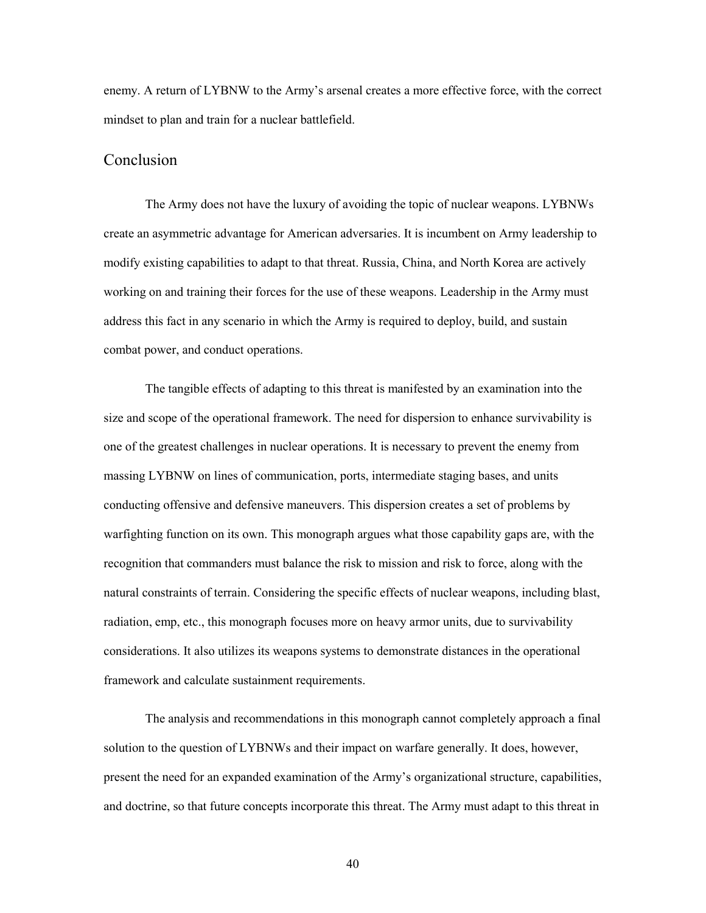enemy. A return of LYBNW to the Army's arsenal creates a more effective force, with the correct mindset to plan and train for a nuclear battlefield.

## Conclusion

The Army does not have the luxury of avoiding the topic of nuclear weapons. LYBNWs create an asymmetric advantage for American adversaries. It is incumbent on Army leadership to modify existing capabilities to adapt to that threat. Russia, China, and North Korea are actively working on and training their forces for the use of these weapons. Leadership in the Army must address this fact in any scenario in which the Army is required to deploy, build, and sustain combat power, and conduct operations.

The tangible effects of adapting to this threat is manifested by an examination into the size and scope of the operational framework. The need for dispersion to enhance survivability is one of the greatest challenges in nuclear operations. It is necessary to prevent the enemy from massing LYBNW on lines of communication, ports, intermediate staging bases, and units conducting offensive and defensive maneuvers. This dispersion creates a set of problems by warfighting function on its own. This monograph argues what those capability gaps are, with the recognition that commanders must balance the risk to mission and risk to force, along with the natural constraints of terrain. Considering the specific effects of nuclear weapons, including blast, radiation, emp, etc., this monograph focuses more on heavy armor units, due to survivability considerations. It also utilizes its weapons systems to demonstrate distances in the operational framework and calculate sustainment requirements.

The analysis and recommendations in this monograph cannot completely approach a final solution to the question of LYBNWs and their impact on warfare generally. It does, however, present the need for an expanded examination of the Army's organizational structure, capabilities, and doctrine, so that future concepts incorporate this threat. The Army must adapt to this threat in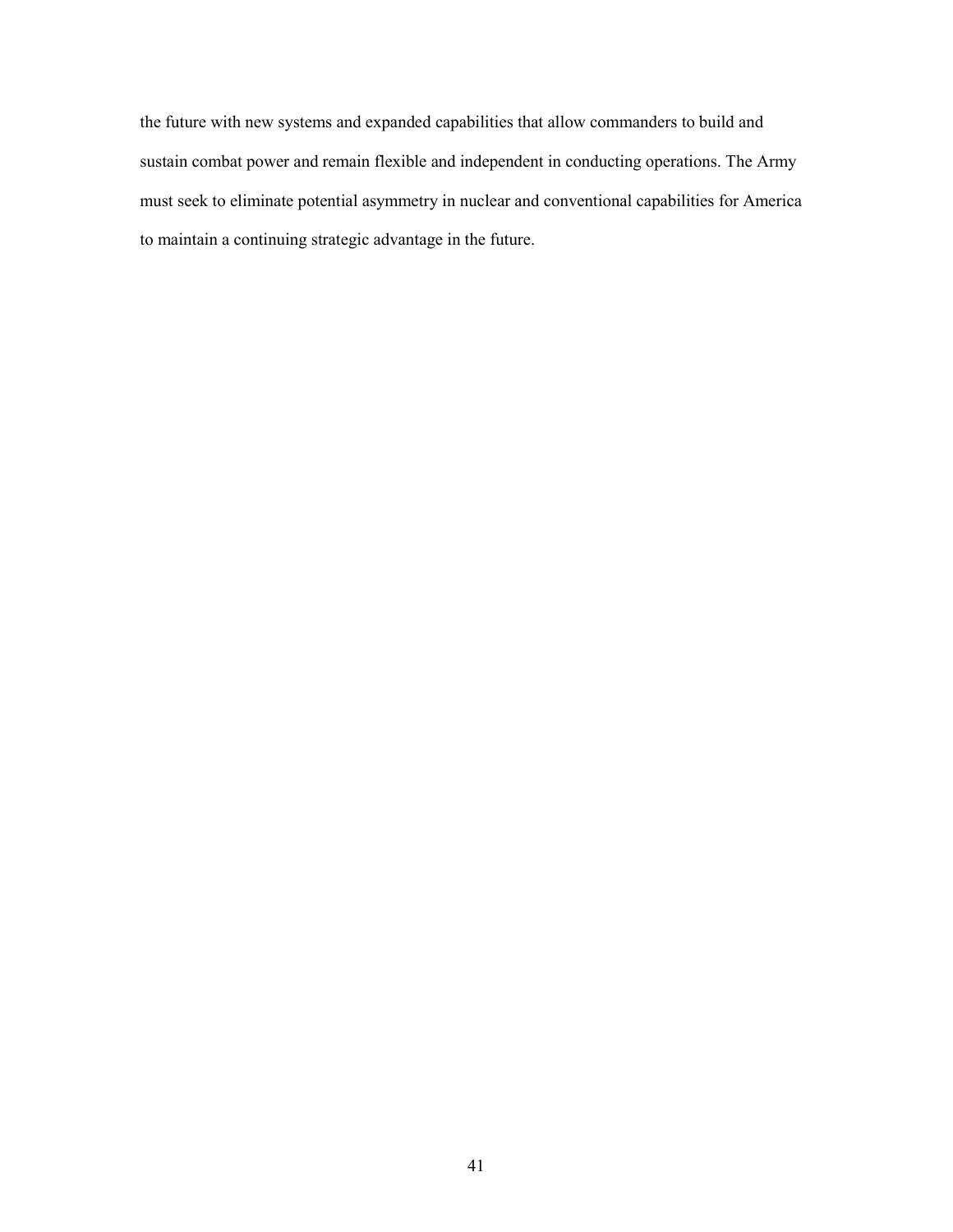the future with new systems and expanded capabilities that allow commanders to build and sustain combat power and remain flexible and independent in conducting operations. The Army must seek to eliminate potential asymmetry in nuclear and conventional capabilities for America to maintain a continuing strategic advantage in the future.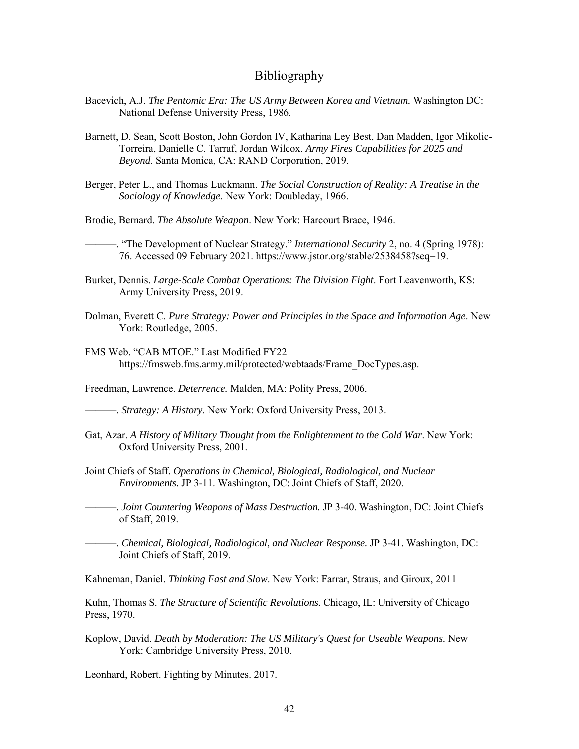# Bibliography

Bacevich, A.J. *The Pentomic Era: The US Army Between Korea and Vietnam.* Washington DC: National Defense University Press, 1986.

Barnett, D. Sean, Scott Boston, John Gordon IV, Katharina Ley Best, Dan Madden, Igor Mikolic-Torreira, Danielle C. Tarraf, Jordan Wilcox. *Army Fires Capabilities for 2025 and Beyond*. Santa Monica, CA: RAND Corporation, 2019.

Berger, Peter L., and Thomas Luckmann. *The Social Construction of Reality: A Treatise in the Sociology of Knowledge*. New York: Doubleday, 1966.

Brodie, Bernard. *The Absolute Weapon*. New York: Harcourt Brace, 1946.

———. "The Development of Nuclear Strategy." *International Security* 2, no. 4 (Spring 1978): 76. Accessed 09 February 2021. https://www.jstor.org/stable/2538458?seq=19.

Burket, Dennis. *Large-Scale Combat Operations: The Division Fight*. Fort Leavenworth, KS: Army University Press, 2019.

Dolman, Everett C. *Pure Strategy: Power and Principles in the Space and Information Age*. New York: Routledge, 2005.

FMS Web. "CAB MTOE." Last Modified FY22 https://fmsweb.fms.army.mil/protected/webtaads/Frame_DocTypes.asp.

Freedman, Lawrence. *Deterrence.* Malden, MA: Polity Press, 2006.

———. *Strategy: A History*. New York: Oxford University Press, 2013.

Gat, Azar. *A History of Military Thought from the Enlightenment to the Cold War*. New York: Oxford University Press, 2001.

Joint Chiefs of Staff. *Operations in Chemical, Biological, Radiological, and Nuclear Environments.* JP 3-11. Washington, DC: Joint Chiefs of Staff, 2020.

———. *Joint Countering Weapons of Mass Destruction.* JP 3-40. Washington, DC: Joint Chiefs of Staff, 2019.

———. *Chemical, Biological, Radiological, and Nuclear Response.* JP 3-41. Washington, DC: Joint Chiefs of Staff, 2019.

Kahneman, Daniel. *Thinking Fast and Slow*. New York: Farrar, Straus, and Giroux, 2011

Kuhn, Thomas S. *The Structure of Scientific Revolutions.* Chicago, IL: University of Chicago Press, 1970.

Koplow, David. *Death by Moderation: The US Military's Quest for Useable Weapons.* New York: Cambridge University Press, 2010.

Leonhard, Robert. Fighting by Minutes. 2017.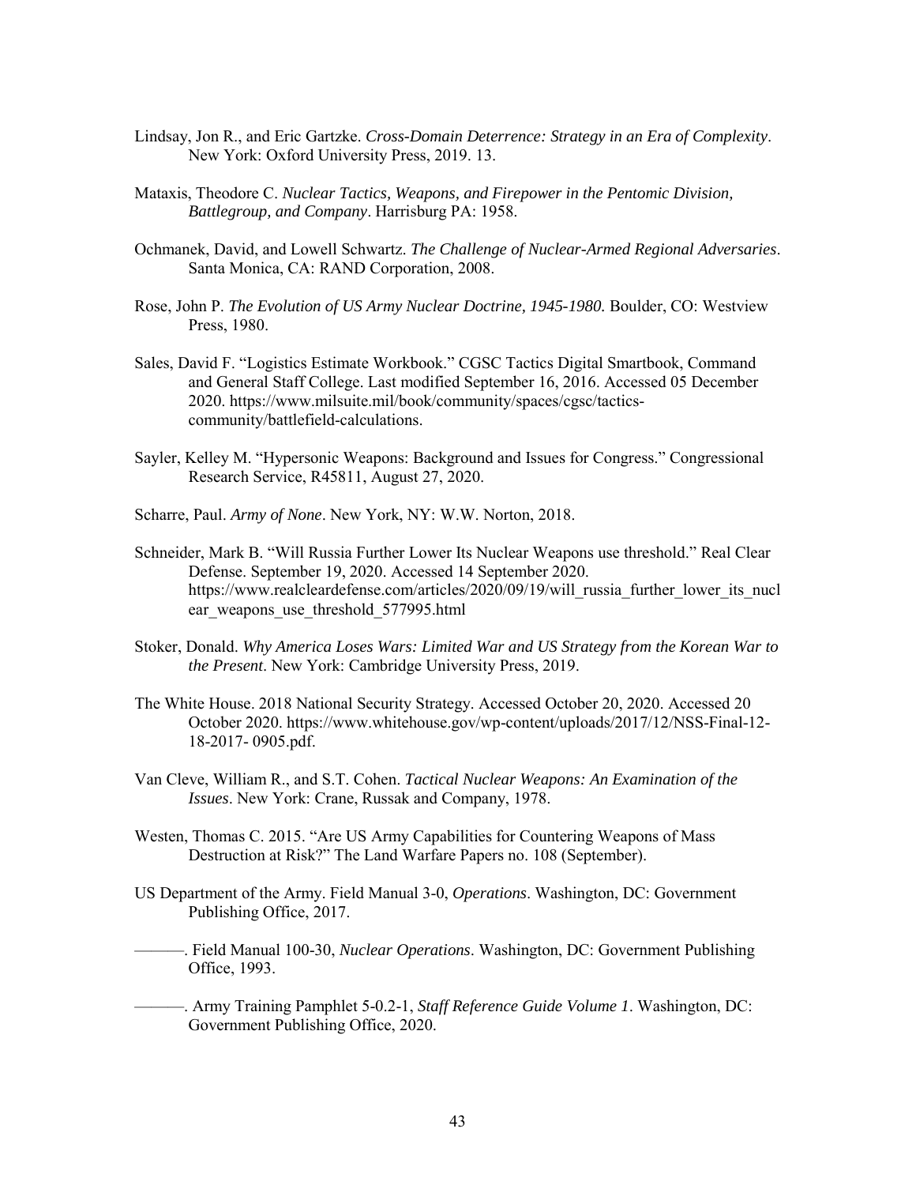Lindsay, Jon R., and Eric Gartzke. *Cross-Domain Deterrence: Strategy in an Era of Complexity*. New York: Oxford University Press, 2019. 13.

Mataxis, Theodore C. *Nuclear Tactics, Weapons, and Firepower in the Pentomic Division, Battlegroup, and Company*. Harrisburg PA: 1958.

Ochmanek, David, and Lowell Schwartz. *The Challenge of Nuclear-Armed Regional Adversaries*. Santa Monica, CA: RAND Corporation, 2008.

Rose, John P. *The Evolution of US Army Nuclear Doctrine, 1945-1980.* Boulder, CO: Westview Press, 1980.

Sales, David F. "Logistics Estimate Workbook." CGSC Tactics Digital Smartbook, Command and General Staff College. Last modified September 16, 2016. Accessed 05 December 2020. https://www.milsuite.mil/book/community/spaces/cgsc/tactics-community/battlefield-calculations.

Sayler, Kelley M. "Hypersonic Weapons: Background and Issues for Congress." Congressional Research Service, R45811, August 27, 2020.

Scharre, Paul. *Army of None*. New York, NY: W.W. Norton, 2018.

Schneider, Mark B. "Will Russia Further Lower Its Nuclear Weapons use threshold." Real Clear Defense. September 19, 2020. Accessed 14 September 2020. https://www.realcleardefense.com/articles/2020/09/19/will_russia_further_lower_its_nuclear_weapons_use_threshold_577995.html

Stoker, Donald. *Why America Loses Wars: Limited War and US Strategy from the Korean War to the Present*. New York: Cambridge University Press, 2019.

The White House. 2018 National Security Strategy. Accessed October 20, 2020. Accessed 20 October 2020. https://www.whitehouse.gov/wp-content/uploads/2017/12/NSS-Final-12-18-2017- 0905.pdf.

Van Cleve, William R., and S.T. Cohen. *Tactical Nuclear Weapons: An Examination of the Issues*. New York: Crane, Russak and Company, 1978.

Westen, Thomas C. 2015. "Are US Army Capabilities for Countering Weapons of Mass Destruction at Risk?" The Land Warfare Papers no. 108 (September).

US Department of the Army. Field Manual 3-0, *Operations*. Washington, DC: Government Publishing Office, 2017.

———. Field Manual 100-30, *Nuclear Operations*. Washington, DC: Government Publishing Office, 1993.

———. Army Training Pamphlet 5-0.2-1, *Staff Reference Guide Volume 1*. Washington, DC: Government Publishing Office, 2020.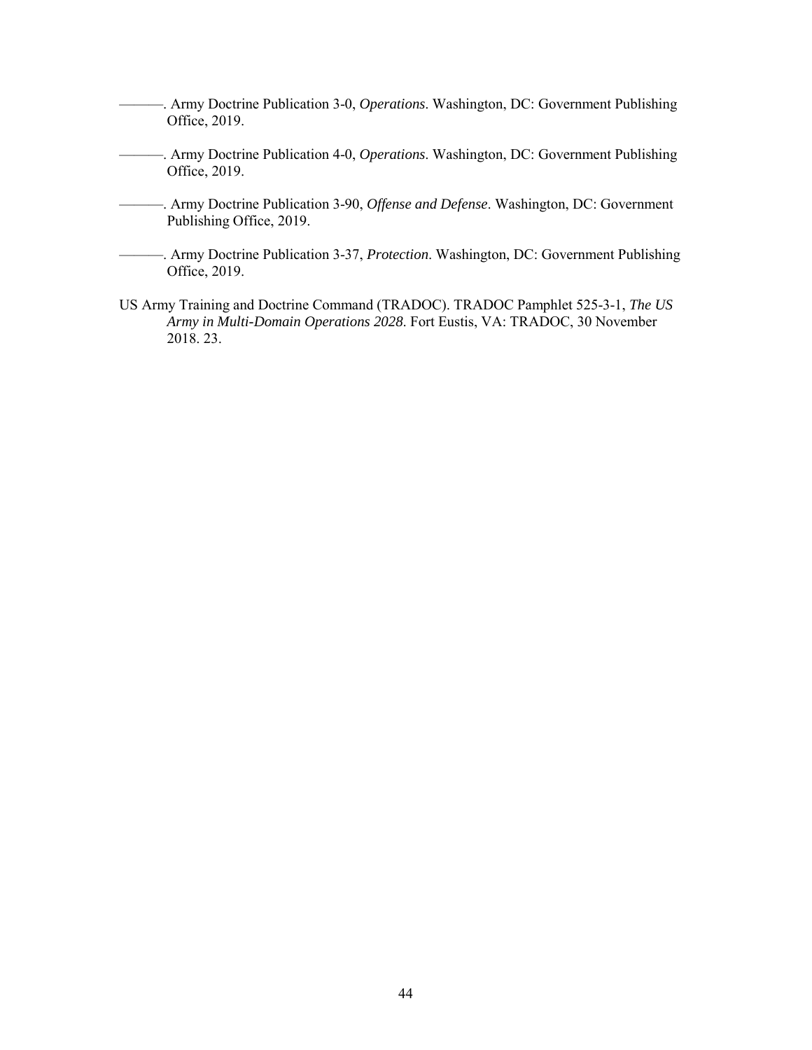———. Army Doctrine Publication 3-0, *Operations*. Washington, DC: Government Publishing Office, 2019.

———. Army Doctrine Publication 4-0, *Operations*. Washington, DC: Government Publishing Office, 2019.

———. Army Doctrine Publication 3-90, *Offense and Defense*. Washington, DC: Government Publishing Office, 2019.

———. Army Doctrine Publication 3-37, *Protection*. Washington, DC: Government Publishing Office, 2019.

US Army Training and Doctrine Command (TRADOC). TRADOC Pamphlet 525-3-1, *The US Army in Multi-Domain Operations 2028*. Fort Eustis, VA: TRADOC, 30 November 2018. 23.